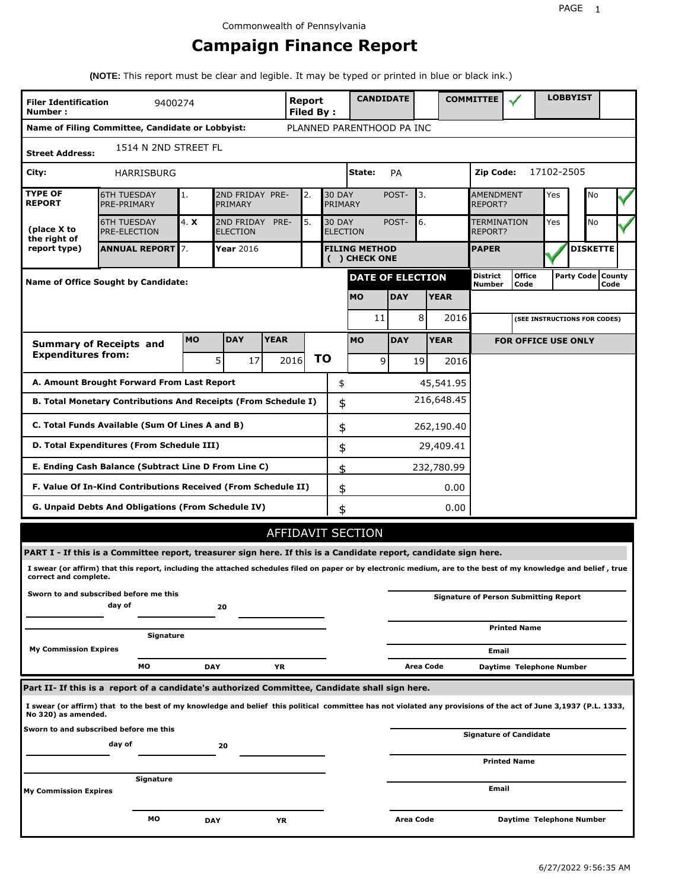Commonwealth of Pennsylvania

# Campaign Finance Report

**(NOTE:** This report must be clear and legible. It may be typed or printed in blue or black ink.)

| | | | |
|---|---|---|---|
| **Filer Identification Number :** | 9400274 | **Report Filed By :** | **CANDIDATE** | **COMMITTEE** ✓ | **LOBBYIST** |
| **Name of Filing Committee, Candidate or Lobbyist:** | PLANNED PARENTHOOD PA INC | | |
| **Street Address:** | 1514 N 2ND STREET FL | | |
| **City:** | HARRISBURG | **State:** PA | **Zip Code:** 17102-2505 |

| **TYPE OF REPORT** (place X to the right of report type) | | | | | | | |
|---|---|---|---|---|---|---|---|
| 6TH TUESDAY PRE-PRIMARY | 1. | 2ND FRIDAY PRE-PRIMARY | 2. | 30 DAY POST-PRIMARY | 3. | AMENDMENT REPORT? | Yes / No ✓ |
| 6TH TUESDAY PRE-ELECTION | 4. X | 2ND FRIDAY PRE-ELECTION | 5. | 30 DAY POST-ELECTION | 6. | TERMINATION REPORT? | Yes / No ✓ |
| **ANNUAL REPORT** | 7. | **Year** 2016 | | **FILING METHOD ( ) CHECK ONE** | | **PAPER** ✓ | **DISKETTE** |

| **Name of Office Sought by Candidate:** | **DATE OF ELECTION** | | | District Number | Office Code | Party Code | County Code |
|---|---|---|---|---|---|---|---|
| | **MO** | **DAY** | **YEAR** | | | | |
| | 11 | 8 | 2016 | | (SEE INSTRUCTIONS FOR CODES) | | |

| **Summary of Receipts and Expenditures from:** | **MO** | **DAY** | **YEAR** | | **MO** | **DAY** | **YEAR** | **FOR OFFICE USE ONLY** |
|---|---|---|---|---|---|---|---|---|
| | 5 | 17 | 2016 | **TO** | 9 | 19 | 2016 | |

| | | |
|---|---|---|
| **A. Amount Brought Forward From Last Report** | $ | 45,541.95 |
| **B. Total Monetary Contributions And Receipts (From Schedule I)** | $ | 216,648.45 |
| **C. Total Funds Available (Sum Of Lines A and B)** | $ | 262,190.40 |
| **D. Total Expenditures (From Schedule III)** | $ | 29,409.41 |
| **E. Ending Cash Balance (Subtract Line D From Line C)** | $ | 232,780.99 |
| **F. Value Of In-Kind Contributions Received (From Schedule II)** | $ | 0.00 |
| **G. Unpaid Debts And Obligations (From Schedule IV)** | $ | 0.00 |

## AFFIDAVIT SECTION

**PART I - If this is a Committee report, treasurer sign here. If this is a Candidate report, candidate sign here.**

**I swear (or affirm) that this report, including the attached schedules filed on paper or by electronic medium, are to the best of my knowledge and belief , true correct and complete.**

**Sworn to and subscribed before me this** ______ **day of** ______ **20** ______

______ **Signature of Person Submitting Report**

______ **Signature**

______ **Printed Name**

**My Commission Expires** ______ **MO** ______ **DAY** ______ **YR**

______ **Email**

**Area Code** ______ **Daytime Telephone Number**

**Part II- If this is a report of a candidate's authorized Committee, Candidate shall sign here.**

**I swear (or affirm) that to the best of my knowledge and belief this political committee has not violated any provisions of the act of June 3,1937 (P.L. 1333, No 320) as amended.**

**Sworn to and subscribed before me this** ______ **day of** ______ **20** ______

______ **Signature of Candidate**

______ **Printed Name**

______ **Signature**

**My Commission Expires**

______ **Email**

**MO** ______ **DAY** ______ **YR**

**Area Code** ______ **Daytime Telephone Number**

6/27/2022 9:56:35 AM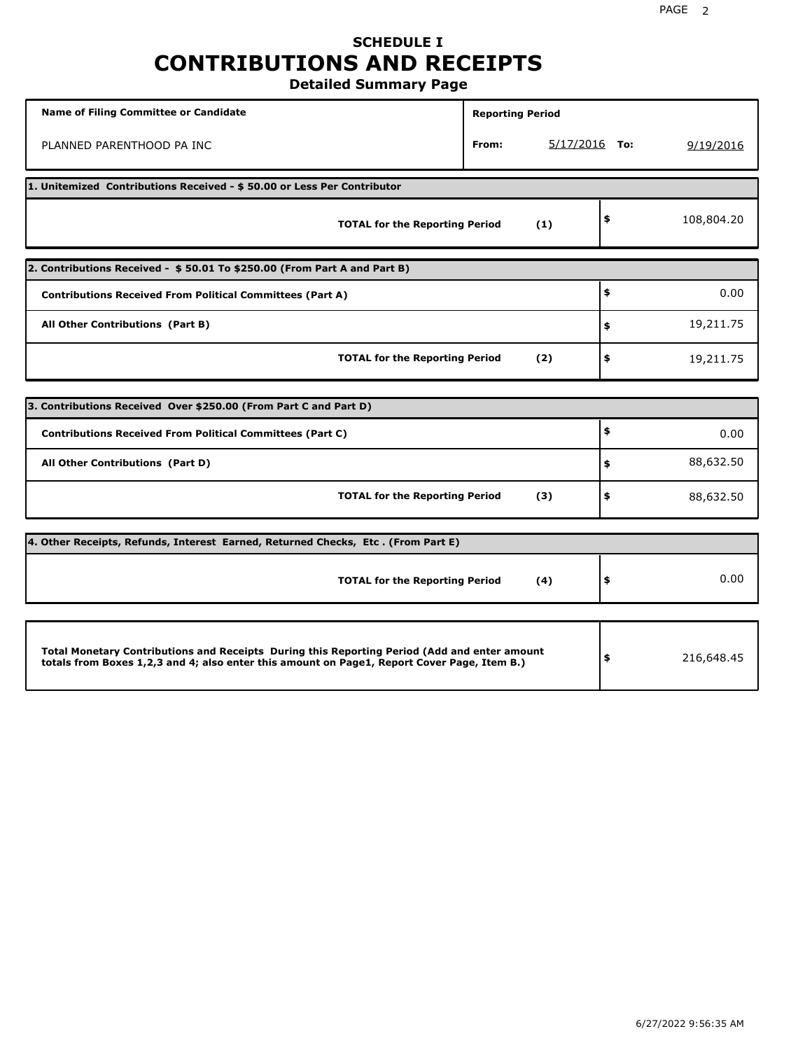# SCHEDULE I
# CONTRIBUTIONS AND RECEIPTS
## Detailed Summary Page

| Name of Filing Committee or Candidate | Reporting Period |
|---|---|
| PLANNED PARENTHOOD PA INC | From: 5/17/2016 To: 9/19/2016 |

**1. Unitemized Contributions Received - $ 50.00 or Less Per Contributor**

| | | |
|---|---|---|
| **TOTAL for the Reporting Period** | **(1)** | $ 108,804.20 |

**2. Contributions Received - $ 50.01 To $250.00 (From Part A and Part B)**

| | | |
|---|---|---|
| **Contributions Received From Political Committees (Part A)** | | $ 0.00 |
| **All Other Contributions (Part B)** | | $ 19,211.75 |
| **TOTAL for the Reporting Period** | **(2)** | $ 19,211.75 |

**3. Contributions Received Over $250.00 (From Part C and Part D)**

| | | |
|---|---|---|
| **Contributions Received From Political Committees (Part C)** | | $ 0.00 |
| **All Other Contributions (Part D)** | | $ 88,632.50 |
| **TOTAL for the Reporting Period** | **(3)** | $ 88,632.50 |

**4. Other Receipts, Refunds, Interest Earned, Returned Checks, Etc . (From Part E)**

| | | |
|---|---|---|
| **TOTAL for the Reporting Period** | **(4)** | $ 0.00 |

| | |
|---|---|
| **Total Monetary Contributions and Receipts During this Reporting Period (Add and enter amount totals from Boxes 1,2,3 and 4; also enter this amount on Page1, Report Cover Page, Item B.)** | $ 216,648.45 |

6/27/2022 9:56:35 AM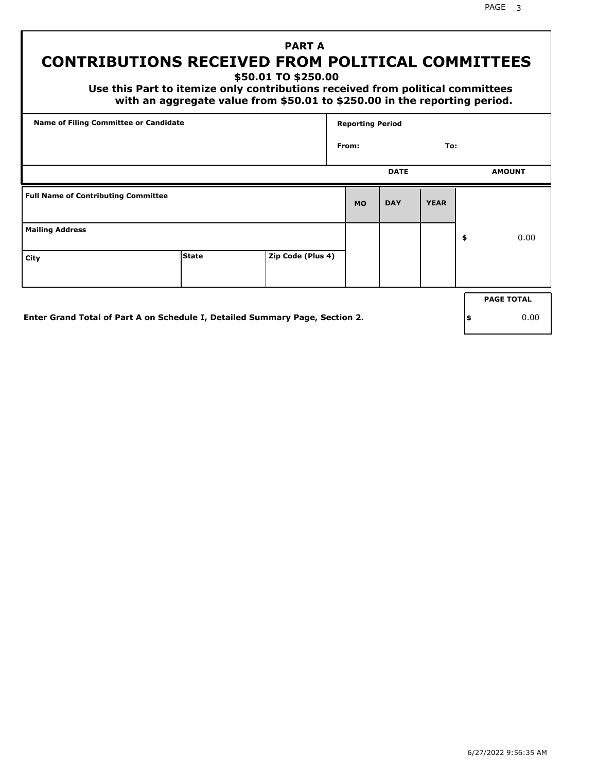# PART A
# CONTRIBUTIONS RECEIVED FROM POLITICAL COMMITTEES

**$50.01 TO $250.00**

**Use this Part to itemize only contributions received from political committees with an aggregate value from $50.01 to $250.00 in the reporting period.**

| Name of Filing Committee or Candidate | Reporting Period |
|---|---|
| | From: To: |

| Full Name of Contributing Committee | | | DATE | | | AMOUNT |
|---|---|---|---|---|---|---|
| | | | MO | DAY | YEAR | |
| Mailing Address | | | | | | $ 0.00 |
| City | State | Zip Code (Plus 4) | | | | |

Enter Grand Total of Part A on Schedule I, Detailed Summary Page, Section 2.

| PAGE TOTAL |
|---|
| $ 0.00 |

6/27/2022 9:56:35 AM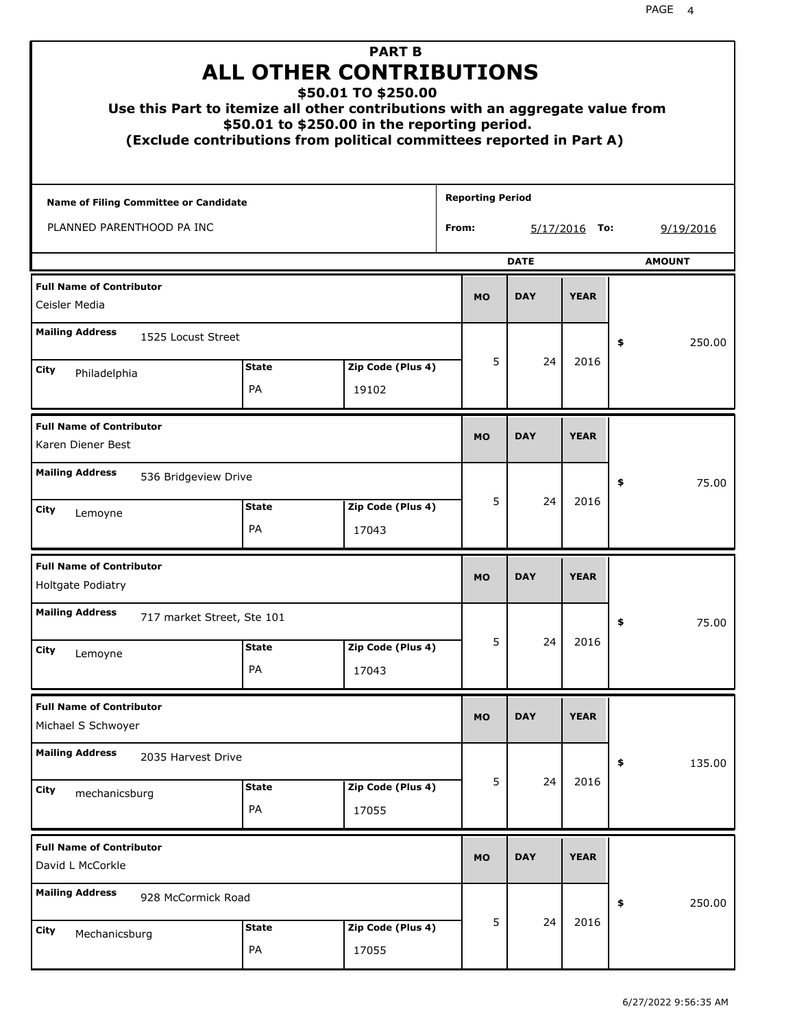# PART B
# ALL OTHER CONTRIBUTIONS
### $50.01 TO $250.00
### Use this Part to itemize all other contributions with an aggregate value from $50.01 to $250.00 in the reporting period.
### (Exclude contributions from political committees reported in Part A)

**Name of Filing Committee or Candidate:** PLANNED PARENTHOOD PA INC

**Reporting Period** From: 5/17/2016 To: 9/19/2016

| Full Name of Contributor | Mailing Address | City | State | Zip Code (Plus 4) | MO | DAY | YEAR | AMOUNT |
|---|---|---|---|---|---|---|---|---|
| Ceisler Media | 1525 Locust Street | Philadelphia | PA | 19102 | 5 | 24 | 2016 | $ 250.00 |
| Karen Diener Best | 536 Bridgeview Drive | Lemoyne | PA | 17043 | 5 | 24 | 2016 | $ 75.00 |
| Holtgate Podiatry | 717 market Street, Ste 101 | Lemoyne | PA | 17043 | 5 | 24 | 2016 | $ 75.00 |
| Michael S Schwoyer | 2035 Harvest Drive | mechanicsburg | PA | 17055 | 5 | 24 | 2016 | $ 135.00 |
| David L McCorkle | 928 McCormick Road | Mechanicsburg | PA | 17055 | 5 | 24 | 2016 | $ 250.00 |

6/27/2022 9:56:35 AM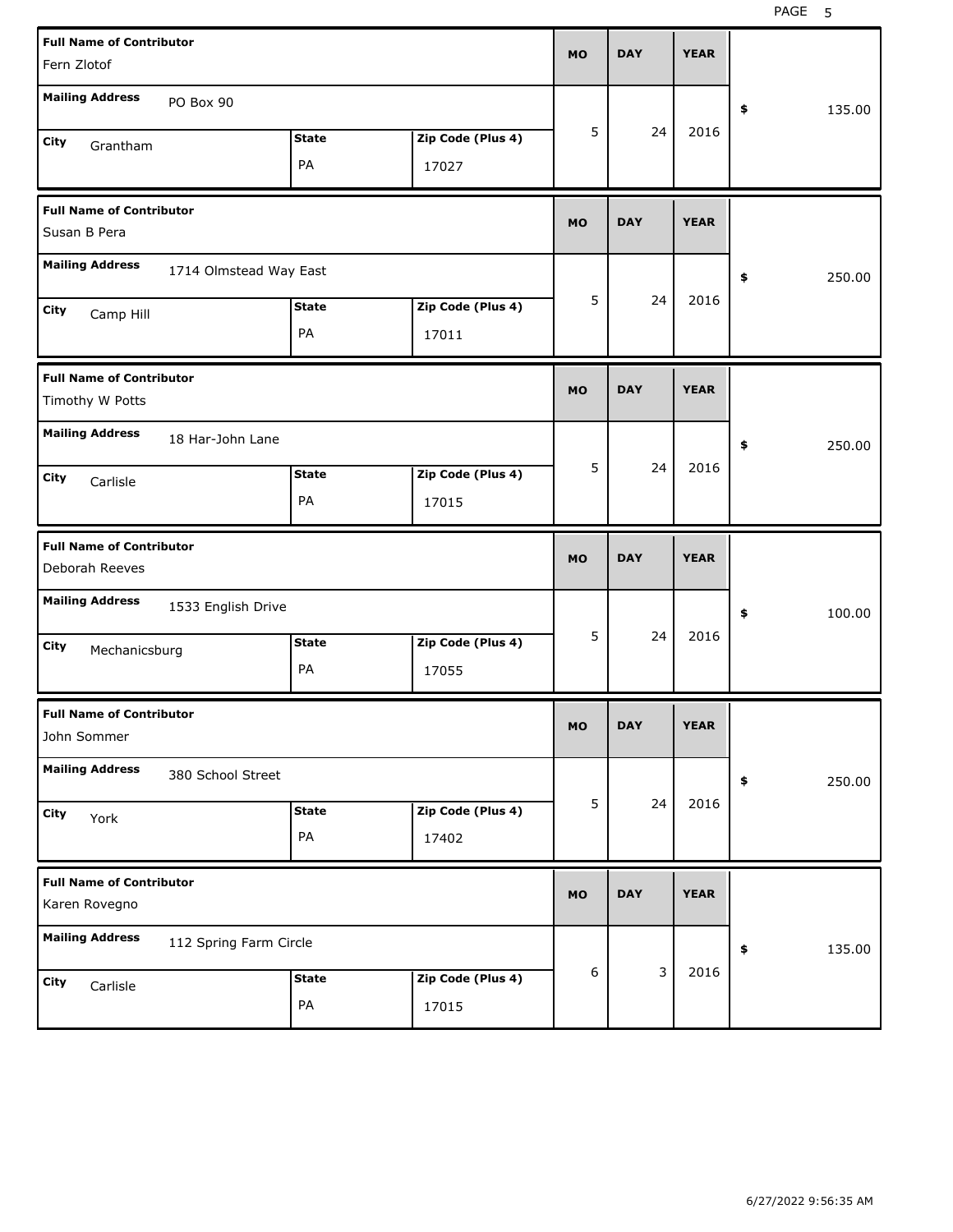| Full Name of Contributor | Mailing Address | City | State | Zip Code (Plus 4) | MO | DAY | YEAR | $ |
|---|---|---|---|---|---|---|---|---|
| Fern Zlotof | PO Box 90 | Grantham | PA | 17027 | 5 | 24 | 2016 | 135.00 |
| Susan B Pera | 1714 Olmstead Way East | Camp Hill | PA | 17011 | 5 | 24 | 2016 | 250.00 |
| Timothy W Potts | 18 Har-John Lane | Carlisle | PA | 17015 | 5 | 24 | 2016 | 250.00 |
| Deborah Reeves | 1533 English Drive | Mechanicsburg | PA | 17055 | 5 | 24 | 2016 | 100.00 |
| John Sommer | 380 School Street | York | PA | 17402 | 5 | 24 | 2016 | 250.00 |
| Karen Rovegno | 112 Spring Farm Circle | Carlisle | PA | 17015 | 6 | 3 | 2016 | 135.00 |

6/27/2022 9:56:35 AM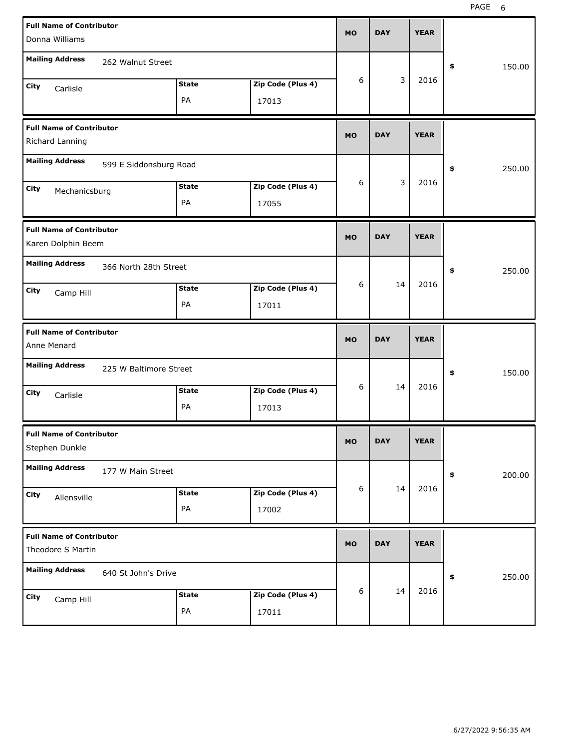| Full Name of Contributor | Mailing Address | City | State | Zip Code (Plus 4) | MO | DAY | YEAR | $ |
|---|---|---|---|---|---|---|---|---|
| Donna Williams | 262 Walnut Street | Carlisle | PA | 17013 | 6 | 3 | 2016 | 150.00 |
| Richard Lanning | 599 E Siddonsburg Road | Mechanicsburg | PA | 17055 | 6 | 3 | 2016 | 250.00 |
| Karen Dolphin Beem | 366 North 28th Street | Camp Hill | PA | 17011 | 6 | 14 | 2016 | 250.00 |
| Anne Menard | 225 W Baltimore Street | Carlisle | PA | 17013 | 6 | 14 | 2016 | 150.00 |
| Stephen Dunkle | 177 W Main Street | Allensville | PA | 17002 | 6 | 14 | 2016 | 200.00 |
| Theodore S Martin | 640 St John's Drive | Camp Hill | PA | 17011 | 6 | 14 | 2016 | 250.00 |

6/27/2022 9:56:35 AM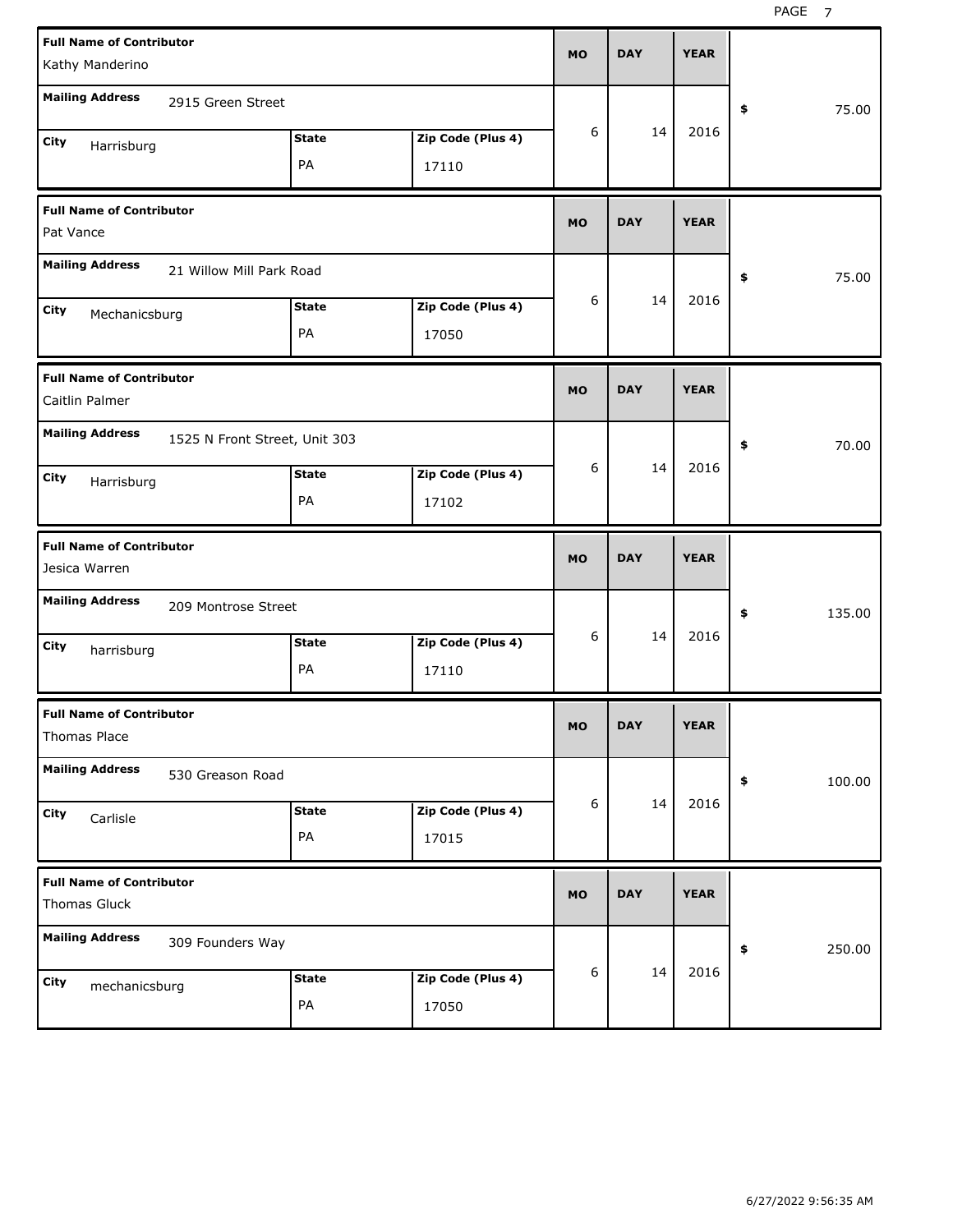| Full Name of Contributor | Mailing Address | City | State | Zip Code (Plus 4) | MO | DAY | YEAR | $ |
|---|---|---|---|---|---|---|---|---|
| Kathy Manderino | 2915 Green Street | Harrisburg | PA | 17110 | 6 | 14 | 2016 | 75.00 |
| Pat Vance | 21 Willow Mill Park Road | Mechanicsburg | PA | 17050 | 6 | 14 | 2016 | 75.00 |
| Caitlin Palmer | 1525 N Front Street, Unit 303 | Harrisburg | PA | 17102 | 6 | 14 | 2016 | 70.00 |
| Jesica Warren | 209 Montrose Street | harrisburg | PA | 17110 | 6 | 14 | 2016 | 135.00 |
| Thomas Place | 530 Greason Road | Carlisle | PA | 17015 | 6 | 14 | 2016 | 100.00 |
| Thomas Gluck | 309 Founders Way | mechanicsburg | PA | 17050 | 6 | 14 | 2016 | 250.00 |

6/27/2022 9:56:35 AM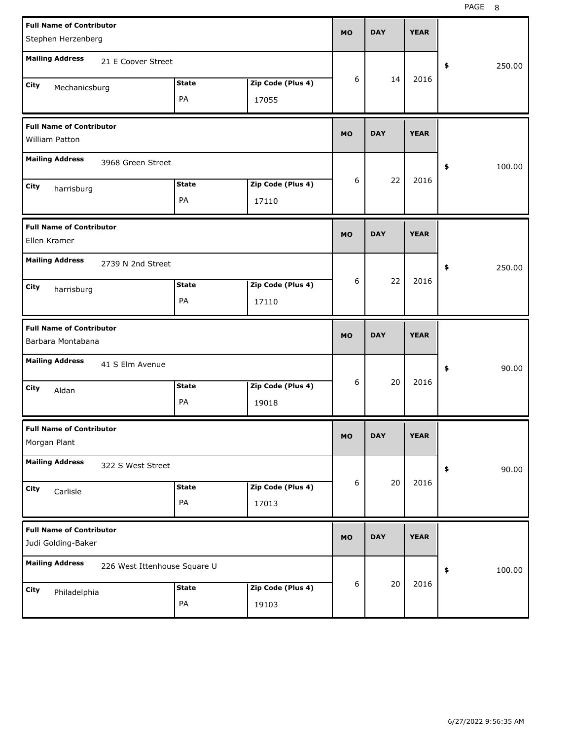| Full Name of Contributor | Mailing Address | City | State | Zip Code (Plus 4) | MO | DAY | YEAR | $ |
|---|---|---|---|---|---|---|---|---|
| Stephen Herzenberg | 21 E Coover Street | Mechanicsburg | PA | 17055 | 6 | 14 | 2016 | 250.00 |
| William Patton | 3968 Green Street | harrisburg | PA | 17110 | 6 | 22 | 2016 | 100.00 |
| Ellen Kramer | 2739 N 2nd Street | harrisburg | PA | 17110 | 6 | 22 | 2016 | 250.00 |
| Barbara Montabana | 41 S Elm Avenue | Aldan | PA | 19018 | 6 | 20 | 2016 | 90.00 |
| Morgan Plant | 322 S West Street | Carlisle | PA | 17013 | 6 | 20 | 2016 | 90.00 |
| Judi Golding-Baker | 226 West Ittenhouse Square U | Philadelphia | PA | 19103 | 6 | 20 | 2016 | 100.00 |

6/27/2022 9:56:35 AM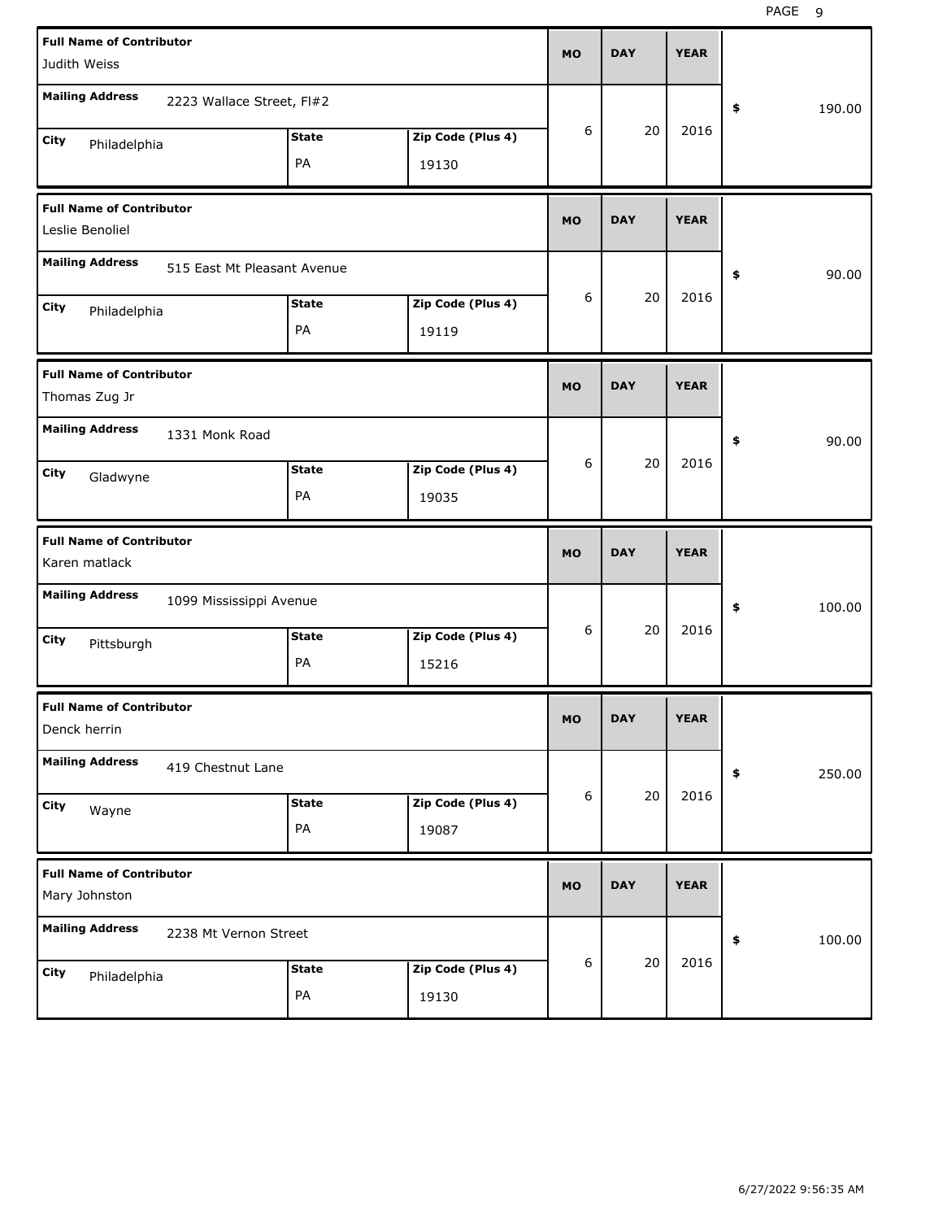| Full Name of Contributor | Mailing Address | City | State | Zip Code (Plus 4) | MO | DAY | YEAR | $ |
|---|---|---|---|---|---|---|---|---|
| Judith Weiss | 2223 Wallace Street, Fl#2 | Philadelphia | PA | 19130 | 6 | 20 | 2016 | 190.00 |
| Leslie Benoliel | 515 East Mt Pleasant Avenue | Philadelphia | PA | 19119 | 6 | 20 | 2016 | 90.00 |
| Thomas Zug Jr | 1331 Monk Road | Gladwyne | PA | 19035 | 6 | 20 | 2016 | 90.00 |
| Karen matlack | 1099 Mississippi Avenue | Pittsburgh | PA | 15216 | 6 | 20 | 2016 | 100.00 |
| Denck herrin | 419 Chestnut Lane | Wayne | PA | 19087 | 6 | 20 | 2016 | 250.00 |
| Mary Johnston | 2238 Mt Vernon Street | Philadelphia | PA | 19130 | 6 | 20 | 2016 | 100.00 |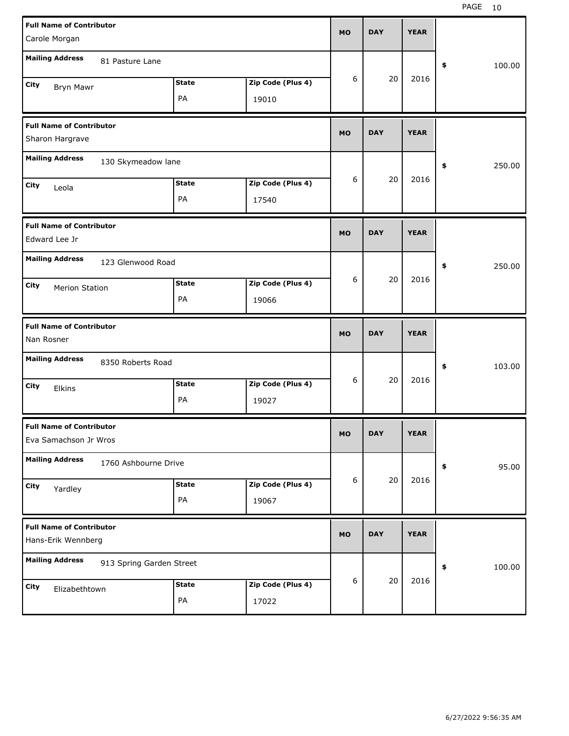| Full Name of Contributor | Mailing Address | City | State | Zip Code (Plus 4) | MO | DAY | YEAR | $ |
|---|---|---|---|---|---|---|---|---|
| Carole Morgan | 81 Pasture Lane | Bryn Mawr | PA | 19010 | 6 | 20 | 2016 | 100.00 |
| Sharon Hargrave | 130 Skymeadow lane | Leola | PA | 17540 | 6 | 20 | 2016 | 250.00 |
| Edward Lee Jr | 123 Glenwood Road | Merion Station | PA | 19066 | 6 | 20 | 2016 | 250.00 |
| Nan Rosner | 8350 Roberts Road | Elkins | PA | 19027 | 6 | 20 | 2016 | 103.00 |
| Eva Samachson Jr Wros | 1760 Ashbourne Drive | Yardley | PA | 19067 | 6 | 20 | 2016 | 95.00 |
| Hans-Erik Wennberg | 913 Spring Garden Street | Elizabethtown | PA | 17022 | 6 | 20 | 2016 | 100.00 |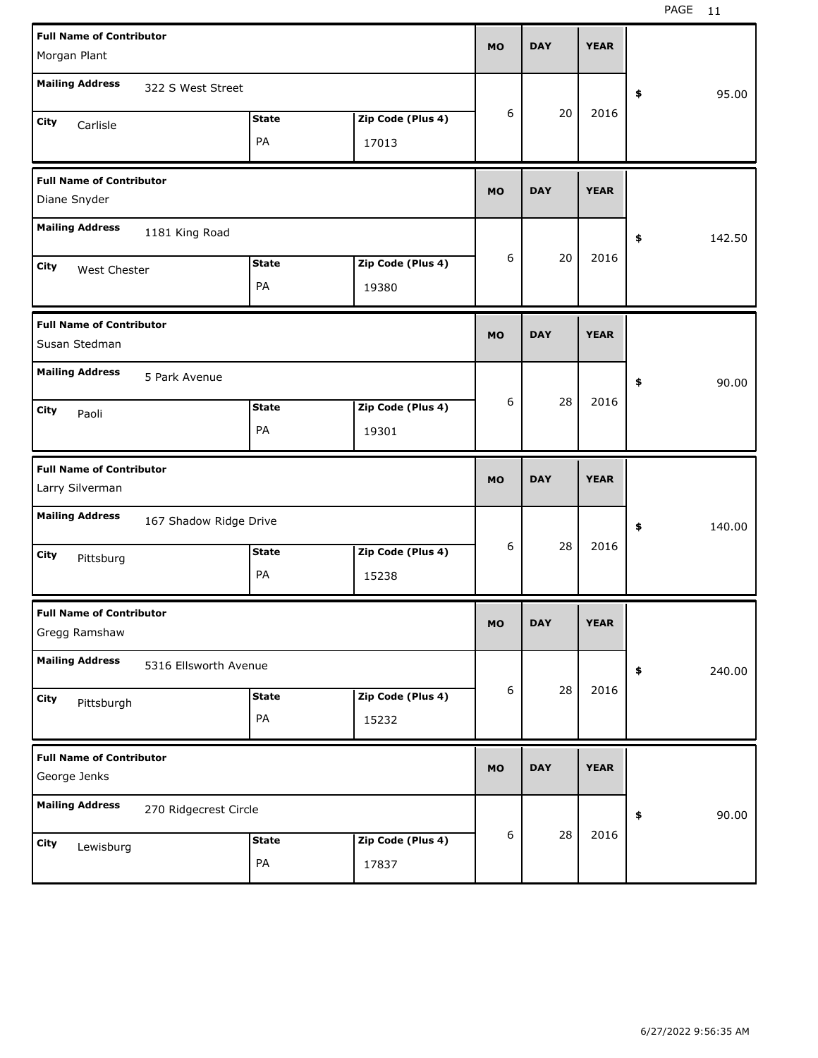| Full Name of Contributor | Mailing Address | City | State | Zip Code (Plus 4) | MO | DAY | YEAR | $ |
|---|---|---|---|---|---|---|---|---|
| Morgan Plant | 322 S West Street | Carlisle | PA | 17013 | 6 | 20 | 2016 | 95.00 |
| Diane Snyder | 1181 King Road | West Chester | PA | 19380 | 6 | 20 | 2016 | 142.50 |
| Susan Stedman | 5 Park Avenue | Paoli | PA | 19301 | 6 | 28 | 2016 | 90.00 |
| Larry Silverman | 167 Shadow Ridge Drive | Pittsburg | PA | 15238 | 6 | 28 | 2016 | 140.00 |
| Gregg Ramshaw | 5316 Ellsworth Avenue | Pittsburgh | PA | 15232 | 6 | 28 | 2016 | 240.00 |
| George Jenks | 270 Ridgecrest Circle | Lewisburg | PA | 17837 | 6 | 28 | 2016 | 90.00 |

6/27/2022 9:56:35 AM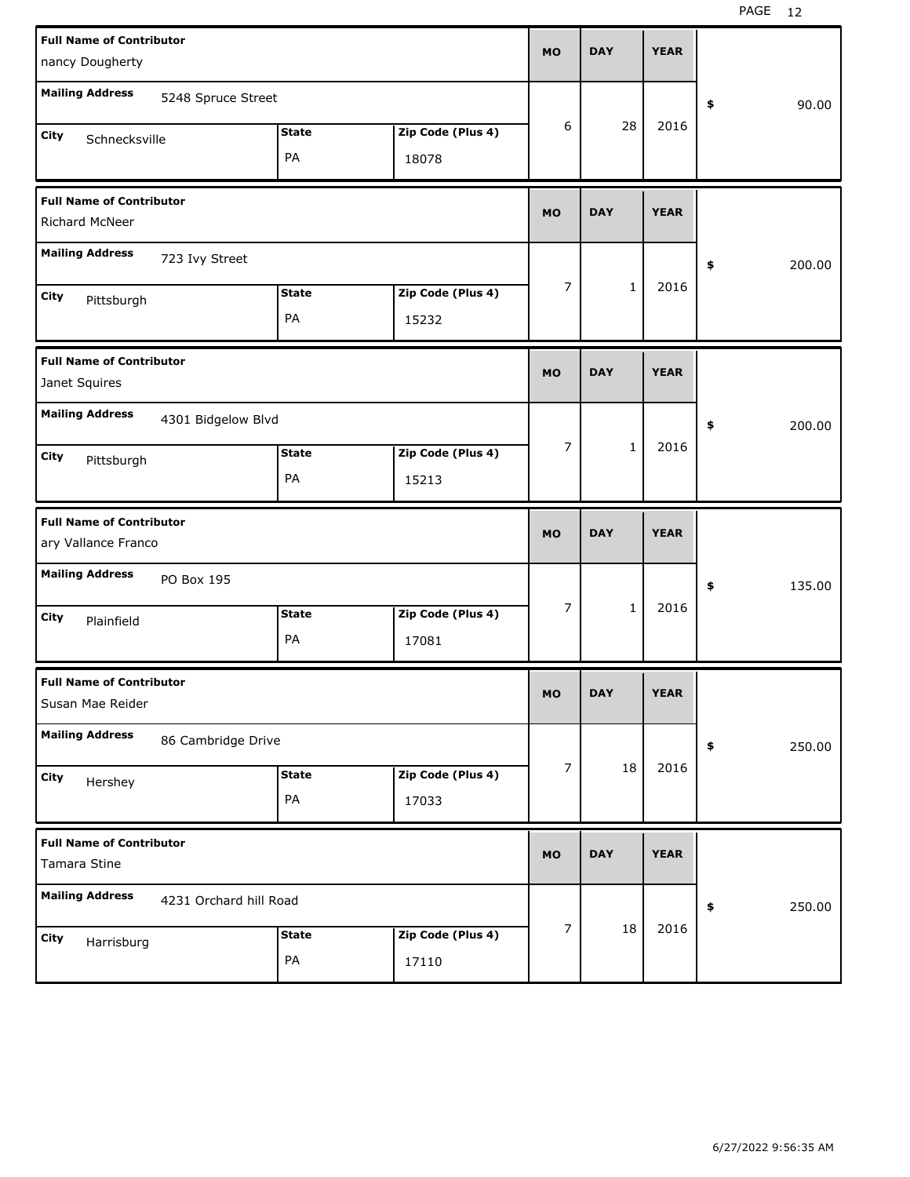| Full Name of Contributor | Mailing Address | City | State | Zip Code (Plus 4) | MO | DAY | YEAR | $ |
|---|---|---|---|---|---|---|---|---|
| nancy Dougherty | 5248 Spruce Street | Schnecksville | PA | 18078 | 6 | 28 | 2016 | 90.00 |
| Richard McNeer | 723 Ivy Street | Pittsburgh | PA | 15232 | 7 | 1 | 2016 | 200.00 |
| Janet Squires | 4301 Bidgelow Blvd | Pittsburgh | PA | 15213 | 7 | 1 | 2016 | 200.00 |
| ary Vallance Franco | PO Box 195 | Plainfield | PA | 17081 | 7 | 1 | 2016 | 135.00 |
| Susan Mae Reider | 86 Cambridge Drive | Hershey | PA | 17033 | 7 | 18 | 2016 | 250.00 |
| Tamara Stine | 4231 Orchard hill Road | Harrisburg | PA | 17110 | 7 | 18 | 2016 | 250.00 |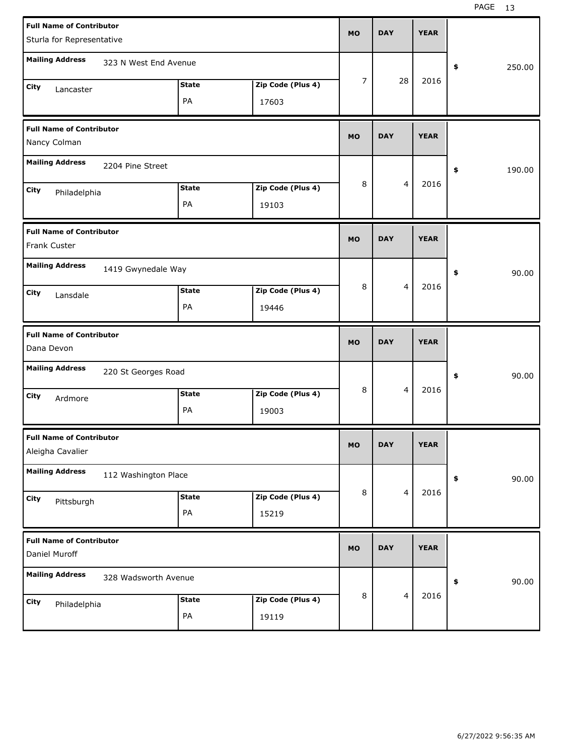| Full Name of Contributor | Mailing Address | City | State | Zip Code (Plus 4) | MO | DAY | YEAR | $ |
|---|---|---|---|---|---|---|---|---|
| Sturla for Representative | 323 N West End Avenue | Lancaster | PA | 17603 | 7 | 28 | 2016 | 250.00 |
| Nancy Colman | 2204 Pine Street | Philadelphia | PA | 19103 | 8 | 4 | 2016 | 190.00 |
| Frank Custer | 1419 Gwynedale Way | Lansdale | PA | 19446 | 8 | 4 | 2016 | 90.00 |
| Dana Devon | 220 St Georges Road | Ardmore | PA | 19003 | 8 | 4 | 2016 | 90.00 |
| Aleigha Cavalier | 112 Washington Place | Pittsburgh | PA | 15219 | 8 | 4 | 2016 | 90.00 |
| Daniel Muroff | 328 Wadsworth Avenue | Philadelphia | PA | 19119 | 8 | 4 | 2016 | 90.00 |

6/27/2022 9:56:35 AM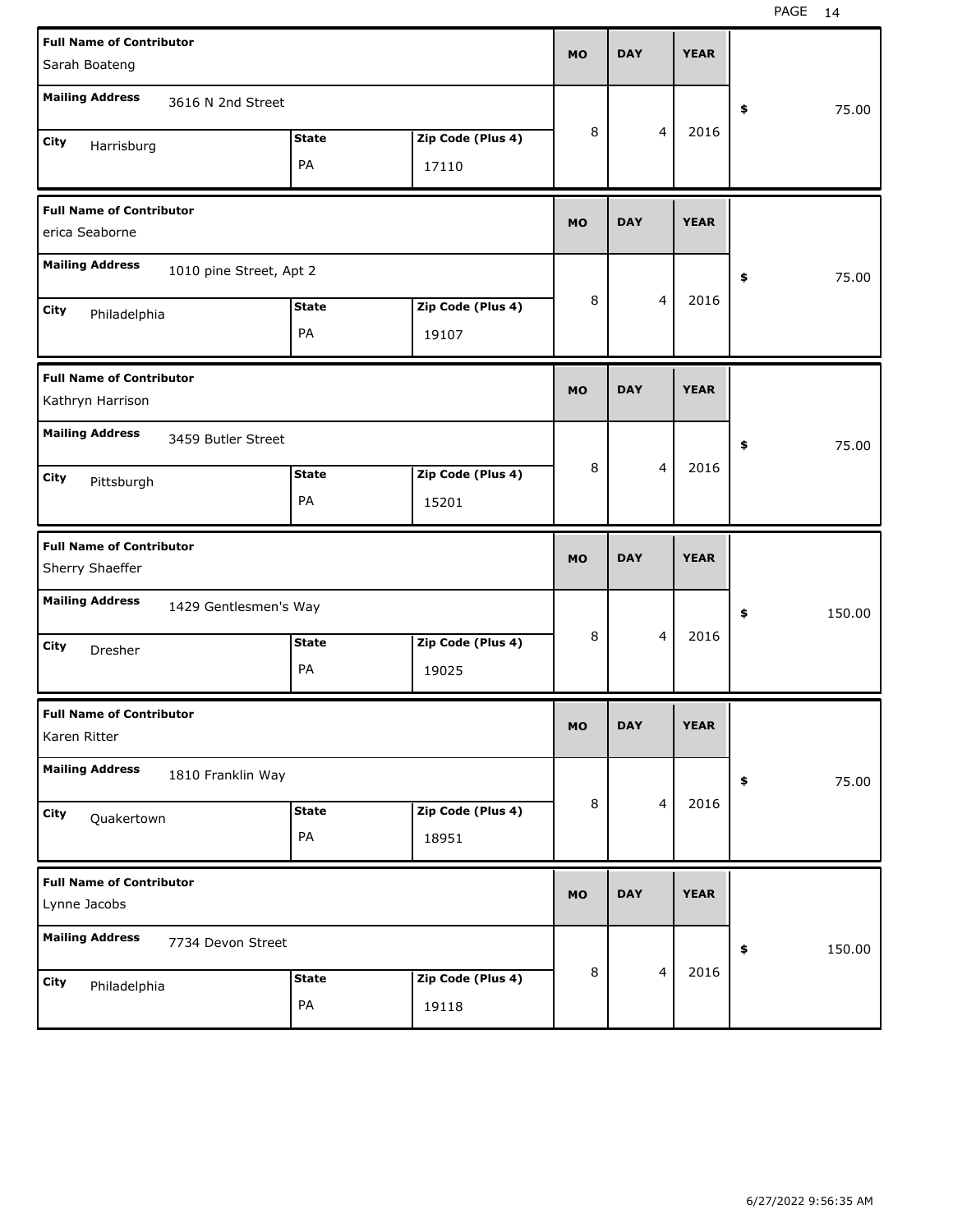| Full Name of Contributor | Mailing Address | City | State | Zip Code (Plus 4) | MO | DAY | YEAR | $ |
|---|---|---|---|---|---|---|---|---|
| Sarah Boateng | 3616 N 2nd Street | Harrisburg | PA | 17110 | 8 | 4 | 2016 | 75.00 |
| erica Seaborne | 1010 pine Street, Apt 2 | Philadelphia | PA | 19107 | 8 | 4 | 2016 | 75.00 |
| Kathryn Harrison | 3459 Butler Street | Pittsburgh | PA | 15201 | 8 | 4 | 2016 | 75.00 |
| Sherry Shaeffer | 1429 Gentlesmen's Way | Dresher | PA | 19025 | 8 | 4 | 2016 | 150.00 |
| Karen Ritter | 1810 Franklin Way | Quakertown | PA | 18951 | 8 | 4 | 2016 | 75.00 |
| Lynne Jacobs | 7734 Devon Street | Philadelphia | PA | 19118 | 8 | 4 | 2016 | 150.00 |

6/27/2022 9:56:35 AM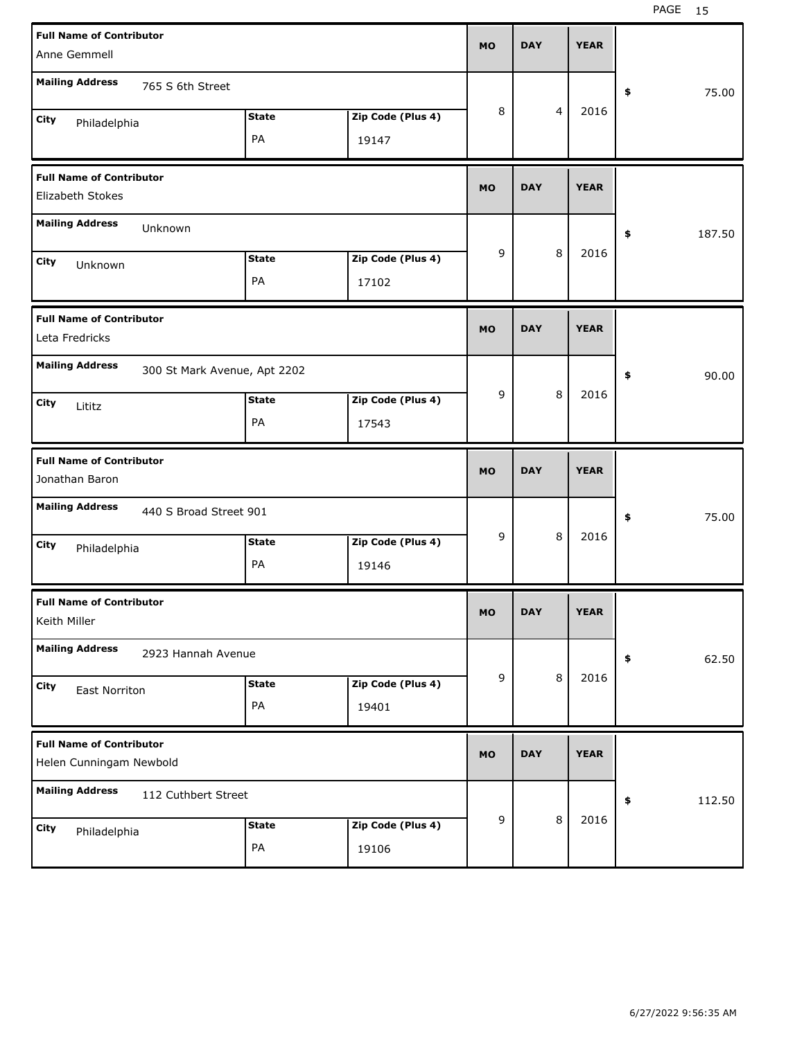| Full Name of Contributor | Mailing Address | City | State | Zip Code (Plus 4) | MO | DAY | YEAR | $ |
|---|---|---|---|---|---|---|---|---|
| Anne Gemmell | 765 S 6th Street | Philadelphia | PA | 19147 | 8 | 4 | 2016 | 75.00 |
| Elizabeth Stokes | Unknown | Unknown | PA | 17102 | 9 | 8 | 2016 | 187.50 |
| Leta Fredricks | 300 St Mark Avenue, Apt 2202 | Lititz | PA | 17543 | 9 | 8 | 2016 | 90.00 |
| Jonathan Baron | 440 S Broad Street 901 | Philadelphia | PA | 19146 | 9 | 8 | 2016 | 75.00 |
| Keith Miller | 2923 Hannah Avenue | East Norriton | PA | 19401 | 9 | 8 | 2016 | 62.50 |
| Helen Cunningam Newbold | 112 Cuthbert Street | Philadelphia | PA | 19106 | 9 | 8 | 2016 | 112.50 |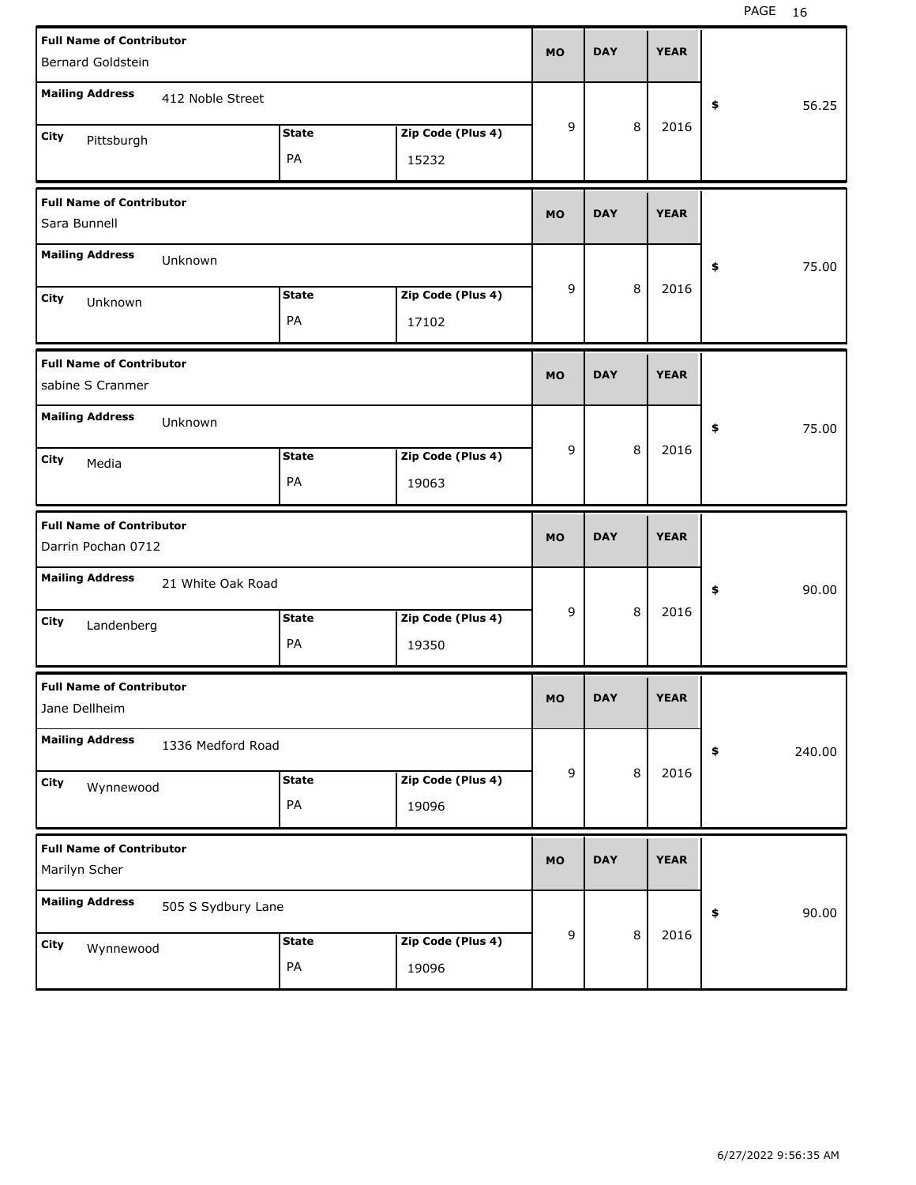| Full Name of Contributor | Mailing Address | City | State | Zip Code (Plus 4) | MO | DAY | YEAR | $ |
|---|---|---|---|---|---|---|---|---|
| Bernard Goldstein | 412 Noble Street | Pittsburgh | PA | 15232 | 9 | 8 | 2016 | 56.25 |
| Sara Bunnell | Unknown | Unknown | PA | 17102 | 9 | 8 | 2016 | 75.00 |
| sabine S Cranmer | Unknown | Media | PA | 19063 | 9 | 8 | 2016 | 75.00 |
| Darrin Pochan 0712 | 21 White Oak Road | Landenberg | PA | 19350 | 9 | 8 | 2016 | 90.00 |
| Jane Dellheim | 1336 Medford Road | Wynnewood | PA | 19096 | 9 | 8 | 2016 | 240.00 |
| Marilyn Scher | 505 S Sydbury Lane | Wynnewood | PA | 19096 | 9 | 8 | 2016 | 90.00 |

6/27/2022 9:56:35 AM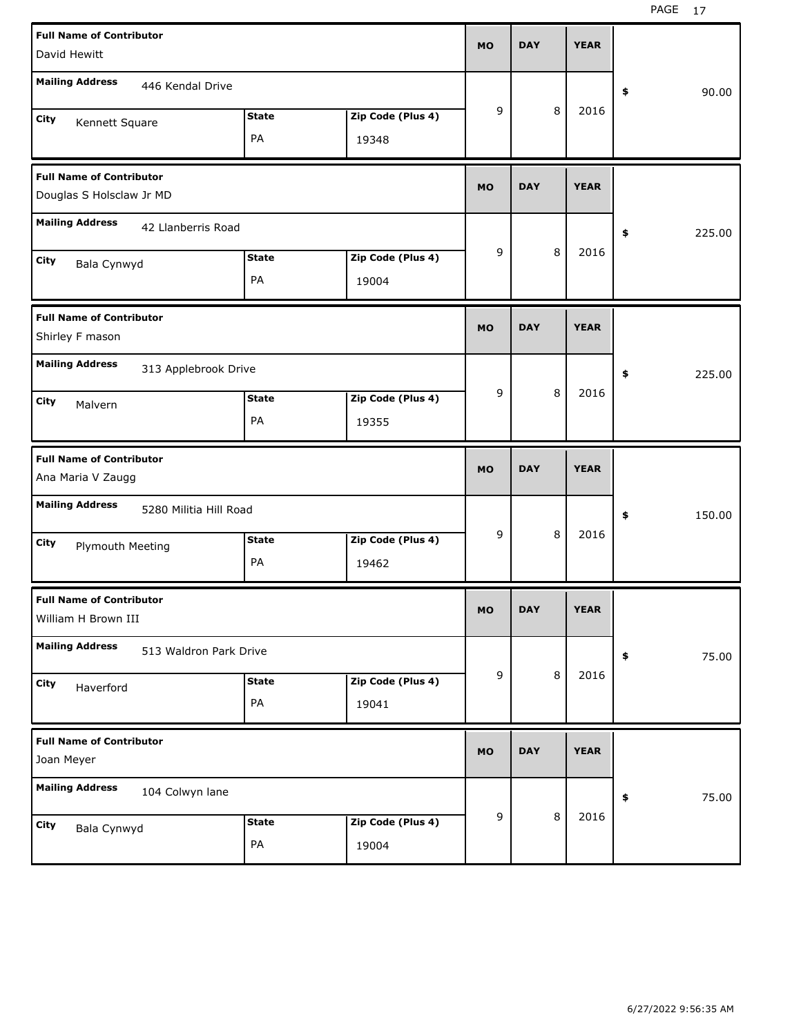| Full Name of Contributor | Mailing Address | City | State | Zip Code (Plus 4) | MO | DAY | YEAR | $ |
|---|---|---|---|---|---|---|---|---|
| David Hewitt | 446 Kendal Drive | Kennett Square | PA | 19348 | 9 | 8 | 2016 | 90.00 |
| Douglas S Holsclaw Jr MD | 42 Llanberris Road | Bala Cynwyd | PA | 19004 | 9 | 8 | 2016 | 225.00 |
| Shirley F mason | 313 Applebrook Drive | Malvern | PA | 19355 | 9 | 8 | 2016 | 225.00 |
| Ana Maria V Zaugg | 5280 Militia Hill Road | Plymouth Meeting | PA | 19462 | 9 | 8 | 2016 | 150.00 |
| William H Brown III | 513 Waldron Park Drive | Haverford | PA | 19041 | 9 | 8 | 2016 | 75.00 |
| Joan Meyer | 104 Colwyn lane | Bala Cynwyd | PA | 19004 | 9 | 8 | 2016 | 75.00 |

6/27/2022 9:56:35 AM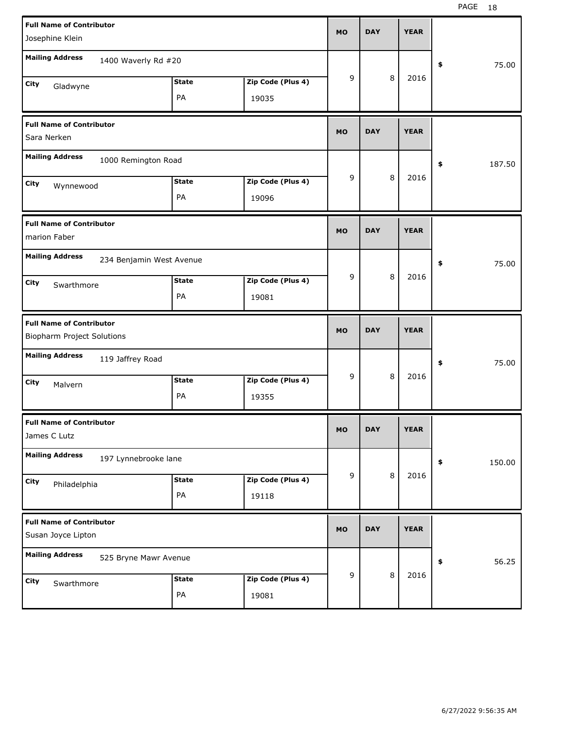| Full Name of Contributor | Mailing Address | City | State | Zip Code (Plus 4) | MO | DAY | YEAR | $ |
|---|---|---|---|---|---|---|---|---|
| Josephine Klein | 1400 Waverly Rd #20 | Gladwyne | PA | 19035 | 9 | 8 | 2016 | 75.00 |
| Sara Nerken | 1000 Remington Road | Wynnewood | PA | 19096 | 9 | 8 | 2016 | 187.50 |
| marion Faber | 234 Benjamin West Avenue | Swarthmore | PA | 19081 | 9 | 8 | 2016 | 75.00 |
| Biopharm Project Solutions | 119 Jaffrey Road | Malvern | PA | 19355 | 9 | 8 | 2016 | 75.00 |
| James C Lutz | 197 Lynnebrooke lane | Philadelphia | PA | 19118 | 9 | 8 | 2016 | 150.00 |
| Susan Joyce Lipton | 525 Bryne Mawr Avenue | Swarthmore | PA | 19081 | 9 | 8 | 2016 | 56.25 |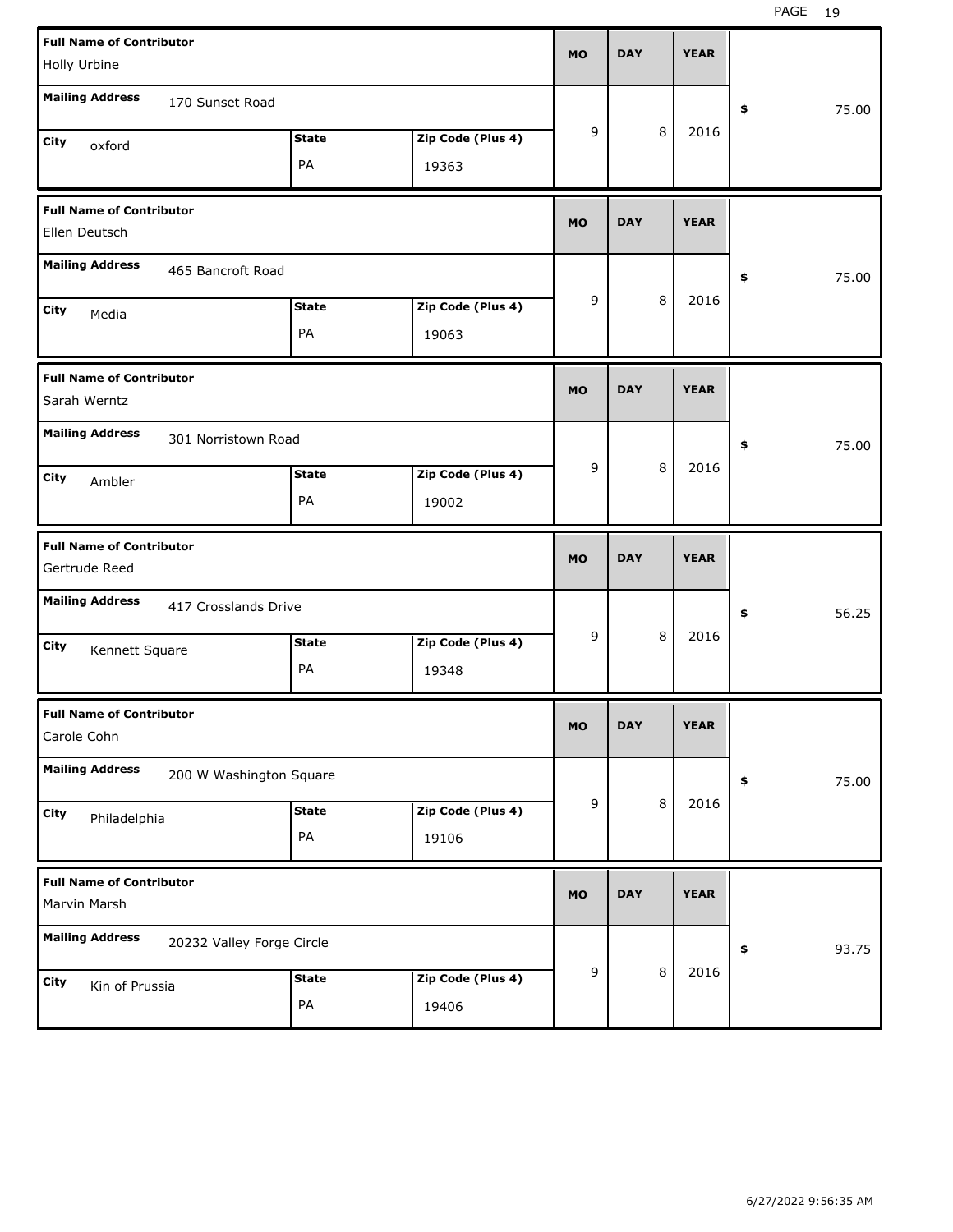| Full Name of Contributor | Mailing Address | City | State | Zip Code (Plus 4) | MO | DAY | YEAR | $ |
|---|---|---|---|---|---|---|---|---|
| Holly Urbine | 170 Sunset Road | oxford | PA | 19363 | 9 | 8 | 2016 | 75.00 |
| Ellen Deutsch | 465 Bancroft Road | Media | PA | 19063 | 9 | 8 | 2016 | 75.00 |
| Sarah Werntz | 301 Norristown Road | Ambler | PA | 19002 | 9 | 8 | 2016 | 75.00 |
| Gertrude Reed | 417 Crosslands Drive | Kennett Square | PA | 19348 | 9 | 8 | 2016 | 56.25 |
| Carole Cohn | 200 W Washington Square | Philadelphia | PA | 19106 | 9 | 8 | 2016 | 75.00 |
| Marvin Marsh | 20232 Valley Forge Circle | Kin of Prussia | PA | 19406 | 9 | 8 | 2016 | 93.75 |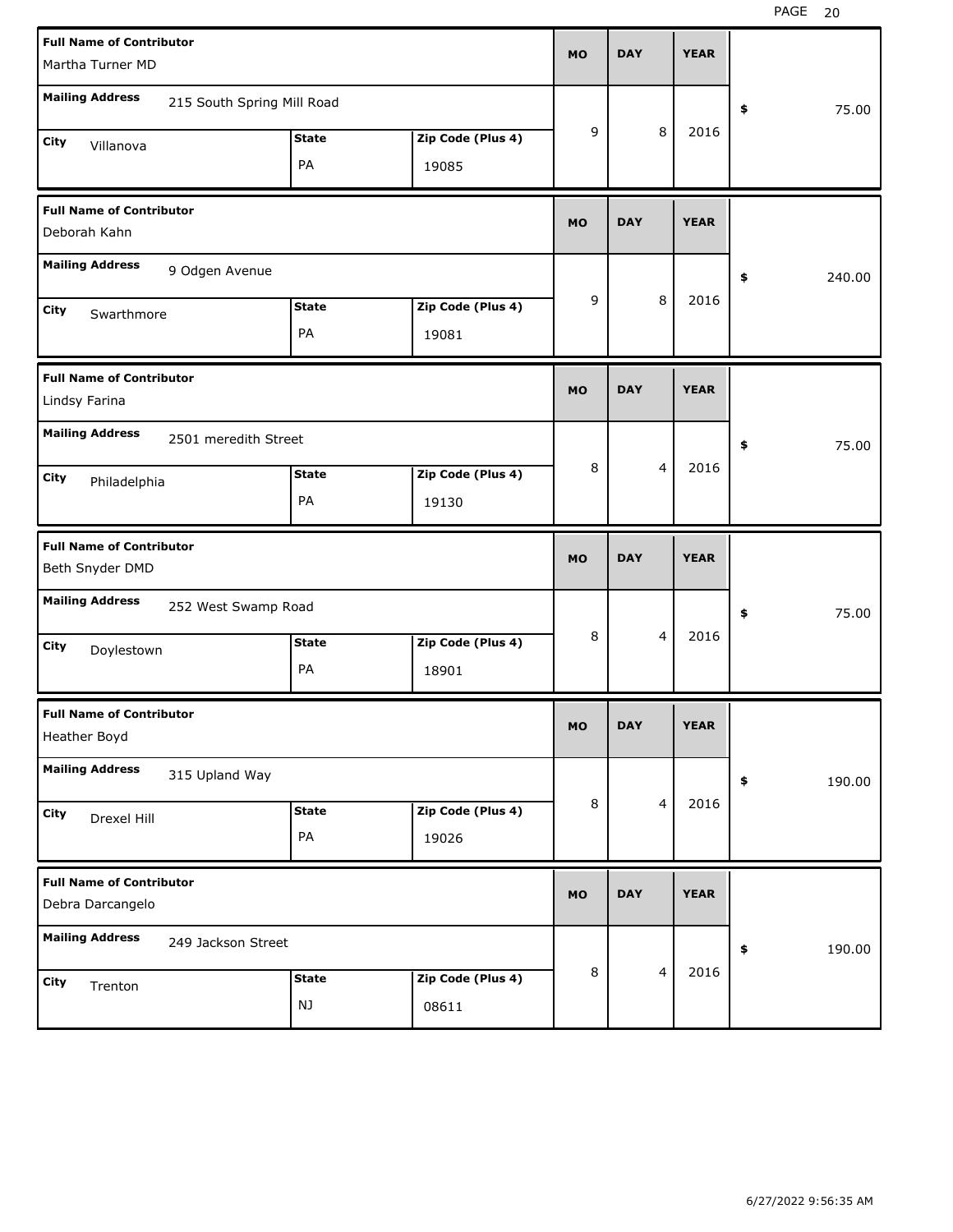| Full Name of Contributor | Mailing Address | City | State | Zip Code (Plus 4) | MO | DAY | YEAR | $ |
| --- | --- | --- | --- | --- | --- | --- | --- | --- |
| Martha Turner MD | 215 South Spring Mill Road | Villanova | PA | 19085 | 9 | 8 | 2016 | 75.00 |
| Deborah Kahn | 9 Odgen Avenue | Swarthmore | PA | 19081 | 9 | 8 | 2016 | 240.00 |
| Lindsy Farina | 2501 meredith Street | Philadelphia | PA | 19130 | 8 | 4 | 2016 | 75.00 |
| Beth Snyder DMD | 252 West Swamp Road | Doylestown | PA | 18901 | 8 | 4 | 2016 | 75.00 |
| Heather Boyd | 315 Upland Way | Drexel Hill | PA | 19026 | 8 | 4 | 2016 | 190.00 |
| Debra Darcangelo | 249 Jackson Street | Trenton | NJ | 08611 | 8 | 4 | 2016 | 190.00 |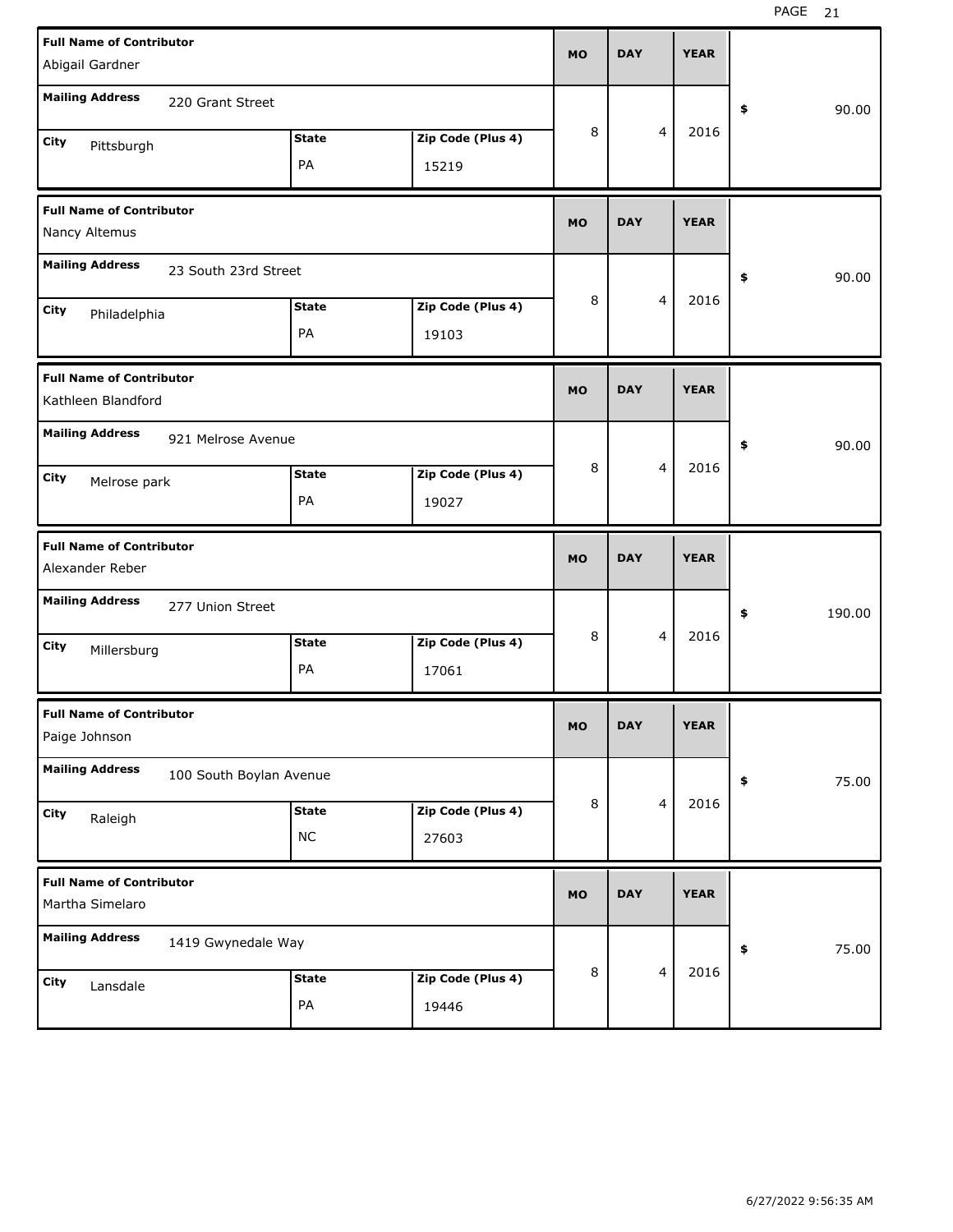| Full Name of Contributor | Mailing Address | City | State | Zip Code (Plus 4) | MO | DAY | YEAR | $ |
|---|---|---|---|---|---|---|---|---|
| Abigail Gardner | 220 Grant Street | Pittsburgh | PA | 15219 | 8 | 4 | 2016 | 90.00 |
| Nancy Altemus | 23 South 23rd Street | Philadelphia | PA | 19103 | 8 | 4 | 2016 | 90.00 |
| Kathleen Blandford | 921 Melrose Avenue | Melrose park | PA | 19027 | 8 | 4 | 2016 | 90.00 |
| Alexander Reber | 277 Union Street | Millersburg | PA | 17061 | 8 | 4 | 2016 | 190.00 |
| Paige Johnson | 100 South Boylan Avenue | Raleigh | NC | 27603 | 8 | 4 | 2016 | 75.00 |
| Martha Simelaro | 1419 Gwynedale Way | Lansdale | PA | 19446 | 8 | 4 | 2016 | 75.00 |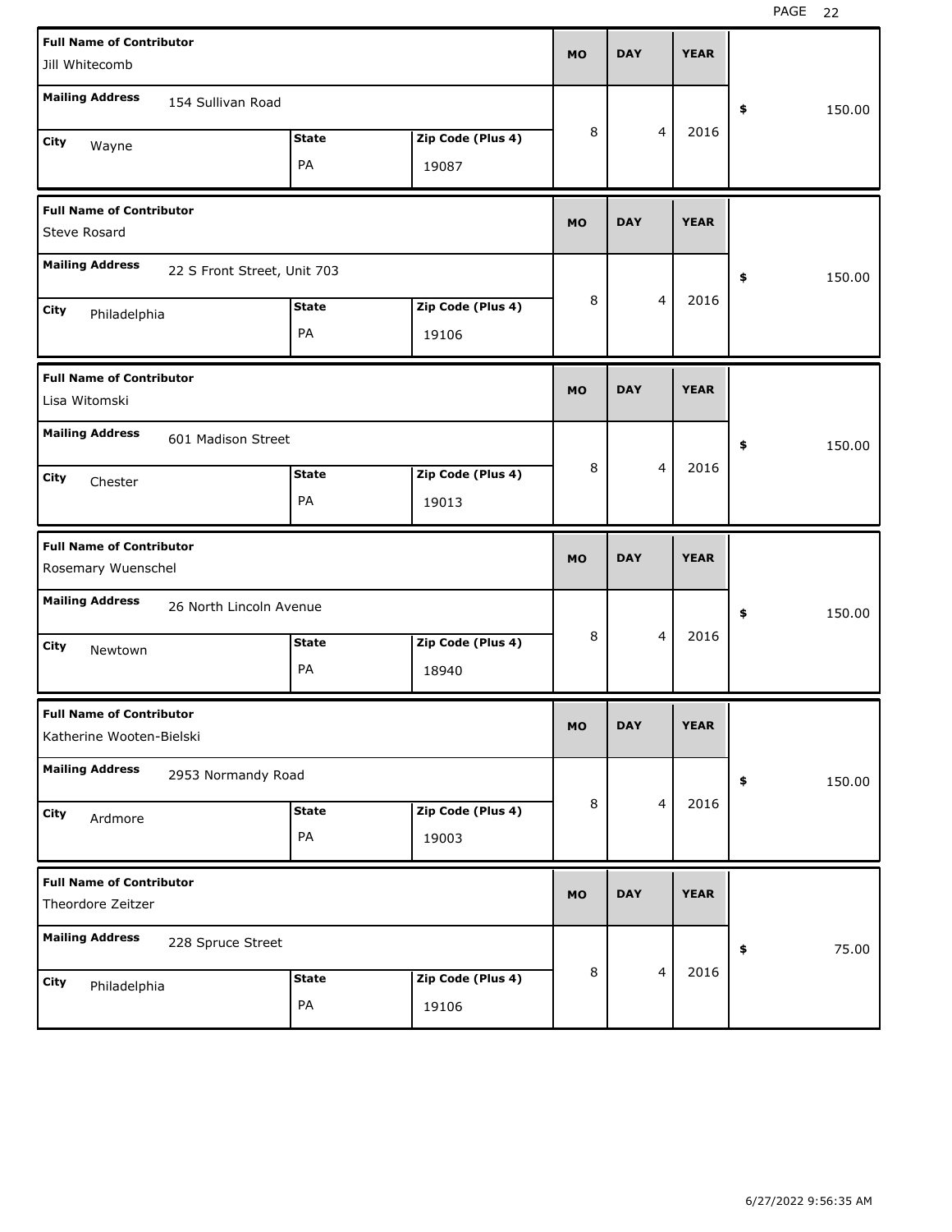| Full Name of Contributor | Mailing Address | City | State | Zip Code (Plus 4) | MO | DAY | YEAR | $ |
|---|---|---|---|---|---|---|---|---|
| Jill Whitecomb | 154 Sullivan Road | Wayne | PA | 19087 | 8 | 4 | 2016 | 150.00 |
| Steve Rosard | 22 S Front Street, Unit 703 | Philadelphia | PA | 19106 | 8 | 4 | 2016 | 150.00 |
| Lisa Witomski | 601 Madison Street | Chester | PA | 19013 | 8 | 4 | 2016 | 150.00 |
| Rosemary Wuenschel | 26 North Lincoln Avenue | Newtown | PA | 18940 | 8 | 4 | 2016 | 150.00 |
| Katherine Wooten-Bielski | 2953 Normandy Road | Ardmore | PA | 19003 | 8 | 4 | 2016 | 150.00 |
| Theordore Zeitzer | 228 Spruce Street | Philadelphia | PA | 19106 | 8 | 4 | 2016 | 75.00 |

6/27/2022 9:56:35 AM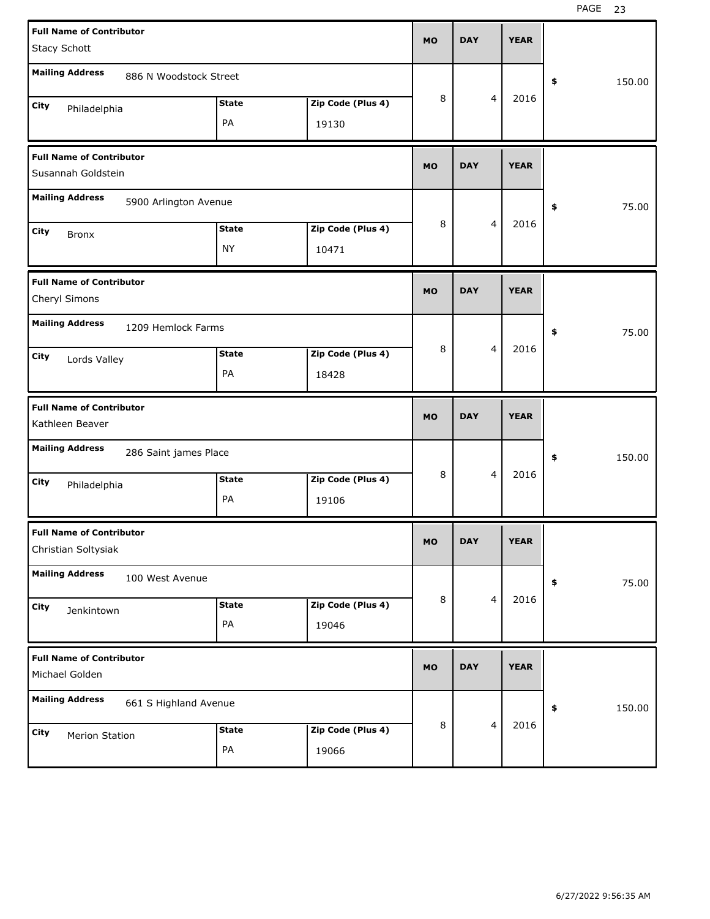| Full Name of Contributor | Mailing Address | City | State | Zip Code (Plus 4) | MO | DAY | YEAR | $ |
|---|---|---|---|---|---|---|---|---|
| Stacy Schott | 886 N Woodstock Street | Philadelphia | PA | 19130 | 8 | 4 | 2016 | 150.00 |
| Susannah Goldstein | 5900 Arlington Avenue | Bronx | NY | 10471 | 8 | 4 | 2016 | 75.00 |
| Cheryl Simons | 1209 Hemlock Farms | Lords Valley | PA | 18428 | 8 | 4 | 2016 | 75.00 |
| Kathleen Beaver | 286 Saint james Place | Philadelphia | PA | 19106 | 8 | 4 | 2016 | 150.00 |
| Christian Soltysiak | 100 West Avenue | Jenkintown | PA | 19046 | 8 | 4 | 2016 | 75.00 |
| Michael Golden | 661 S Highland Avenue | Merion Station | PA | 19066 | 8 | 4 | 2016 | 150.00 |

6/27/2022 9:56:35 AM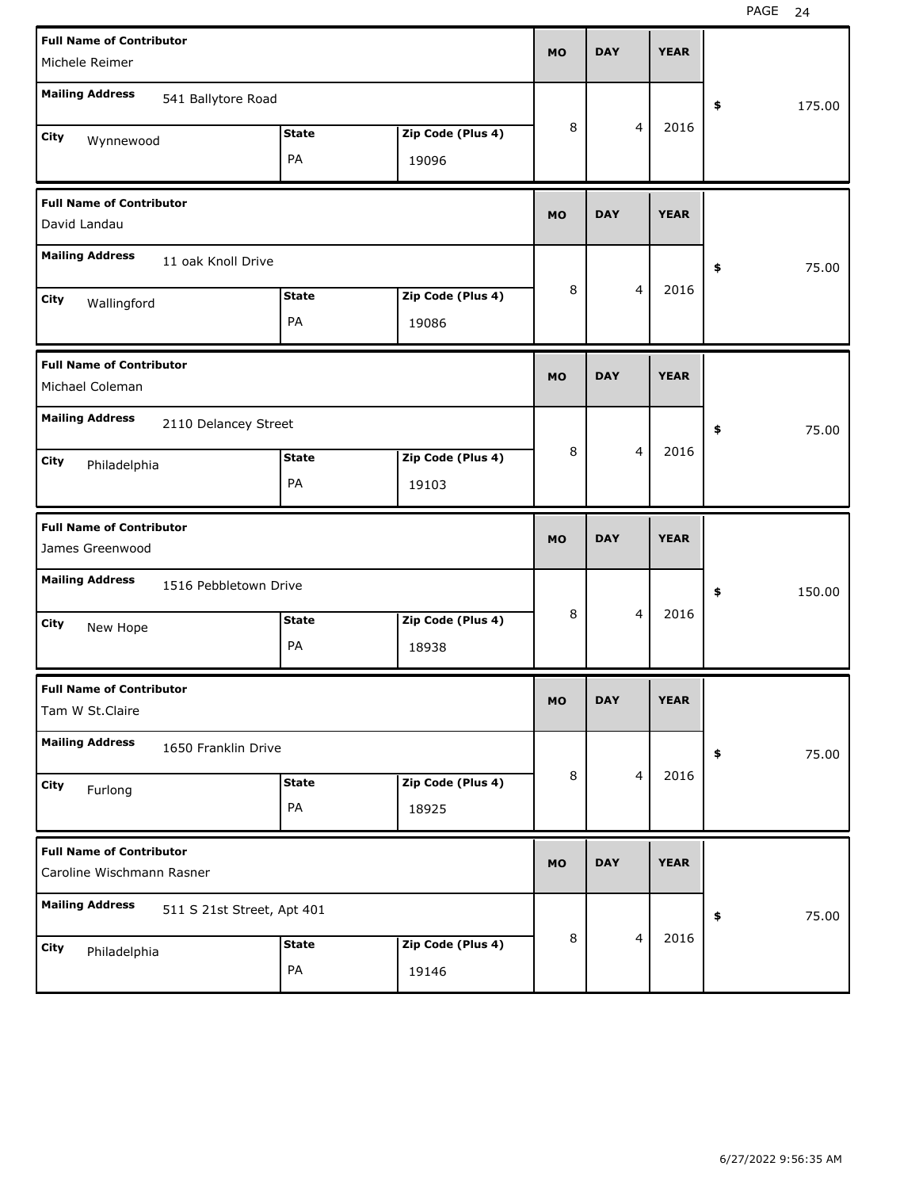| Full Name of Contributor | Mailing Address | City | State | Zip Code (Plus 4) | MO | DAY | YEAR | $ |
|---|---|---|---|---|---|---|---|---|
| Michele Reimer | 541 Ballytore Road | Wynnewood | PA | 19096 | 8 | 4 | 2016 | 175.00 |
| David Landau | 11 oak Knoll Drive | Wallingford | PA | 19086 | 8 | 4 | 2016 | 75.00 |
| Michael Coleman | 2110 Delancey Street | Philadelphia | PA | 19103 | 8 | 4 | 2016 | 75.00 |
| James Greenwood | 1516 Pebbletown Drive | New Hope | PA | 18938 | 8 | 4 | 2016 | 150.00 |
| Tam W St.Claire | 1650 Franklin Drive | Furlong | PA | 18925 | 8 | 4 | 2016 | 75.00 |
| Caroline Wischmann Rasner | 511 S 21st Street, Apt 401 | Philadelphia | PA | 19146 | 8 | 4 | 2016 | 75.00 |

6/27/2022 9:56:35 AM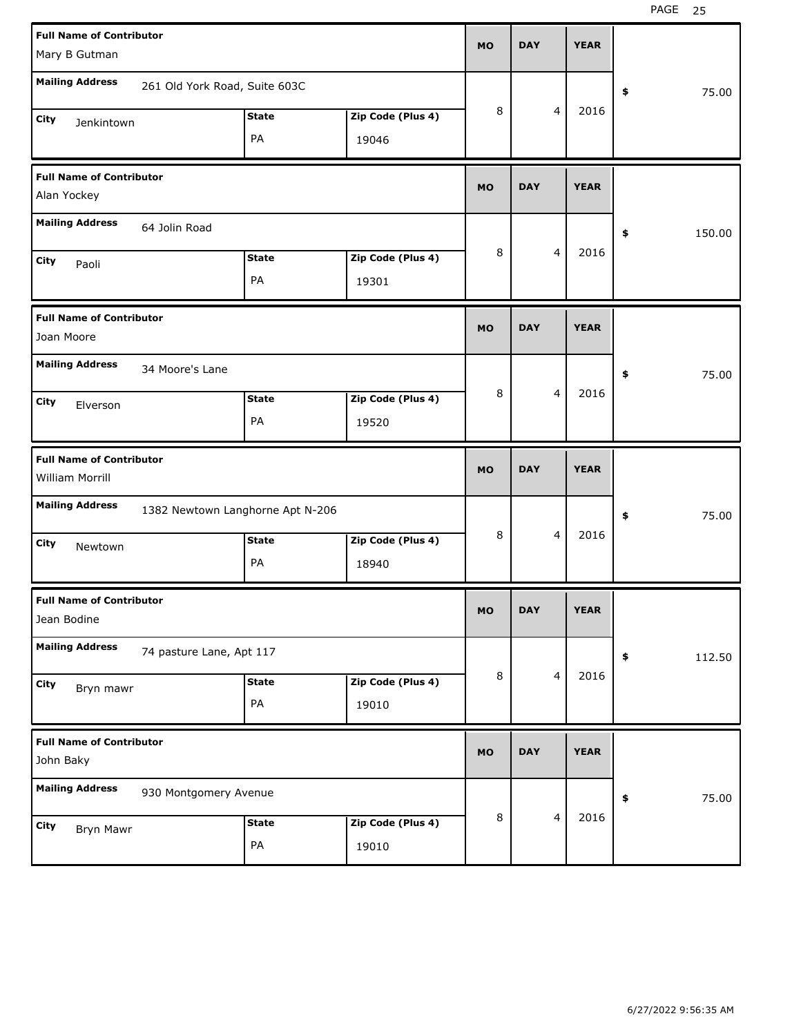| Full Name of Contributor | Mailing Address | City | State | Zip Code (Plus 4) | MO | DAY | YEAR | Amount |
|---|---|---|---|---|---|---|---|---|
| Mary B Gutman | 261 Old York Road, Suite 603C | Jenkintown | PA | 19046 | 8 | 4 | 2016 | $ 75.00 |
| Alan Yockey | 64 Jolin Road | Paoli | PA | 19301 | 8 | 4 | 2016 | $ 150.00 |
| Joan Moore | 34 Moore's Lane | Elverson | PA | 19520 | 8 | 4 | 2016 | $ 75.00 |
| William Morrill | 1382 Newtown Langhorne Apt N-206 | Newtown | PA | 18940 | 8 | 4 | 2016 | $ 75.00 |
| Jean Bodine | 74 pasture Lane, Apt 117 | Bryn mawr | PA | 19010 | 8 | 4 | 2016 | $ 112.50 |
| John Baky | 930 Montgomery Avenue | Bryn Mawr | PA | 19010 | 8 | 4 | 2016 | $ 75.00 |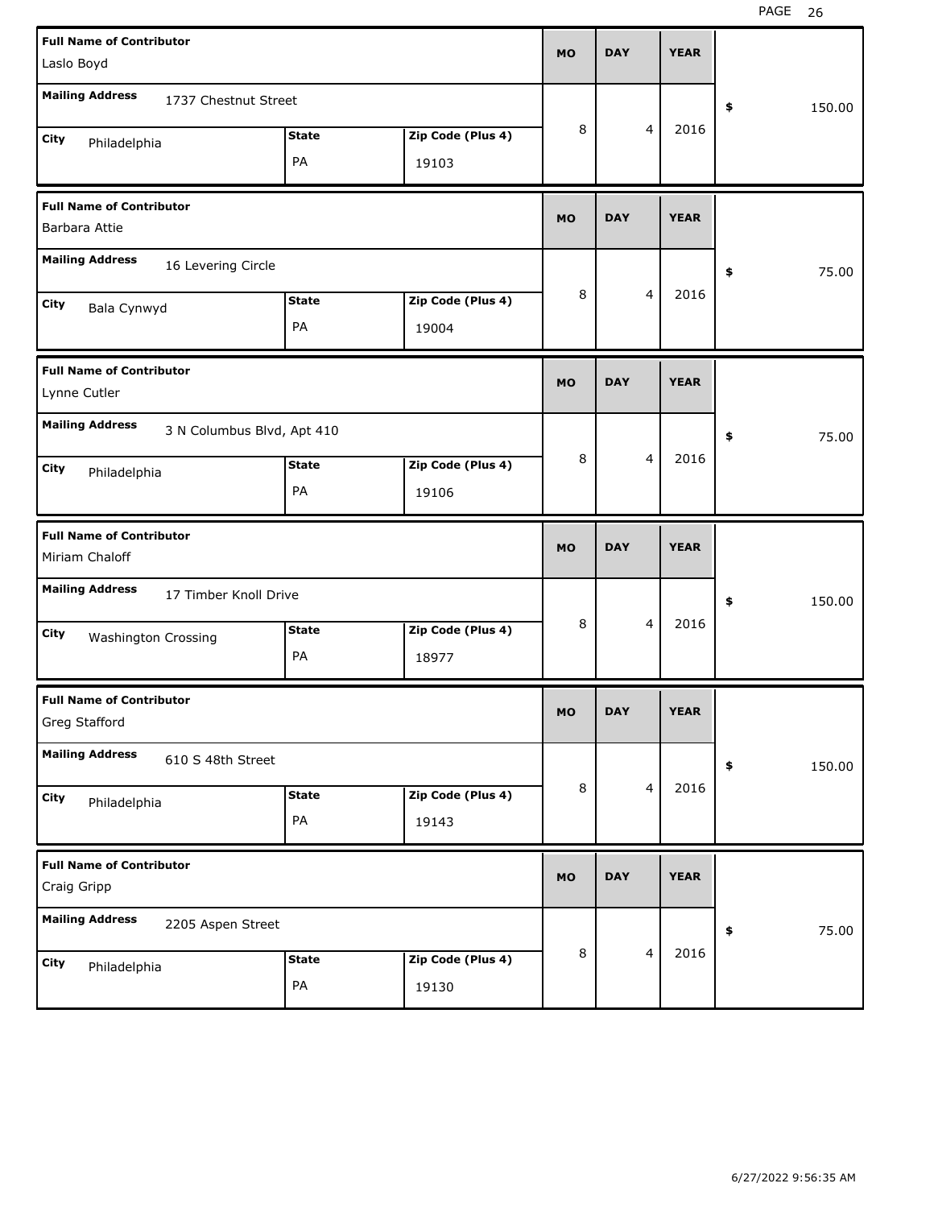| Full Name of Contributor | Mailing Address | City | State | Zip Code (Plus 4) | MO | DAY | YEAR | $ |
|---|---|---|---|---|---|---|---|---|
| Laslo Boyd | 1737 Chestnut Street | Philadelphia | PA | 19103 | 8 | 4 | 2016 | 150.00 |
| Barbara Attie | 16 Levering Circle | Bala Cynwyd | PA | 19004 | 8 | 4 | 2016 | 75.00 |
| Lynne Cutler | 3 N Columbus Blvd, Apt 410 | Philadelphia | PA | 19106 | 8 | 4 | 2016 | 75.00 |
| Miriam Chaloff | 17 Timber Knoll Drive | Washington Crossing | PA | 18977 | 8 | 4 | 2016 | 150.00 |
| Greg Stafford | 610 S 48th Street | Philadelphia | PA | 19143 | 8 | 4 | 2016 | 150.00 |
| Craig Gripp | 2205 Aspen Street | Philadelphia | PA | 19130 | 8 | 4 | 2016 | 75.00 |

6/27/2022 9:56:35 AM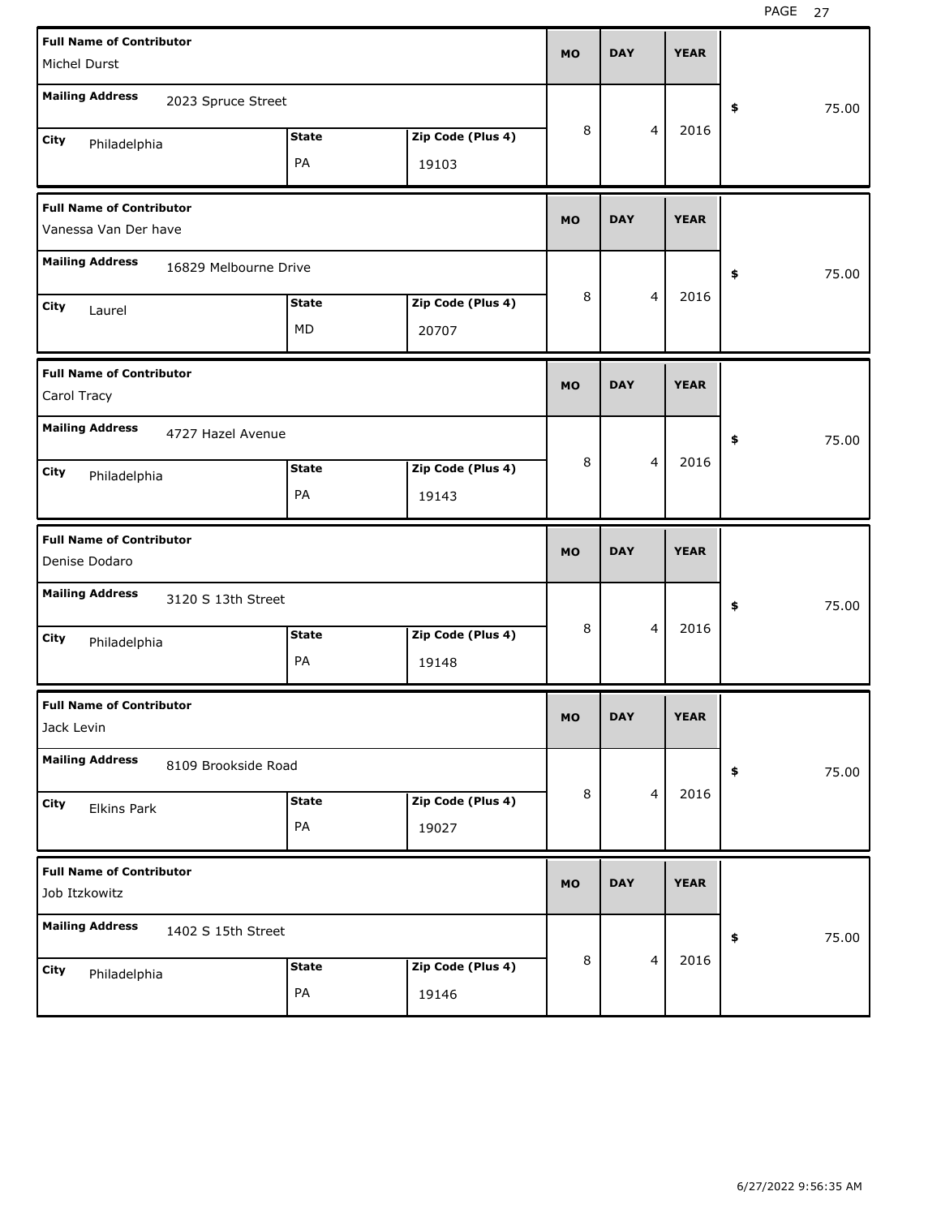| Full Name of Contributor | Mailing Address | City | State | Zip Code (Plus 4) | MO | DAY | YEAR | $ |
|---|---|---|---|---|---|---|---|---|
| Michel Durst | 2023 Spruce Street | Philadelphia | PA | 19103 | 8 | 4 | 2016 | 75.00 |
| Vanessa Van Der have | 16829 Melbourne Drive | Laurel | MD | 20707 | 8 | 4 | 2016 | 75.00 |
| Carol Tracy | 4727 Hazel Avenue | Philadelphia | PA | 19143 | 8 | 4 | 2016 | 75.00 |
| Denise Dodaro | 3120 S 13th Street | Philadelphia | PA | 19148 | 8 | 4 | 2016 | 75.00 |
| Jack Levin | 8109 Brookside Road | Elkins Park | PA | 19027 | 8 | 4 | 2016 | 75.00 |
| Job Itzkowitz | 1402 S 15th Street | Philadelphia | PA | 19146 | 8 | 4 | 2016 | 75.00 |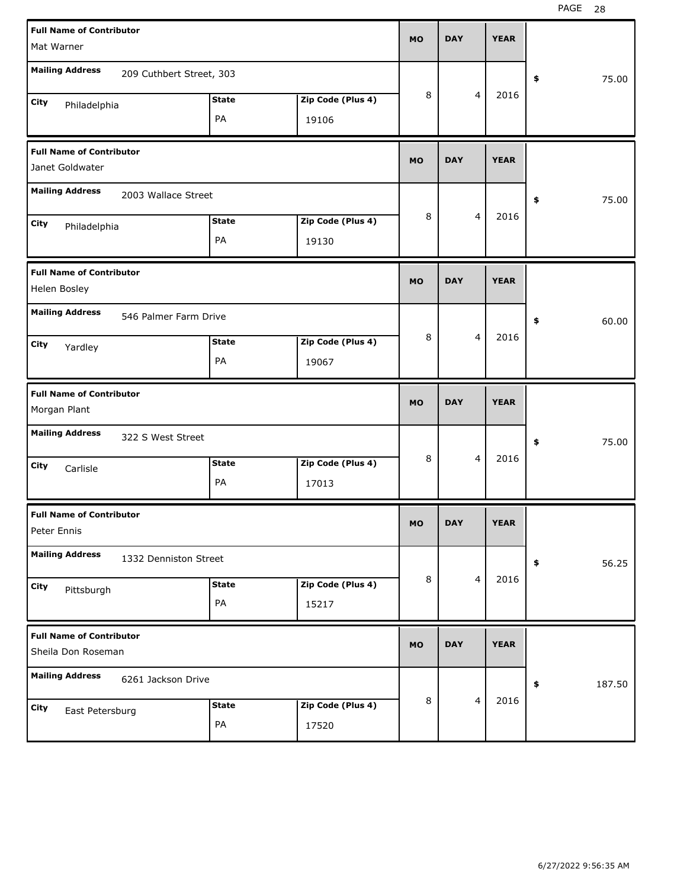| Full Name of Contributor | Mailing Address | City | State | Zip Code (Plus 4) | MO | DAY | YEAR | $ |
|---|---|---|---|---|---|---|---|---|
| Mat Warner | 209 Cuthbert Street, 303 | Philadelphia | PA | 19106 | 8 | 4 | 2016 | 75.00 |
| Janet Goldwater | 2003 Wallace Street | Philadelphia | PA | 19130 | 8 | 4 | 2016 | 75.00 |
| Helen Bosley | 546 Palmer Farm Drive | Yardley | PA | 19067 | 8 | 4 | 2016 | 60.00 |
| Morgan Plant | 322 S West Street | Carlisle | PA | 17013 | 8 | 4 | 2016 | 75.00 |
| Peter Ennis | 1332 Denniston Street | Pittsburgh | PA | 15217 | 8 | 4 | 2016 | 56.25 |
| Sheila Don Roseman | 6261 Jackson Drive | East Petersburg | PA | 17520 | 8 | 4 | 2016 | 187.50 |

6/27/2022 9:56:35 AM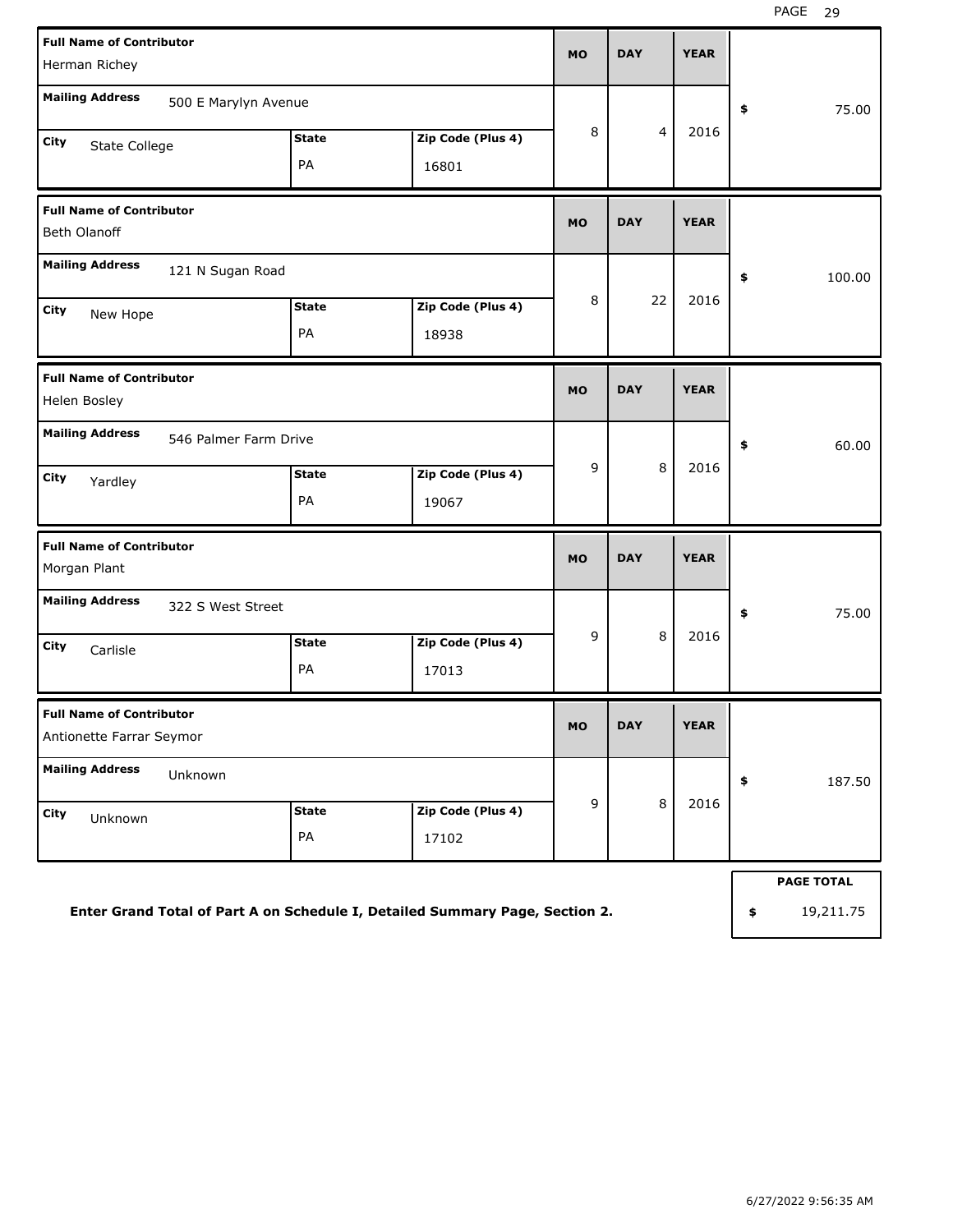| Full Name of Contributor | Mailing Address | City | State | Zip Code (Plus 4) | MO | DAY | YEAR | $ |
|---|---|---|---|---|---|---|---|---|
| Herman Richey | 500 E Marylyn Avenue | State College | PA | 16801 | 8 | 4 | 2016 | 75.00 |
| Beth Olanoff | 121 N Sugan Road | New Hope | PA | 18938 | 8 | 22 | 2016 | 100.00 |
| Helen Bosley | 546 Palmer Farm Drive | Yardley | PA | 19067 | 9 | 8 | 2016 | 60.00 |
| Morgan Plant | 322 S West Street | Carlisle | PA | 17013 | 9 | 8 | 2016 | 75.00 |
| Antionette Farrar Seymor | Unknown | Unknown | PA | 17102 | 9 | 8 | 2016 | 187.50 |

**Enter Grand Total of Part A on Schedule I, Detailed Summary Page, Section 2.**

| PAGE TOTAL |
|---|
| $ 19,211.75 |

6/27/2022 9:56:35 AM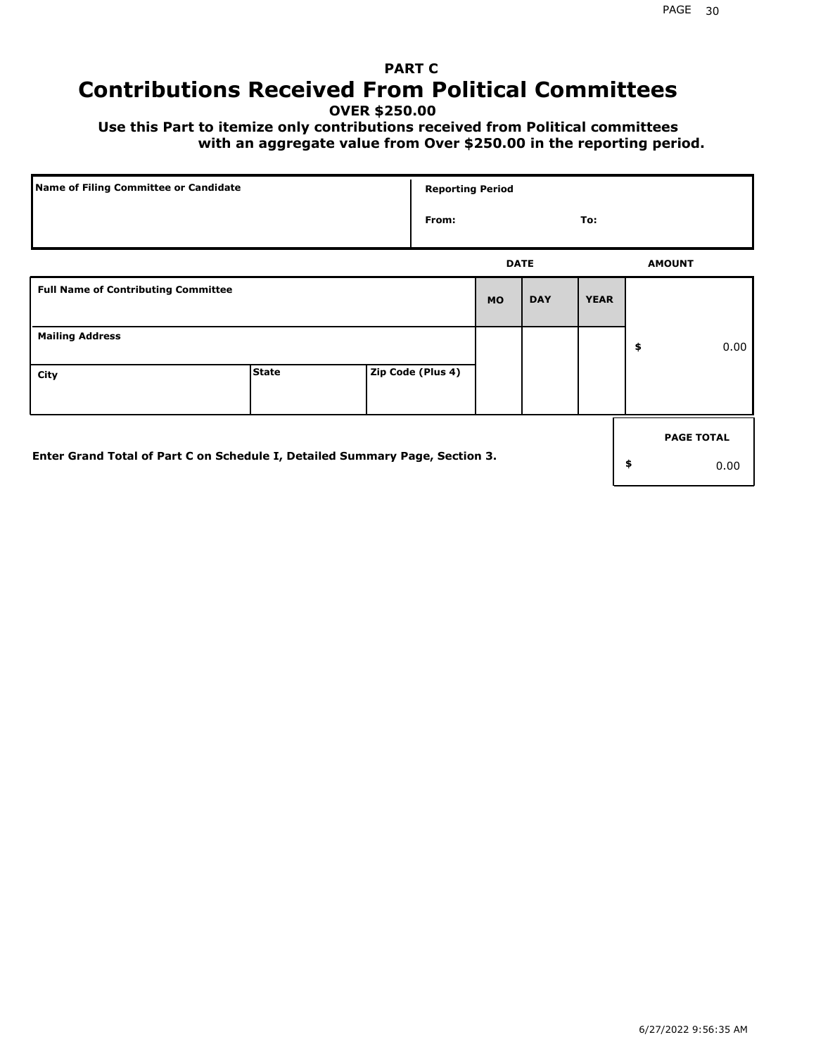# PART C

# Contributions Received From Political Committees

**OVER $250.00**

**Use this Part to itemize only contributions received from Political committees with an aggregate value from Over $250.00 in the reporting period.**

| Name of Filing Committee or Candidate | Reporting Period |
|---|---|
| | From: To: |

| Full Name of Contributing Committee | | | DATE MO | DATE DAY | DATE YEAR | AMOUNT |
|---|---|---|---|---|---|---|
| Mailing Address | | | | | | $ 0.00 |
| City | State | Zip Code (Plus 4) | | | | |

**Enter Grand Total of Part C on Schedule I, Detailed Summary Page, Section 3.**

| PAGE TOTAL |
|---|
| $ 0.00 |

6/27/2022 9:56:35 AM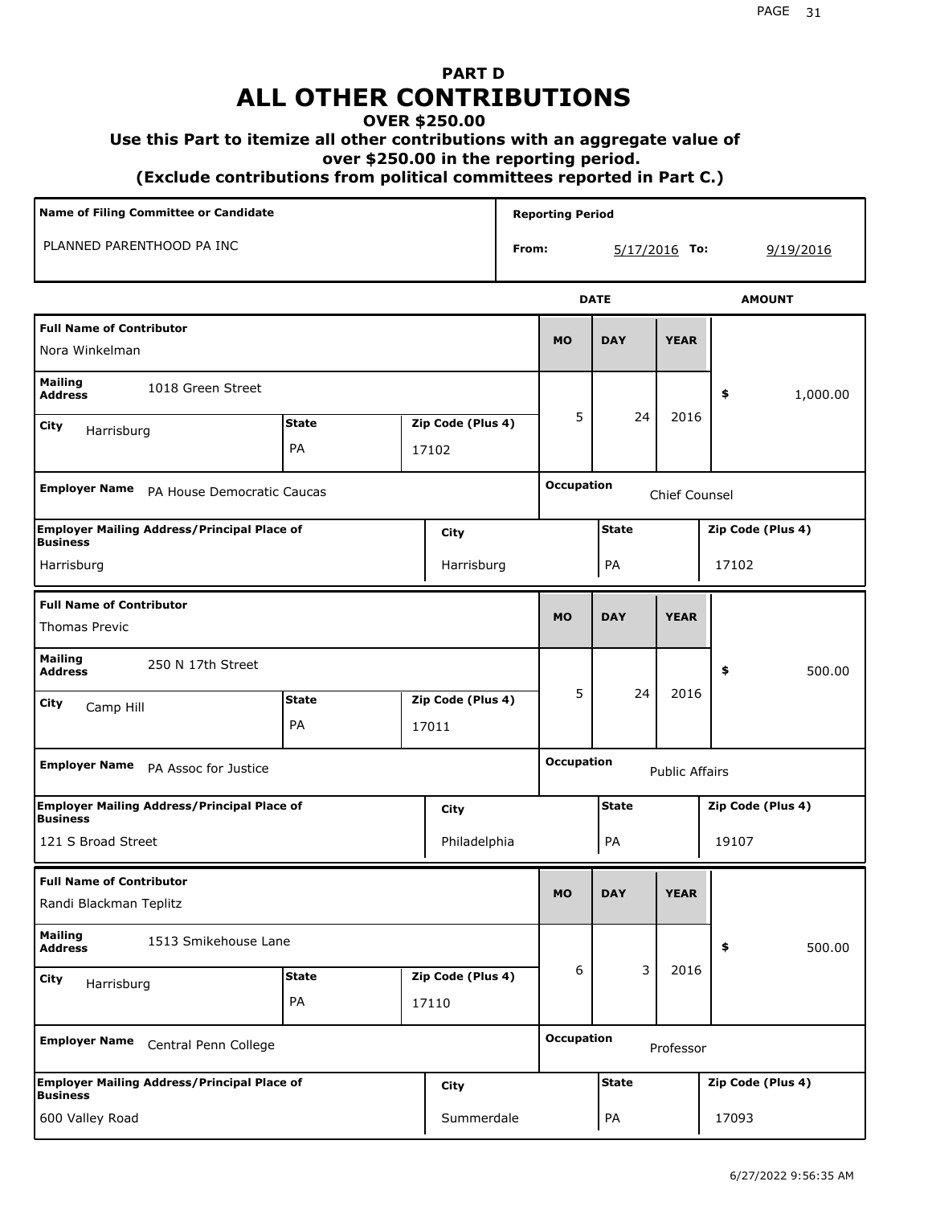# PART D
# ALL OTHER CONTRIBUTIONS
### OVER $250.00
### Use this Part to itemize all other contributions with an aggregate value of over $250.00 in the reporting period.
### (Exclude contributions from political committees reported in Part C.)

| Name of Filing Committee or Candidate | Reporting Period |
|---|---|
| PLANNED PARENTHOOD PA INC | From: 5/17/2016 To: 9/19/2016 |

| Full Name of Contributor | Mailing Address | City | State | Zip Code (Plus 4) | MO | DAY | YEAR | AMOUNT | Employer Name | Occupation | Employer Mailing Address/Principal Place of Business | City | State | Zip Code (Plus 4) |
|---|---|---|---|---|---|---|---|---|---|---|---|---|---|---|
| Nora Winkelman | 1018 Green Street | Harrisburg | PA | 17102 | 5 | 24 | 2016 | $ 1,000.00 | PA House Democratic Caucas | Chief Counsel | Harrisburg | Harrisburg | PA | 17102 |
| Thomas Previc | 250 N 17th Street | Camp Hill | PA | 17011 | 5 | 24 | 2016 | $ 500.00 | PA Assoc for Justice | Public Affairs | 121 S Broad Street | Philadelphia | PA | 19107 |
| Randi Blackman Teplitz | 1513 Smikehouse Lane | Harrisburg | PA | 17110 | 6 | 3 | 2016 | $ 500.00 | Central Penn College | Professor | 600 Valley Road | Summerdale | PA | 17093 |

6/27/2022 9:56:35 AM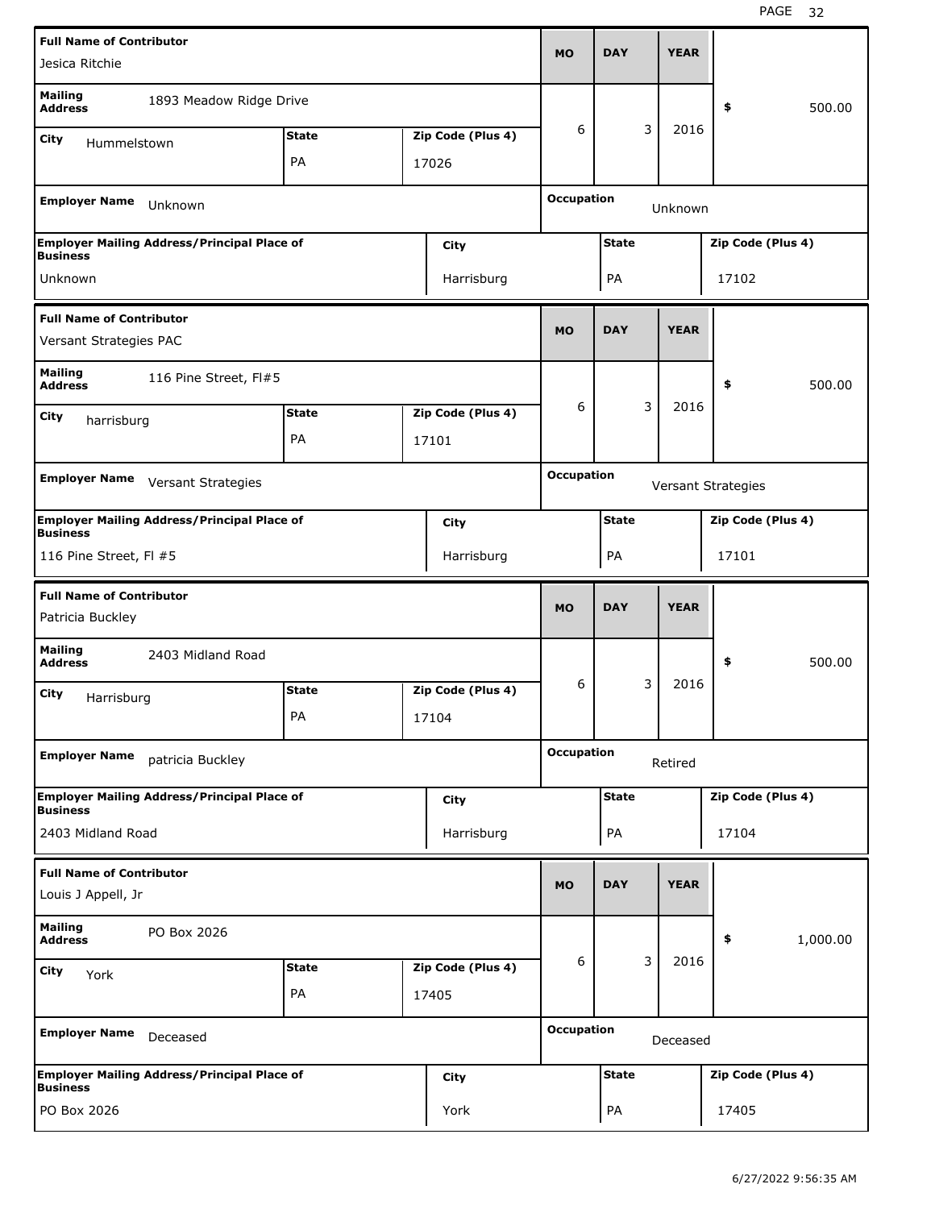| Full Name of Contributor | | | MO | DAY | YEAR | |
| --- | --- | --- | --- | --- | --- | --- |
| Jesica Ritchie | | | | | | |
| Mailing Address: 1893 Meadow Ridge Drive | | | 6 | 3 | 2016 | $ 500.00 |
| City: Hummelstown | State: PA | Zip Code (Plus 4): 17026 | | | | |
| Employer Name: Unknown | | | Occupation: Unknown | | | |
| Employer Mailing Address/Principal Place of Business: Unknown | City: Harrisburg | | State: PA | | Zip Code (Plus 4): 17102 | |

| Full Name of Contributor | | | MO | DAY | YEAR | |
| --- | --- | --- | --- | --- | --- | --- |
| Versant Strategies PAC | | | | | | |
| Mailing Address: 116 Pine Street, Fl#5 | | | 6 | 3 | 2016 | $ 500.00 |
| City: harrisburg | State: PA | Zip Code (Plus 4): 17101 | | | | |
| Employer Name: Versant Strategies | | | Occupation: Versant Strategies | | | |
| Employer Mailing Address/Principal Place of Business: 116 Pine Street, Fl #5 | City: Harrisburg | | State: PA | | Zip Code (Plus 4): 17101 | |

| Full Name of Contributor | | | MO | DAY | YEAR | |
| --- | --- | --- | --- | --- | --- | --- |
| Patricia Buckley | | | | | | |
| Mailing Address: 2403 Midland Road | | | 6 | 3 | 2016 | $ 500.00 |
| City: Harrisburg | State: PA | Zip Code (Plus 4): 17104 | | | | |
| Employer Name: patricia Buckley | | | Occupation: Retired | | | |
| Employer Mailing Address/Principal Place of Business: 2403 Midland Road | City: Harrisburg | | State: PA | | Zip Code (Plus 4): 17104 | |

| Full Name of Contributor | | | MO | DAY | YEAR | |
| --- | --- | --- | --- | --- | --- | --- |
| Louis J Appell, Jr | | | | | | |
| Mailing Address: PO Box 2026 | | | 6 | 3 | 2016 | $ 1,000.00 |
| City: York | State: PA | Zip Code (Plus 4): 17405 | | | | |
| Employer Name: Deceased | | | Occupation: Deceased | | | |
| Employer Mailing Address/Principal Place of Business: PO Box 2026 | City: York | | State: PA | | Zip Code (Plus 4): 17405 | |

6/27/2022 9:56:35 AM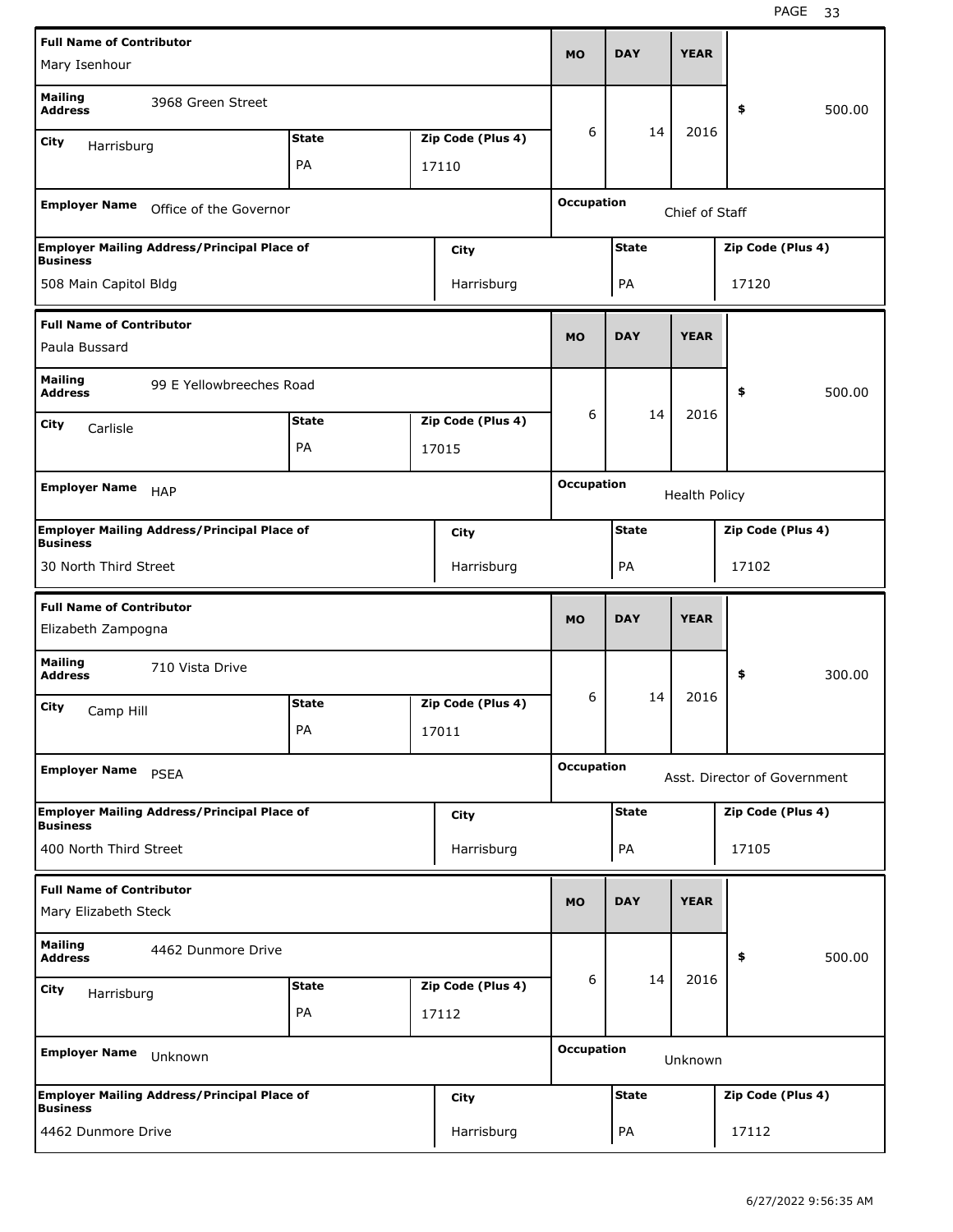| Full Name of Contributor | | | MO | DAY | YEAR | |
| --- | --- | --- | --- | --- | --- | --- |
| Mary Isenhour | | | | | | |
| Mailing Address: 3968 Green Street | | | 6 | 14 | 2016 | $ 500.00 |
| City: Harrisburg | State: PA | Zip Code (Plus 4): 17110 | | | | |
| Employer Name: Office of the Governor | | | Occupation: Chief of Staff | | | |
| Employer Mailing Address/Principal Place of Business: 508 Main Capitol Bldg | City: Harrisburg | | State: PA | | Zip Code (Plus 4): 17120 | |

| Full Name of Contributor | | | MO | DAY | YEAR | |
| --- | --- | --- | --- | --- | --- | --- |
| Paula Bussard | | | | | | |
| Mailing Address: 99 E Yellowbreeches Road | | | 6 | 14 | 2016 | $ 500.00 |
| City: Carlisle | State: PA | Zip Code (Plus 4): 17015 | | | | |
| Employer Name: HAP | | | Occupation: Health Policy | | | |
| Employer Mailing Address/Principal Place of Business: 30 North Third Street | City: Harrisburg | | State: PA | | Zip Code (Plus 4): 17102 | |

| Full Name of Contributor | | | MO | DAY | YEAR | |
| --- | --- | --- | --- | --- | --- | --- |
| Elizabeth Zampogna | | | | | | |
| Mailing Address: 710 Vista Drive | | | 6 | 14 | 2016 | $ 300.00 |
| City: Camp Hill | State: PA | Zip Code (Plus 4): 17011 | | | | |
| Employer Name: PSEA | | | Occupation: Asst. Director of Government | | | |
| Employer Mailing Address/Principal Place of Business: 400 North Third Street | City: Harrisburg | | State: PA | | Zip Code (Plus 4): 17105 | |

| Full Name of Contributor | | | MO | DAY | YEAR | |
| --- | --- | --- | --- | --- | --- | --- |
| Mary Elizabeth Steck | | | | | | |
| Mailing Address: 4462 Dunmore Drive | | | 6 | 14 | 2016 | $ 500.00 |
| City: Harrisburg | State: PA | Zip Code (Plus 4): 17112 | | | | |
| Employer Name: Unknown | | | Occupation: Unknown | | | |
| Employer Mailing Address/Principal Place of Business: 4462 Dunmore Drive | City: Harrisburg | | State: PA | | Zip Code (Plus 4): 17112 | |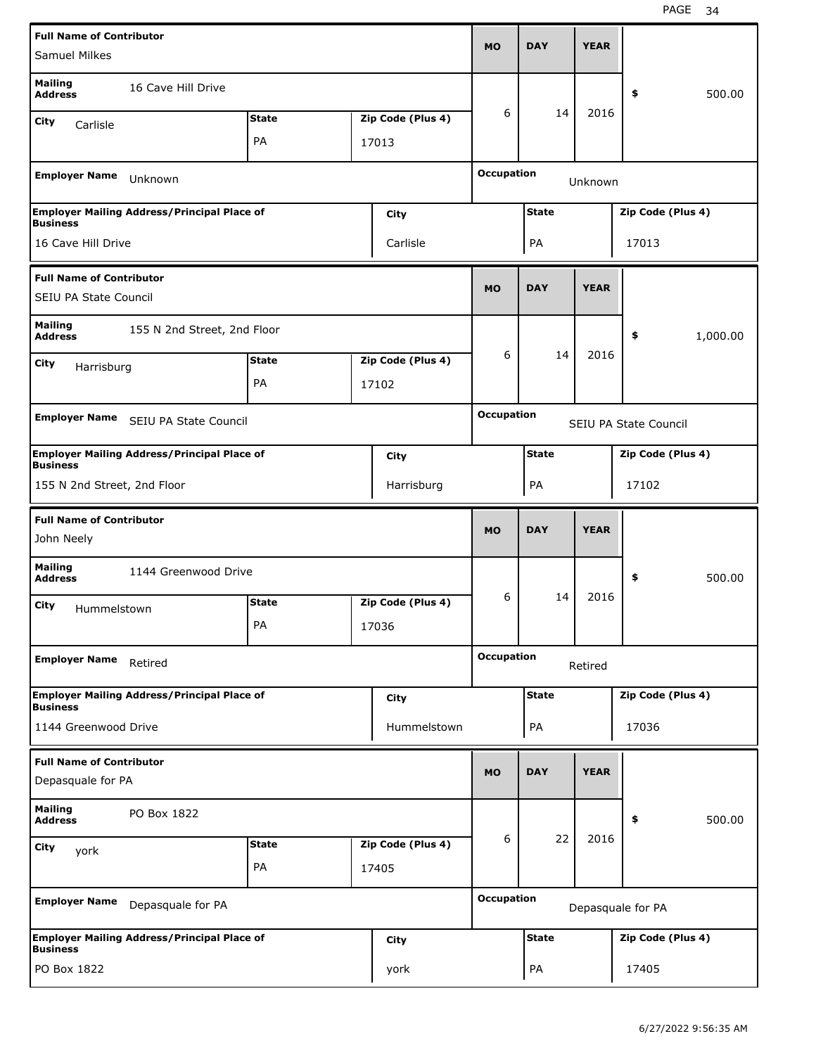| Full Name of Contributor | | | MO | DAY | YEAR | |
|---|---|---|---|---|---|---|
| Samuel Milkes | | | | | | |
| Mailing Address: 16 Cave Hill Drive | | | 6 | 14 | 2016 | $ 500.00 |
| City: Carlisle | State: PA | Zip Code (Plus 4): 17013 | | | | |
| Employer Name: Unknown | | | Occupation: Unknown | | | |
| Employer Mailing Address/Principal Place of Business: 16 Cave Hill Drive | City: Carlisle | | State: PA | | Zip Code (Plus 4): 17013 | |

| Full Name of Contributor | | | MO | DAY | YEAR | |
|---|---|---|---|---|---|---|
| SEIU PA State Council | | | | | | |
| Mailing Address: 155 N 2nd Street, 2nd Floor | | | 6 | 14 | 2016 | $ 1,000.00 |
| City: Harrisburg | State: PA | Zip Code (Plus 4): 17102 | | | | |
| Employer Name: SEIU PA State Council | | | Occupation: SEIU PA State Council | | | |
| Employer Mailing Address/Principal Place of Business: 155 N 2nd Street, 2nd Floor | City: Harrisburg | | State: PA | | Zip Code (Plus 4): 17102 | |

| Full Name of Contributor | | | MO | DAY | YEAR | |
|---|---|---|---|---|---|---|
| John Neely | | | | | | |
| Mailing Address: 1144 Greenwood Drive | | | 6 | 14 | 2016 | $ 500.00 |
| City: Hummelstown | State: PA | Zip Code (Plus 4): 17036 | | | | |
| Employer Name: Retired | | | Occupation: Retired | | | |
| Employer Mailing Address/Principal Place of Business: 1144 Greenwood Drive | City: Hummelstown | | State: PA | | Zip Code (Plus 4): 17036 | |

| Full Name of Contributor | | | MO | DAY | YEAR | |
|---|---|---|---|---|---|---|
| Depasquale for PA | | | | | | |
| Mailing Address: PO Box 1822 | | | 6 | 22 | 2016 | $ 500.00 |
| City: york | State: PA | Zip Code (Plus 4): 17405 | | | | |
| Employer Name: Depasquale for PA | | | Occupation: Depasquale for PA | | | |
| Employer Mailing Address/Principal Place of Business: PO Box 1822 | City: york | | State: PA | | Zip Code (Plus 4): 17405 | |

6/27/2022 9:56:35 AM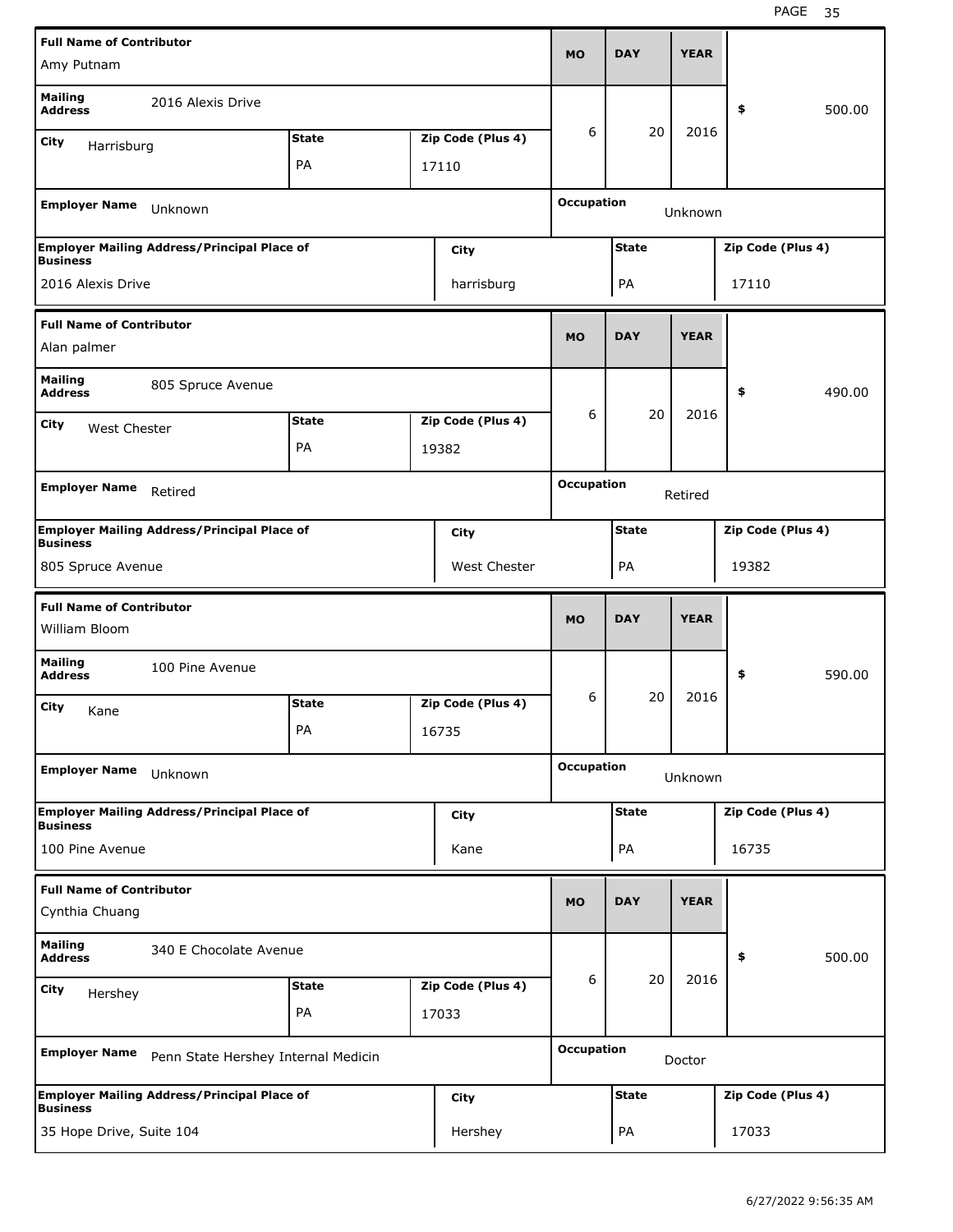| Full Name of Contributor | | | MO | DAY | YEAR | |
|---|---|---|---|---|---|---|
| Amy Putnam | | | | | | |
| Mailing Address: 2016 Alexis Drive | | | 6 | 20 | 2016 | $ 500.00 |
| City: Harrisburg | State: PA | Zip Code (Plus 4): 17110 | | | | |
| Employer Name: Unknown | | | Occupation: Unknown | | | |
| Employer Mailing Address/Principal Place of Business: 2016 Alexis Drive | City: harrisburg | | State: PA | | Zip Code (Plus 4): 17110 | |

| Full Name of Contributor | | | MO | DAY | YEAR | |
|---|---|---|---|---|---|---|
| Alan palmer | | | | | | |
| Mailing Address: 805 Spruce Avenue | | | 6 | 20 | 2016 | $ 490.00 |
| City: West Chester | State: PA | Zip Code (Plus 4): 19382 | | | | |
| Employer Name: Retired | | | Occupation: Retired | | | |
| Employer Mailing Address/Principal Place of Business: 805 Spruce Avenue | City: West Chester | | State: PA | | Zip Code (Plus 4): 19382 | |

| Full Name of Contributor | | | MO | DAY | YEAR | |
|---|---|---|---|---|---|---|
| William Bloom | | | | | | |
| Mailing Address: 100 Pine Avenue | | | 6 | 20 | 2016 | $ 590.00 |
| City: Kane | State: PA | Zip Code (Plus 4): 16735 | | | | |
| Employer Name: Unknown | | | Occupation: Unknown | | | |
| Employer Mailing Address/Principal Place of Business: 100 Pine Avenue | City: Kane | | State: PA | | Zip Code (Plus 4): 16735 | |

| Full Name of Contributor | | | MO | DAY | YEAR | |
|---|---|---|---|---|---|---|
| Cynthia Chuang | | | | | | |
| Mailing Address: 340 E Chocolate Avenue | | | 6 | 20 | 2016 | $ 500.00 |
| City: Hershey | State: PA | Zip Code (Plus 4): 17033 | | | | |
| Employer Name: Penn State Hershey Internal Medicin | | | Occupation: Doctor | | | |
| Employer Mailing Address/Principal Place of Business: 35 Hope Drive, Suite 104 | City: Hershey | | State: PA | | Zip Code (Plus 4): 17033 | |

6/27/2022 9:56:35 AM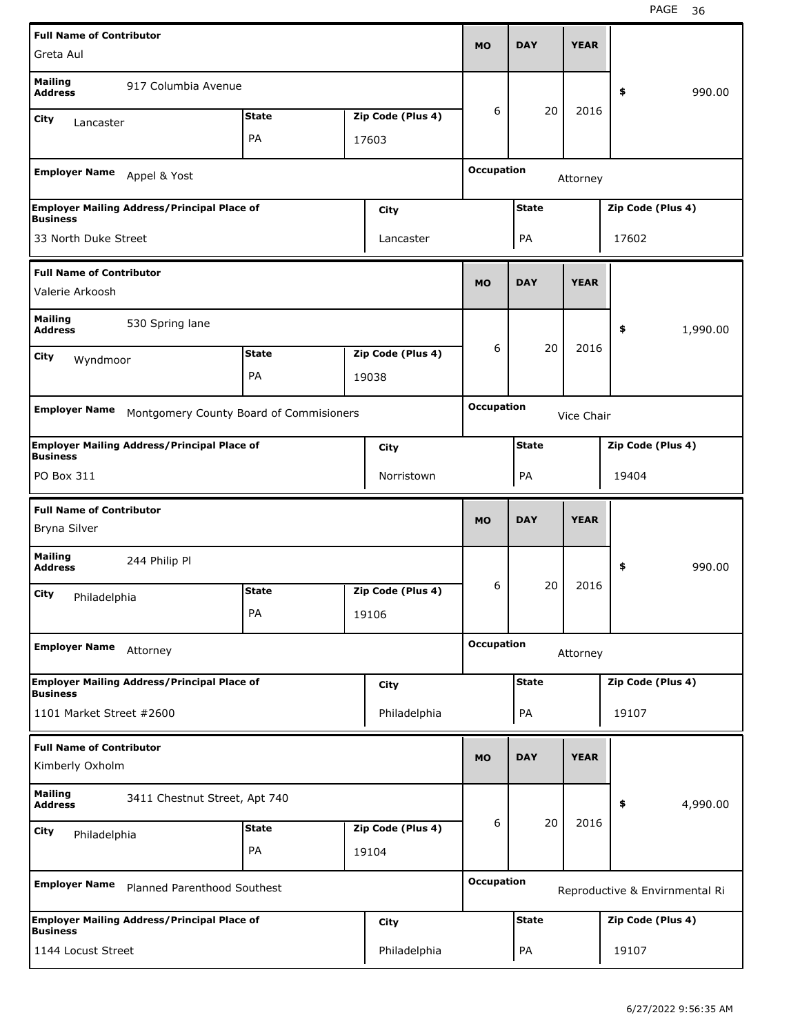| Full Name of Contributor | | | MO | DAY | YEAR | |
|---|---|---|---|---|---|---|
| Greta Aul | | | 6 | 20 | 2016 | $ 990.00 |
| **Mailing Address** 917 Columbia Avenue | | | | | | |
| **City** Lancaster | **State** PA | **Zip Code (Plus 4)** 17603 | | | | |
| **Employer Name** Appel & Yost | | | **Occupation** Attorney | | | |
| **Employer Mailing Address/Principal Place of Business** 33 North Duke Street | **City** Lancaster | | **State** PA | | **Zip Code (Plus 4)** 17602 | |

| Full Name of Contributor | | | MO | DAY | YEAR | |
|---|---|---|---|---|---|---|
| Valerie Arkoosh | | | 6 | 20 | 2016 | $ 1,990.00 |
| **Mailing Address** 530 Spring lane | | | | | | |
| **City** Wyndmoor | **State** PA | **Zip Code (Plus 4)** 19038 | | | | |
| **Employer Name** Montgomery County Board of Commisioners | | | **Occupation** Vice Chair | | | |
| **Employer Mailing Address/Principal Place of Business** PO Box 311 | **City** Norristown | | **State** PA | | **Zip Code (Plus 4)** 19404 | |

| Full Name of Contributor | | | MO | DAY | YEAR | |
|---|---|---|---|---|---|---|
| Bryna Silver | | | 6 | 20 | 2016 | $ 990.00 |
| **Mailing Address** 244 Philip Pl | | | | | | |
| **City** Philadelphia | **State** PA | **Zip Code (Plus 4)** 19106 | | | | |
| **Employer Name** Attorney | | | **Occupation** Attorney | | | |
| **Employer Mailing Address/Principal Place of Business** 1101 Market Street #2600 | **City** Philadelphia | | **State** PA | | **Zip Code (Plus 4)** 19107 | |

| Full Name of Contributor | | | MO | DAY | YEAR | |
|---|---|---|---|---|---|---|
| Kimberly Oxholm | | | 6 | 20 | 2016 | $ 4,990.00 |
| **Mailing Address** 3411 Chestnut Street, Apt 740 | | | | | | |
| **City** Philadelphia | **State** PA | **Zip Code (Plus 4)** 19104 | | | | |
| **Employer Name** Planned Parenthood Southest | | | **Occupation** Reproductive & Envirnmental Ri | | | |
| **Employer Mailing Address/Principal Place of Business** 1144 Locust Street | **City** Philadelphia | | **State** PA | | **Zip Code (Plus 4)** 19107 | |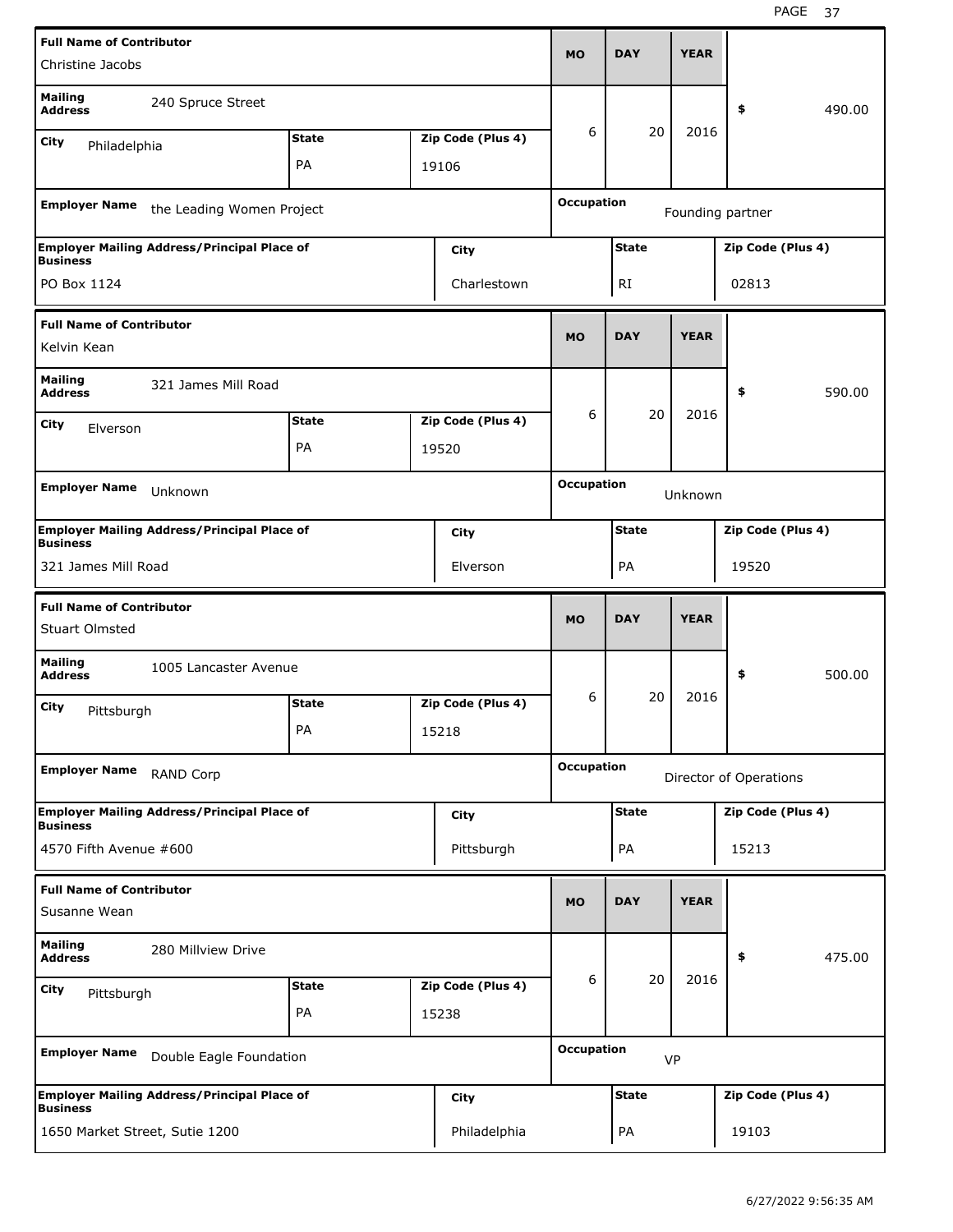| Full Name of Contributor | | | MO | DAY | YEAR | |
|---|---|---|---|---|---|---|
| Christine Jacobs | | | 6 | 20 | 2016 | $ 490.00 |
| Mailing Address: 240 Spruce Street | | | | | | |
| City: Philadelphia | State: PA | Zip Code (Plus 4): 19106 | | | | |
| Employer Name: the Leading Women Project | | | Occupation: Founding partner | | | |
| Employer Mailing Address/Principal Place of Business: PO Box 1124 | City: Charlestown | | State: RI | | Zip Code (Plus 4): 02813 | |

| Full Name of Contributor | | | MO | DAY | YEAR | |
|---|---|---|---|---|---|---|
| Kelvin Kean | | | 6 | 20 | 2016 | $ 590.00 |
| Mailing Address: 321 James Mill Road | | | | | | |
| City: Elverson | State: PA | Zip Code (Plus 4): 19520 | | | | |
| Employer Name: Unknown | | | Occupation: Unknown | | | |
| Employer Mailing Address/Principal Place of Business: 321 James Mill Road | City: Elverson | | State: PA | | Zip Code (Plus 4): 19520 | |

| Full Name of Contributor | | | MO | DAY | YEAR | |
|---|---|---|---|---|---|---|
| Stuart Olmsted | | | 6 | 20 | 2016 | $ 500.00 |
| Mailing Address: 1005 Lancaster Avenue | | | | | | |
| City: Pittsburgh | State: PA | Zip Code (Plus 4): 15218 | | | | |
| Employer Name: RAND Corp | | | Occupation: Director of Operations | | | |
| Employer Mailing Address/Principal Place of Business: 4570 Fifth Avenue #600 | City: Pittsburgh | | State: PA | | Zip Code (Plus 4): 15213 | |

| Full Name of Contributor | | | MO | DAY | YEAR | |
|---|---|---|---|---|---|---|
| Susanne Wean | | | 6 | 20 | 2016 | $ 475.00 |
| Mailing Address: 280 Millview Drive | | | | | | |
| City: Pittsburgh | State: PA | Zip Code (Plus 4): 15238 | | | | |
| Employer Name: Double Eagle Foundation | | | Occupation: VP | | | |
| Employer Mailing Address/Principal Place of Business: 1650 Market Street, Sutie 1200 | City: Philadelphia | | State: PA | | Zip Code (Plus 4): 19103 | |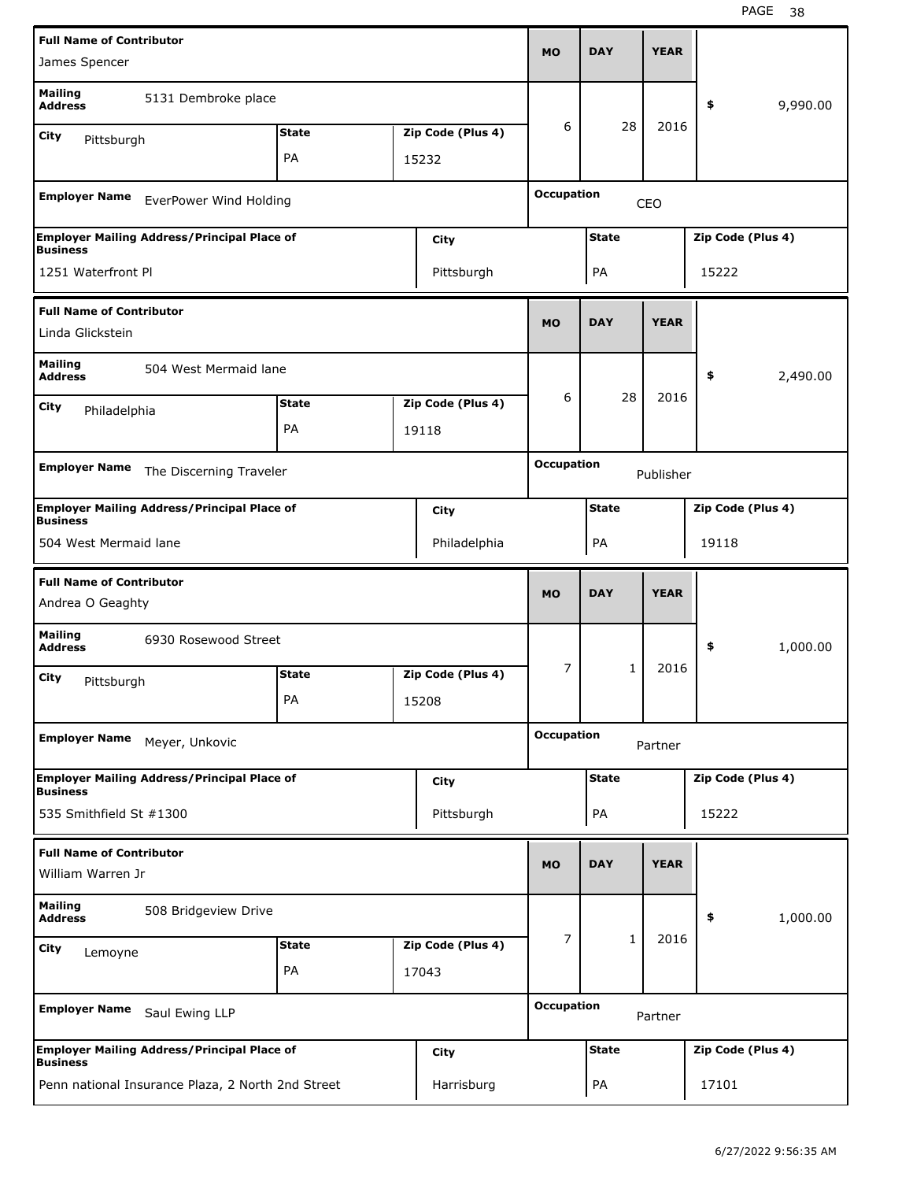| Full Name of Contributor | | | MO | DAY | YEAR | Amount |
|---|---|---|---|---|---|---|
| James Spencer | | | 6 | 28 | 2016 | $ 9,990.00 |
| **Mailing Address** 5131 Dembroke place | | | | | | |
| **City** Pittsburgh | **State** PA | **Zip Code (Plus 4)** 15232 | | | | |
| **Employer Name** EverPower Wind Holding | | | **Occupation** CEO | | | |
| **Employer Mailing Address/Principal Place of Business** 1251 Waterfront Pl | **City** Pittsburgh | | **State** PA | | **Zip Code (Plus 4)** 15222 | |

| Full Name of Contributor | | | MO | DAY | YEAR | Amount |
|---|---|---|---|---|---|---|
| Linda Glickstein | | | 6 | 28 | 2016 | $ 2,490.00 |
| **Mailing Address** 504 West Mermaid lane | | | | | | |
| **City** Philadelphia | **State** PA | **Zip Code (Plus 4)** 19118 | | | | |
| **Employer Name** The Discerning Traveler | | | **Occupation** Publisher | | | |
| **Employer Mailing Address/Principal Place of Business** 504 West Mermaid lane | **City** Philadelphia | | **State** PA | | **Zip Code (Plus 4)** 19118 | |

| Full Name of Contributor | | | MO | DAY | YEAR | Amount |
|---|---|---|---|---|---|---|
| Andrea O Geaghty | | | 7 | 1 | 2016 | $ 1,000.00 |
| **Mailing Address** 6930 Rosewood Street | | | | | | |
| **City** Pittsburgh | **State** PA | **Zip Code (Plus 4)** 15208 | | | | |
| **Employer Name** Meyer, Unkovic | | | **Occupation** Partner | | | |
| **Employer Mailing Address/Principal Place of Business** 535 Smithfield St #1300 | **City** Pittsburgh | | **State** PA | | **Zip Code (Plus 4)** 15222 | |

| Full Name of Contributor | | | MO | DAY | YEAR | Amount |
|---|---|---|---|---|---|---|
| William Warren Jr | | | 7 | 1 | 2016 | $ 1,000.00 |
| **Mailing Address** 508 Bridgeview Drive | | | | | | |
| **City** Lemoyne | **State** PA | **Zip Code (Plus 4)** 17043 | | | | |
| **Employer Name** Saul Ewing LLP | | | **Occupation** Partner | | | |
| **Employer Mailing Address/Principal Place of Business** Penn national Insurance Plaza, 2 North 2nd Street | **City** Harrisburg | | **State** PA | | **Zip Code (Plus 4)** 17101 | |

6/27/2022 9:56:35 AM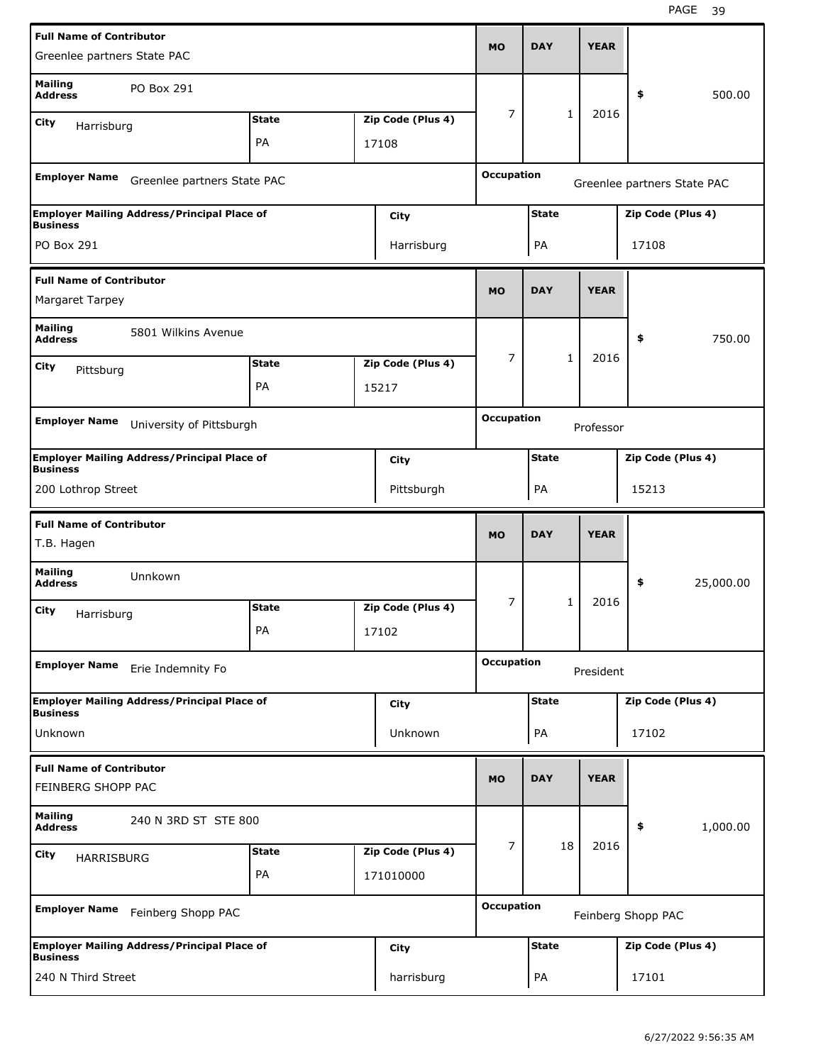| Full Name of Contributor | | | MO | DAY | YEAR | |
|---|---|---|---|---|---|---|
| Greenlee partners State PAC | | | 7 | 1 | 2016 | $ 500.00 |
| **Mailing Address** PO Box 291 | | | | | | |
| **City** Harrisburg | **State** PA | **Zip Code (Plus 4)** 17108 | | | | |
| **Employer Name** Greenlee partners State PAC | | | **Occupation** Greenlee partners State PAC | | | |
| **Employer Mailing Address/Principal Place of Business** PO Box 291 | **City** Harrisburg | | **State** PA | | **Zip Code (Plus 4)** 17108 | |

| Full Name of Contributor | | | MO | DAY | YEAR | |
|---|---|---|---|---|---|---|
| Margaret Tarpey | | | 7 | 1 | 2016 | $ 750.00 |
| **Mailing Address** 5801 Wilkins Avenue | | | | | | |
| **City** Pittsburg | **State** PA | **Zip Code (Plus 4)** 15217 | | | | |
| **Employer Name** University of Pittsburgh | | | **Occupation** Professor | | | |
| **Employer Mailing Address/Principal Place of Business** 200 Lothrop Street | **City** Pittsburgh | | **State** PA | | **Zip Code (Plus 4)** 15213 | |

| Full Name of Contributor | | | MO | DAY | YEAR | |
|---|---|---|---|---|---|---|
| T.B. Hagen | | | 7 | 1 | 2016 | $ 25,000.00 |
| **Mailing Address** Unnkown | | | | | | |
| **City** Harrisburg | **State** PA | **Zip Code (Plus 4)** 17102 | | | | |
| **Employer Name** Erie Indemnity Fo | | | **Occupation** President | | | |
| **Employer Mailing Address/Principal Place of Business** Unknown | **City** Unknown | | **State** PA | | **Zip Code (Plus 4)** 17102 | |

| Full Name of Contributor | | | MO | DAY | YEAR | |
|---|---|---|---|---|---|---|
| FEINBERG SHOPP PAC | | | 7 | 18 | 2016 | $ 1,000.00 |
| **Mailing Address** 240 N 3RD ST STE 800 | | | | | | |
| **City** HARRISBURG | **State** PA | **Zip Code (Plus 4)** 171010000 | | | | |
| **Employer Name** Feinberg Shopp PAC | | | **Occupation** Feinberg Shopp PAC | | | |
| **Employer Mailing Address/Principal Place of Business** 240 N Third Street | **City** harrisburg | | **State** PA | | **Zip Code (Plus 4)** 17101 | |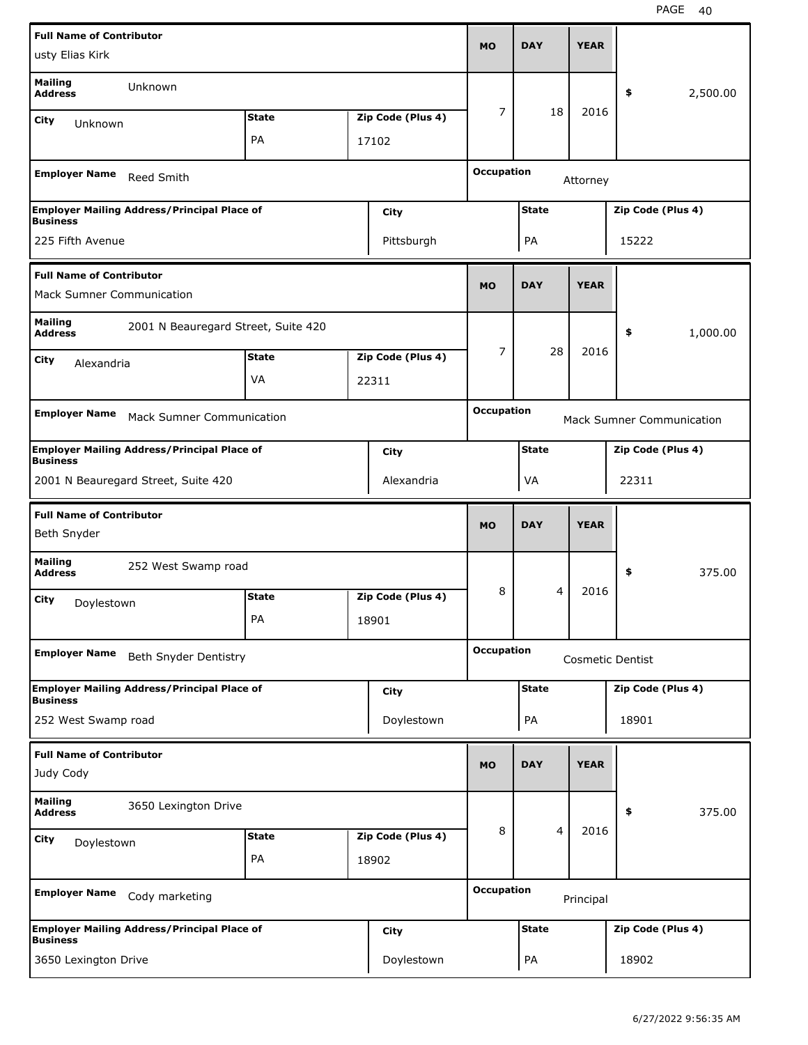| Full Name of Contributor | | | MO | DAY | YEAR | |
|---|---|---|---|---|---|---|
| usty Elias Kirk | | | | | | |
| Mailing Address | Unknown | | 7 | 18 | 2016 | $ 2,500.00 |
| City: Unknown | State: PA | Zip Code (Plus 4): 17102 | | | | |
| Employer Name: Reed Smith | | | Occupation: Attorney | | | |
| Employer Mailing Address/Principal Place of Business: 225 Fifth Avenue | | City: Pittsburgh | State: PA | | Zip Code (Plus 4): 15222 | |

| Full Name of Contributor | | | MO | DAY | YEAR | |
|---|---|---|---|---|---|---|
| Mack Sumner Communication | | | | | | |
| Mailing Address | 2001 N Beauregard Street, Suite 420 | | 7 | 28 | 2016 | $ 1,000.00 |
| City: Alexandria | State: VA | Zip Code (Plus 4): 22311 | | | | |
| Employer Name: Mack Sumner Communication | | | Occupation: Mack Sumner Communication | | | |
| Employer Mailing Address/Principal Place of Business: 2001 N Beauregard Street, Suite 420 | | City: Alexandria | State: VA | | Zip Code (Plus 4): 22311 | |

| Full Name of Contributor | | | MO | DAY | YEAR | |
|---|---|---|---|---|---|---|
| Beth Snyder | | | | | | |
| Mailing Address | 252 West Swamp road | | 8 | 4 | 2016 | $ 375.00 |
| City: Doylestown | State: PA | Zip Code (Plus 4): 18901 | | | | |
| Employer Name: Beth Snyder Dentistry | | | Occupation: Cosmetic Dentist | | | |
| Employer Mailing Address/Principal Place of Business: 252 West Swamp road | | City: Doylestown | State: PA | | Zip Code (Plus 4): 18901 | |

| Full Name of Contributor | | | MO | DAY | YEAR | |
|---|---|---|---|---|---|---|
| Judy Cody | | | | | | |
| Mailing Address | 3650 Lexington Drive | | 8 | 4 | 2016 | $ 375.00 |
| City: Doylestown | State: PA | Zip Code (Plus 4): 18902 | | | | |
| Employer Name: Cody marketing | | | Occupation: Principal | | | |
| Employer Mailing Address/Principal Place of Business: 3650 Lexington Drive | | City: Doylestown | State: PA | | Zip Code (Plus 4): 18902 | |

6/27/2022 9:56:35 AM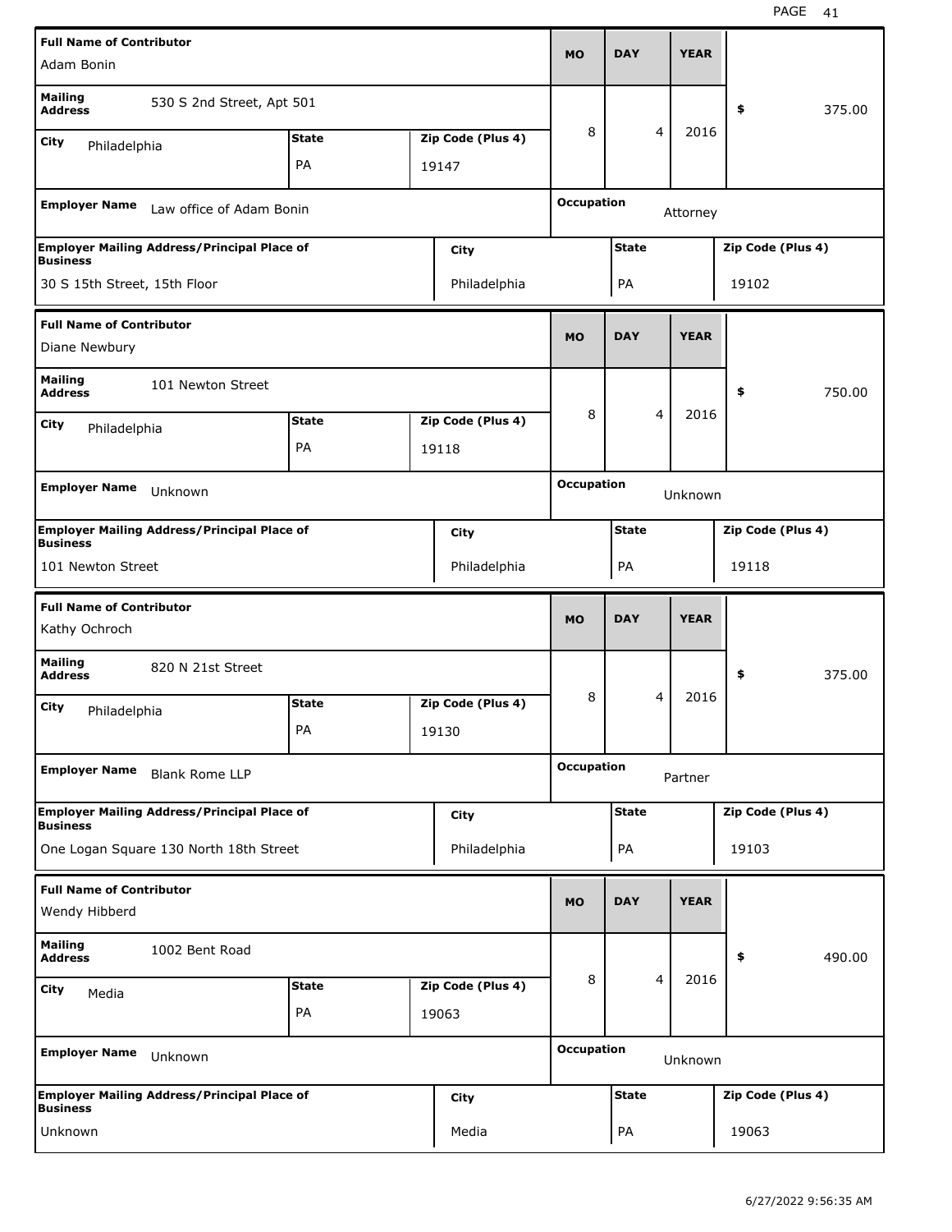| Full Name of Contributor | | | MO | DAY | YEAR | |
|---|---|---|---|---|---|---|
| Adam Bonin | | | 8 | 4 | 2016 | $ 375.00 |
| **Mailing Address** 530 S 2nd Street, Apt 501 | | | | | | |
| **City** Philadelphia | **State** PA | **Zip Code (Plus 4)** 19147 | | | | |
| **Employer Name** Law office of Adam Bonin | | | **Occupation** Attorney | | | |
| **Employer Mailing Address/Principal Place of Business** 30 S 15th Street, 15th Floor | **City** Philadelphia | | **State** PA | | **Zip Code (Plus 4)** 19102 | |

| Full Name of Contributor | | | MO | DAY | YEAR | |
|---|---|---|---|---|---|---|
| Diane Newbury | | | 8 | 4 | 2016 | $ 750.00 |
| **Mailing Address** 101 Newton Street | | | | | | |
| **City** Philadelphia | **State** PA | **Zip Code (Plus 4)** 19118 | | | | |
| **Employer Name** Unknown | | | **Occupation** Unknown | | | |
| **Employer Mailing Address/Principal Place of Business** 101 Newton Street | **City** Philadelphia | | **State** PA | | **Zip Code (Plus 4)** 19118 | |

| Full Name of Contributor | | | MO | DAY | YEAR | |
|---|---|---|---|---|---|---|
| Kathy Ochroch | | | 8 | 4 | 2016 | $ 375.00 |
| **Mailing Address** 820 N 21st Street | | | | | | |
| **City** Philadelphia | **State** PA | **Zip Code (Plus 4)** 19130 | | | | |
| **Employer Name** Blank Rome LLP | | | **Occupation** Partner | | | |
| **Employer Mailing Address/Principal Place of Business** One Logan Square 130 North 18th Street | **City** Philadelphia | | **State** PA | | **Zip Code (Plus 4)** 19103 | |

| Full Name of Contributor | | | MO | DAY | YEAR | |
|---|---|---|---|---|---|---|
| Wendy Hibberd | | | 8 | 4 | 2016 | $ 490.00 |
| **Mailing Address** 1002 Bent Road | | | | | | |
| **City** Media | **State** PA | **Zip Code (Plus 4)** 19063 | | | | |
| **Employer Name** Unknown | | | **Occupation** Unknown | | | |
| **Employer Mailing Address/Principal Place of Business** Unknown | **City** Media | | **State** PA | | **Zip Code (Plus 4)** 19063 | |

6/27/2022 9:56:35 AM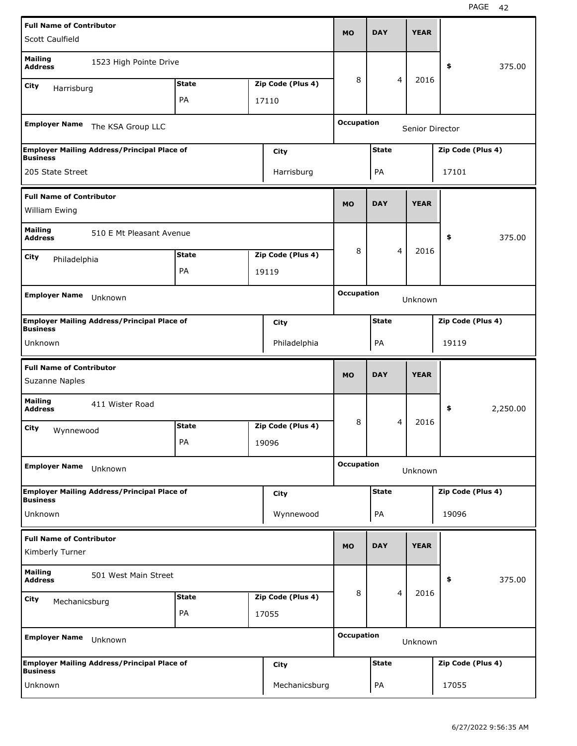| Full Name of Contributor | | | MO | DAY | YEAR | |
|---|---|---|---|---|---|---|
| Scott Caulfield | | | | | | |
| Mailing Address: 1523 High Pointe Drive | | | 8 | 4 | 2016 | $ 375.00 |
| City: Harrisburg | State: PA | Zip Code (Plus 4): 17110 | | | | |
| Employer Name: The KSA Group LLC | | | Occupation: Senior Director | | | |
| Employer Mailing Address/Principal Place of Business: 205 State Street | | City: Harrisburg | State: PA | | Zip Code (Plus 4): 17101 | |

| Full Name of Contributor | | | MO | DAY | YEAR | |
|---|---|---|---|---|---|---|
| William Ewing | | | | | | |
| Mailing Address: 510 E Mt Pleasant Avenue | | | 8 | 4 | 2016 | $ 375.00 |
| City: Philadelphia | State: PA | Zip Code (Plus 4): 19119 | | | | |
| Employer Name: Unknown | | | Occupation: Unknown | | | |
| Employer Mailing Address/Principal Place of Business: Unknown | | City: Philadelphia | State: PA | | Zip Code (Plus 4): 19119 | |

| Full Name of Contributor | | | MO | DAY | YEAR | |
|---|---|---|---|---|---|---|
| Suzanne Naples | | | | | | |
| Mailing Address: 411 Wister Road | | | 8 | 4 | 2016 | $ 2,250.00 |
| City: Wynnewood | State: PA | Zip Code (Plus 4): 19096 | | | | |
| Employer Name: Unknown | | | Occupation: Unknown | | | |
| Employer Mailing Address/Principal Place of Business: Unknown | | City: Wynnewood | State: PA | | Zip Code (Plus 4): 19096 | |

| Full Name of Contributor | | | MO | DAY | YEAR | |
|---|---|---|---|---|---|---|
| Kimberly Turner | | | | | | |
| Mailing Address: 501 West Main Street | | | 8 | 4 | 2016 | $ 375.00 |
| City: Mechanicsburg | State: PA | Zip Code (Plus 4): 17055 | | | | |
| Employer Name: Unknown | | | Occupation: Unknown | | | |
| Employer Mailing Address/Principal Place of Business: Unknown | | City: Mechanicsburg | State: PA | | Zip Code (Plus 4): 17055 | |

6/27/2022 9:56:35 AM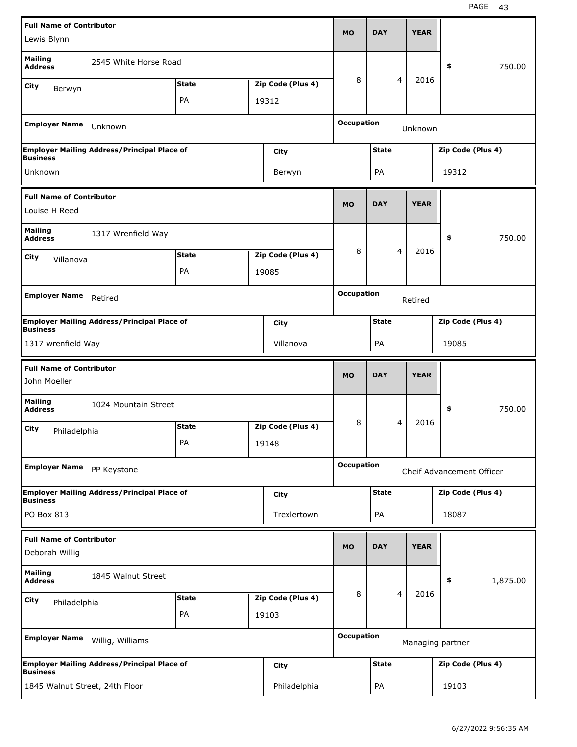| Full Name of Contributor | | | MO | DAY | YEAR | |
|---|---|---|---|---|---|---|
| Lewis Blynn | | | | | | |
| Mailing Address: 2545 White Horse Road | | | 8 | 4 | 2016 | $ 750.00 |
| City: Berwyn | State: PA | Zip Code (Plus 4): 19312 | | | | |
| Employer Name: Unknown | | | Occupation: Unknown | | | |
| Employer Mailing Address/Principal Place of Business: Unknown | City: Berwyn | | State: PA | | Zip Code (Plus 4): 19312 | |

| Full Name of Contributor | | | MO | DAY | YEAR | |
|---|---|---|---|---|---|---|
| Louise H Reed | | | | | | |
| Mailing Address: 1317 Wrenfield Way | | | 8 | 4 | 2016 | $ 750.00 |
| City: Villanova | State: PA | Zip Code (Plus 4): 19085 | | | | |
| Employer Name: Retired | | | Occupation: Retired | | | |
| Employer Mailing Address/Principal Place of Business: 1317 wrenfield Way | City: Villanova | | State: PA | | Zip Code (Plus 4): 19085 | |

| Full Name of Contributor | | | MO | DAY | YEAR | |
|---|---|---|---|---|---|---|
| John Moeller | | | | | | |
| Mailing Address: 1024 Mountain Street | | | 8 | 4 | 2016 | $ 750.00 |
| City: Philadelphia | State: PA | Zip Code (Plus 4): 19148 | | | | |
| Employer Name: PP Keystone | | | Occupation: Cheif Advancement Officer | | | |
| Employer Mailing Address/Principal Place of Business: PO Box 813 | City: Trexlertown | | State: PA | | Zip Code (Plus 4): 18087 | |

| Full Name of Contributor | | | MO | DAY | YEAR | |
|---|---|---|---|---|---|---|
| Deborah Willig | | | | | | |
| Mailing Address: 1845 Walnut Street | | | 8 | 4 | 2016 | $ 1,875.00 |
| City: Philadelphia | State: PA | Zip Code (Plus 4): 19103 | | | | |
| Employer Name: Willig, Williams | | | Occupation: Managing partner | | | |
| Employer Mailing Address/Principal Place of Business: 1845 Walnut Street, 24th Floor | City: Philadelphia | | State: PA | | Zip Code (Plus 4): 19103 | |

6/27/2022 9:56:35 AM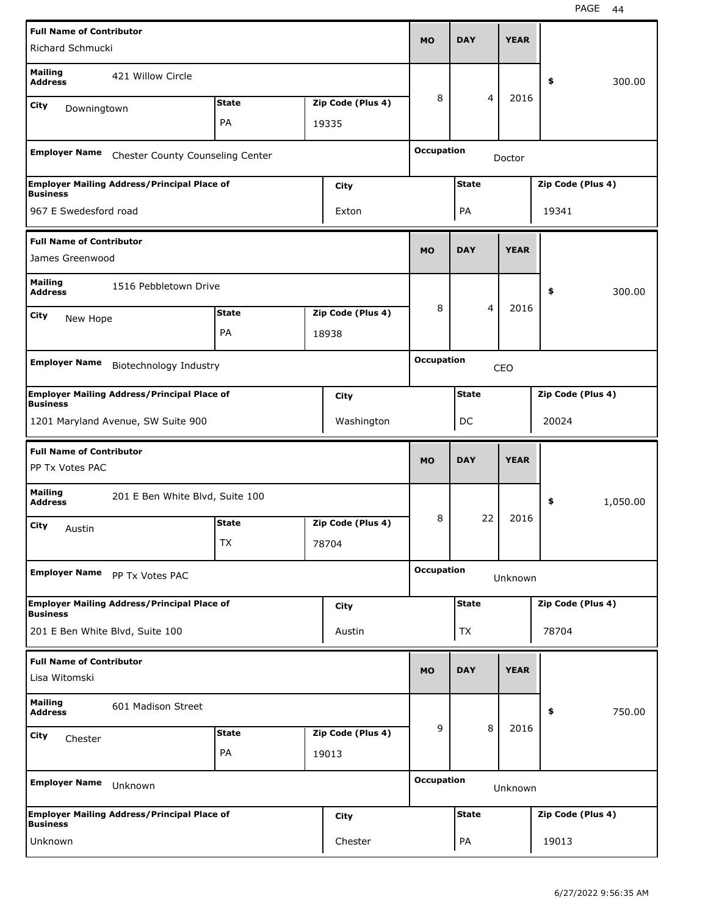| Full Name of Contributor | | | MO | DAY | YEAR | |
|---|---|---|---|---|---|---|
| Richard Schmucki | | | | | | |
| Mailing Address: 421 Willow Circle | | | 8 | 4 | 2016 | $ 300.00 |
| City: Downingtown | State: PA | Zip Code (Plus 4): 19335 | | | | |
| Employer Name: Chester County Counseling Center | | | Occupation: Doctor | | | |
| Employer Mailing Address/Principal Place of Business: 967 E Swedesford road | City: Exton | | State: PA | | Zip Code (Plus 4): 19341 | |

| Full Name of Contributor | | | MO | DAY | YEAR | |
|---|---|---|---|---|---|---|
| James Greenwood | | | | | | |
| Mailing Address: 1516 Pebbletown Drive | | | 8 | 4 | 2016 | $ 300.00 |
| City: New Hope | State: PA | Zip Code (Plus 4): 18938 | | | | |
| Employer Name: Biotechnology Industry | | | Occupation: CEO | | | |
| Employer Mailing Address/Principal Place of Business: 1201 Maryland Avenue, SW Suite 900 | City: Washington | | State: DC | | Zip Code (Plus 4): 20024 | |

| Full Name of Contributor | | | MO | DAY | YEAR | |
|---|---|---|---|---|---|---|
| PP Tx Votes PAC | | | | | | |
| Mailing Address: 201 E Ben White Blvd, Suite 100 | | | 8 | 22 | 2016 | $ 1,050.00 |
| City: Austin | State: TX | Zip Code (Plus 4): 78704 | | | | |
| Employer Name: PP Tx Votes PAC | | | Occupation: Unknown | | | |
| Employer Mailing Address/Principal Place of Business: 201 E Ben White Blvd, Suite 100 | City: Austin | | State: TX | | Zip Code (Plus 4): 78704 | |

| Full Name of Contributor | | | MO | DAY | YEAR | |
|---|---|---|---|---|---|---|
| Lisa Witomski | | | | | | |
| Mailing Address: 601 Madison Street | | | 9 | 8 | 2016 | $ 750.00 |
| City: Chester | State: PA | Zip Code (Plus 4): 19013 | | | | |
| Employer Name: Unknown | | | Occupation: Unknown | | | |
| Employer Mailing Address/Principal Place of Business: Unknown | City: Chester | | State: PA | | Zip Code (Plus 4): 19013 | |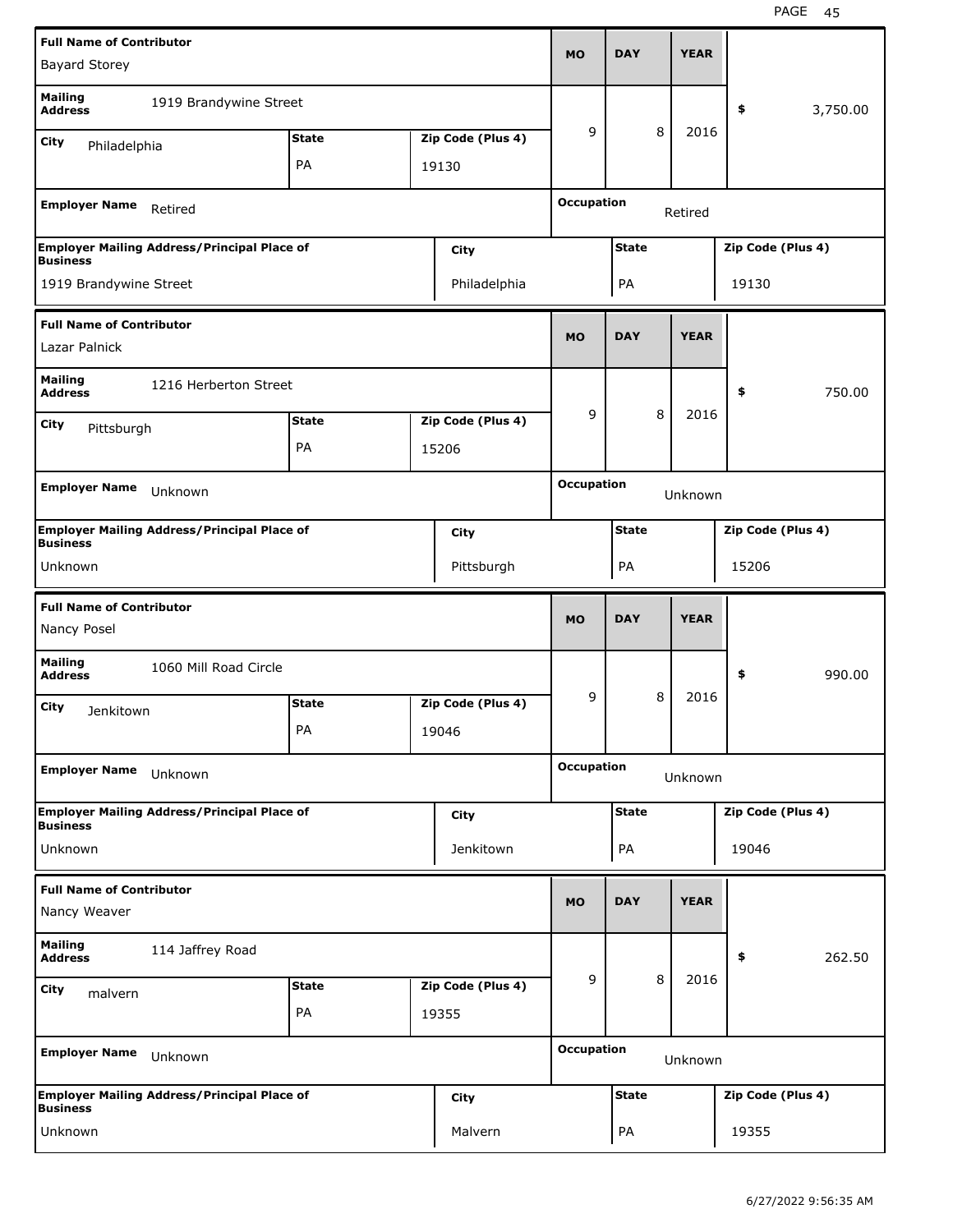| **Full Name of Contributor** | | | **MO** | **DAY** | **YEAR** | |
|---|---|---|---|---|---|---|
| Bayard Storey | | | | | | |
| **Mailing Address** 1919 Brandywine Street | | | 9 | 8 | 2016 | $ 3,750.00 |
| **City** Philadelphia | **State** PA | **Zip Code (Plus 4)** 19130 | | | | |
| **Employer Name** Retired | | | **Occupation** Retired | | | |
| **Employer Mailing Address/Principal Place of Business** | | **City** | **State** | | **Zip Code (Plus 4)** | |
| 1919 Brandywine Street | | Philadelphia | PA | | 19130 | |

| **Full Name of Contributor** | | | **MO** | **DAY** | **YEAR** | |
|---|---|---|---|---|---|---|
| Lazar Palnick | | | | | | |
| **Mailing Address** 1216 Herberton Street | | | 9 | 8 | 2016 | $ 750.00 |
| **City** Pittsburgh | **State** PA | **Zip Code (Plus 4)** 15206 | | | | |
| **Employer Name** Unknown | | | **Occupation** Unknown | | | |
| **Employer Mailing Address/Principal Place of Business** | | **City** | **State** | | **Zip Code (Plus 4)** | |
| Unknown | | Pittsburgh | PA | | 15206 | |

| **Full Name of Contributor** | | | **MO** | **DAY** | **YEAR** | |
|---|---|---|---|---|---|---|
| Nancy Posel | | | | | | |
| **Mailing Address** 1060 Mill Road Circle | | | 9 | 8 | 2016 | $ 990.00 |
| **City** Jenkitown | **State** PA | **Zip Code (Plus 4)** 19046 | | | | |
| **Employer Name** Unknown | | | **Occupation** Unknown | | | |
| **Employer Mailing Address/Principal Place of Business** | | **City** | **State** | | **Zip Code (Plus 4)** | |
| Unknown | | Jenkitown | PA | | 19046 | |

| **Full Name of Contributor** | | | **MO** | **DAY** | **YEAR** | |
|---|---|---|---|---|---|---|
| Nancy Weaver | | | | | | |
| **Mailing Address** 114 Jaffrey Road | | | 9 | 8 | 2016 | $ 262.50 |
| **City** malvern | **State** PA | **Zip Code (Plus 4)** 19355 | | | | |
| **Employer Name** Unknown | | | **Occupation** Unknown | | | |
| **Employer Mailing Address/Principal Place of Business** | | **City** | **State** | | **Zip Code (Plus 4)** | |
| Unknown | | Malvern | PA | | 19355 | |

6/27/2022 9:56:35 AM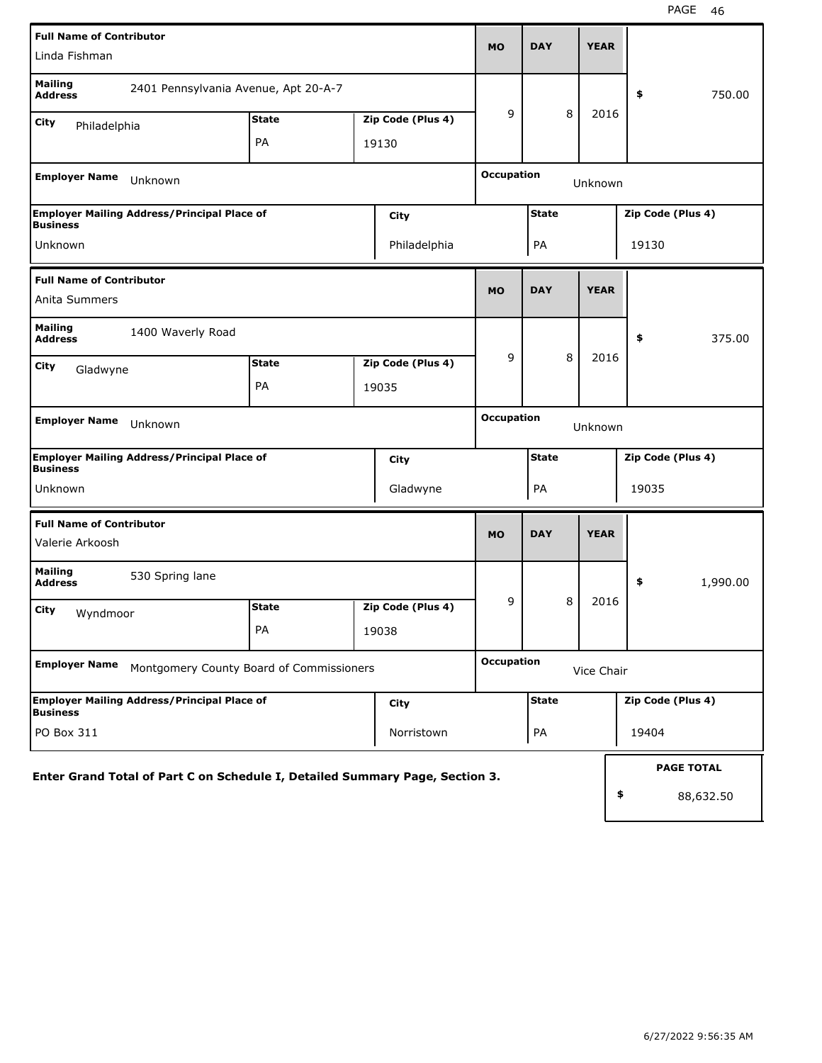| Full Name of Contributor | | | MO | DAY | YEAR | |
|---|---|---|---|---|---|---|
| Linda Fishman | | | | | | |
| **Mailing Address** 2401 Pennsylvania Avenue, Apt 20-A-7 | | | 9 | 8 | 2016 | $ 750.00 |
| **City** Philadelphia | **State** PA | **Zip Code (Plus 4)** 19130 | | | | |
| **Employer Name** Unknown | | | **Occupation** Unknown | | | |
| **Employer Mailing Address/Principal Place of Business** Unknown | **City** Philadelphia | | **State** PA | | **Zip Code (Plus 4)** 19130 | |

| Full Name of Contributor | | | MO | DAY | YEAR | |
|---|---|---|---|---|---|---|
| Anita Summers | | | | | | |
| **Mailing Address** 1400 Waverly Road | | | 9 | 8 | 2016 | $ 375.00 |
| **City** Gladwyne | **State** PA | **Zip Code (Plus 4)** 19035 | | | | |
| **Employer Name** Unknown | | | **Occupation** Unknown | | | |
| **Employer Mailing Address/Principal Place of Business** Unknown | **City** Gladwyne | | **State** PA | | **Zip Code (Plus 4)** 19035 | |

| Full Name of Contributor | | | MO | DAY | YEAR | |
|---|---|---|---|---|---|---|
| Valerie Arkoosh | | | | | | |
| **Mailing Address** 530 Spring lane | | | 9 | 8 | 2016 | $ 1,990.00 |
| **City** Wyndmoor | **State** PA | **Zip Code (Plus 4)** 19038 | | | | |
| **Employer Name** Montgomery County Board of Commissioners | | | **Occupation** Vice Chair | | | |
| **Employer Mailing Address/Principal Place of Business** PO Box 311 | **City** Norristown | | **State** PA | | **Zip Code (Plus 4)** 19404 | |

**Enter Grand Total of Part C on Schedule I, Detailed Summary Page, Section 3.**

| PAGE TOTAL |
|---|
| $ 88,632.50 |

6/27/2022 9:56:35 AM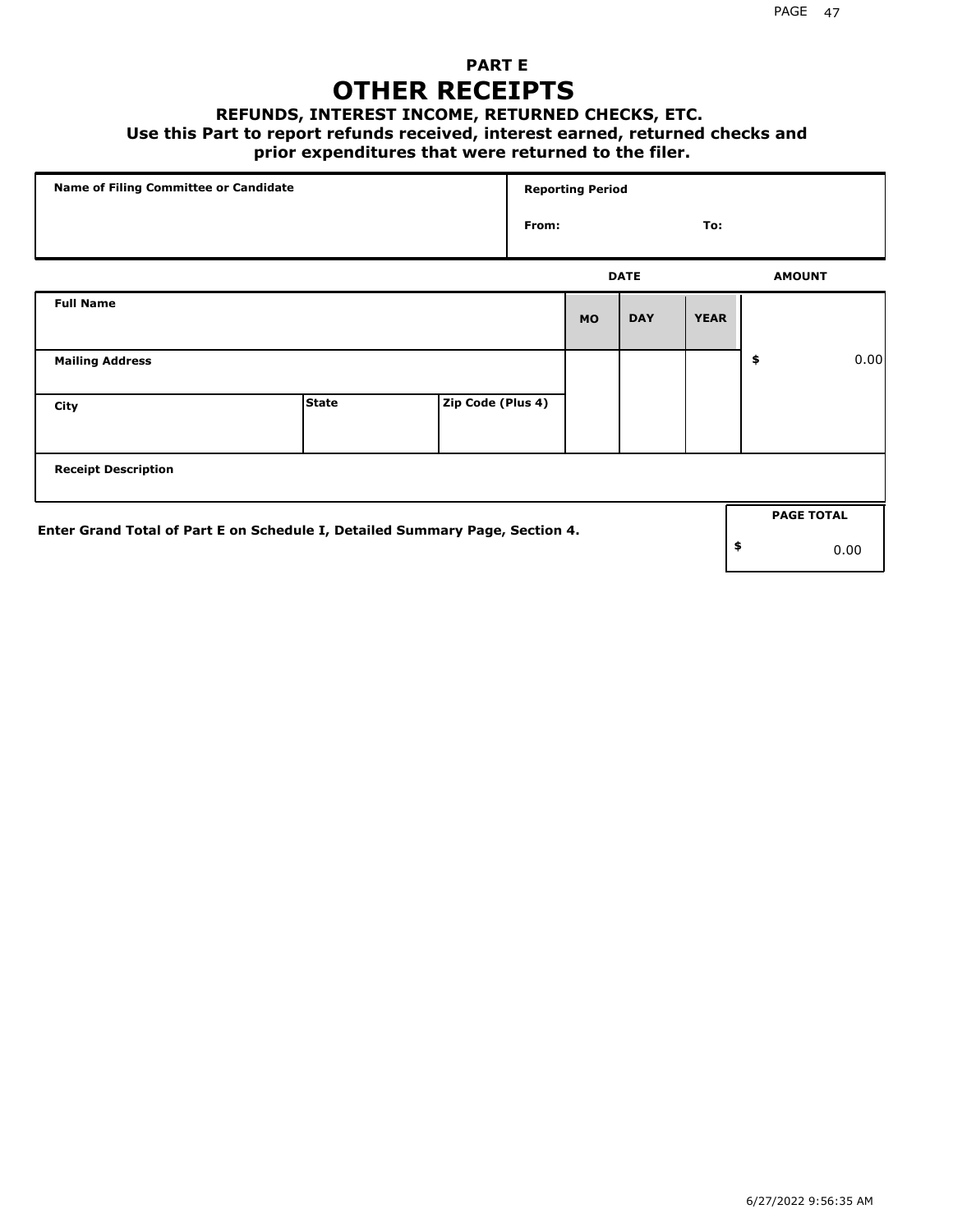## PART E

# OTHER RECEIPTS

### REFUNDS, INTEREST INCOME, RETURNED CHECKS, ETC.

**Use this Part to report refunds received, interest earned, returned checks and prior expenditures that were returned to the filer.**

| Name of Filing Committee or Candidate | Reporting Period |
|---|---|
| | From: To: |

| Full Name | | | DATE MO | DAY | YEAR | AMOUNT |
|---|---|---|---|---|---|---|
| Mailing Address | | | | | | $ 0.00 |
| City | State | Zip Code (Plus 4) | | | | |
| Receipt Description | | | | | | |

**Enter Grand Total of Part E on Schedule I, Detailed Summary Page, Section 4.**

| PAGE TOTAL |
|---|
| $ 0.00 |

6/27/2022 9:56:35 AM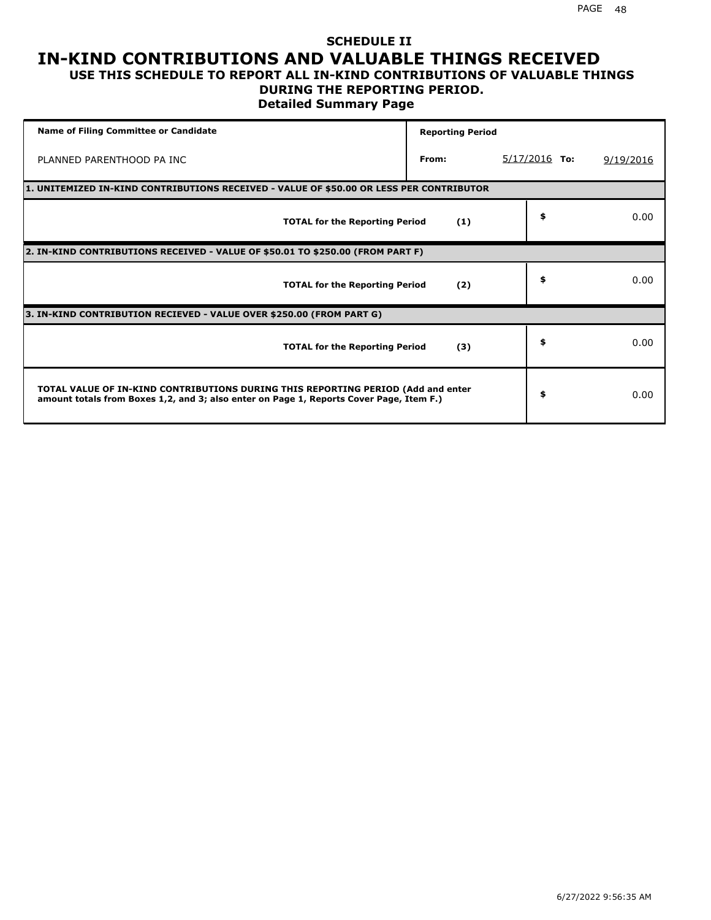# SCHEDULE II

# IN-KIND CONTRIBUTIONS AND VALUABLE THINGS RECEIVED

## USE THIS SCHEDULE TO REPORT ALL IN-KIND CONTRIBUTIONS OF VALUABLE THINGS DURING THE REPORTING PERIOD.

### Detailed Summary Page

| Name of Filing Committee or Candidate | Reporting Period | | |
|---|---|---|---|
| PLANNED PARENTHOOD PA INC | From: | 5/17/2016 To: | 9/19/2016 |

**1. UNITEMIZED IN-KIND CONTRIBUTIONS RECEIVED - VALUE OF $50.00 OR LESS PER CONTRIBUTOR**

| | | |
|---|---|---|
| **TOTAL for the Reporting Period** | **(1)** | $ 0.00 |

**2. IN-KIND CONTRIBUTIONS RECEIVED - VALUE OF $50.01 TO $250.00 (FROM PART F)**

| | | |
|---|---|---|
| **TOTAL for the Reporting Period** | **(2)** | $ 0.00 |

**3. IN-KIND CONTRIBUTION RECIEVED - VALUE OVER $250.00 (FROM PART G)**

| | | |
|---|---|---|
| **TOTAL for the Reporting Period** | **(3)** | $ 0.00 |

| | |
|---|---|
| **TOTAL VALUE OF IN-KIND CONTRIBUTIONS DURING THIS REPORTING PERIOD (Add and enter amount totals from Boxes 1,2, and 3; also enter on Page 1, Reports Cover Page, Item F.)** | $ 0.00 |

6/27/2022 9:56:35 AM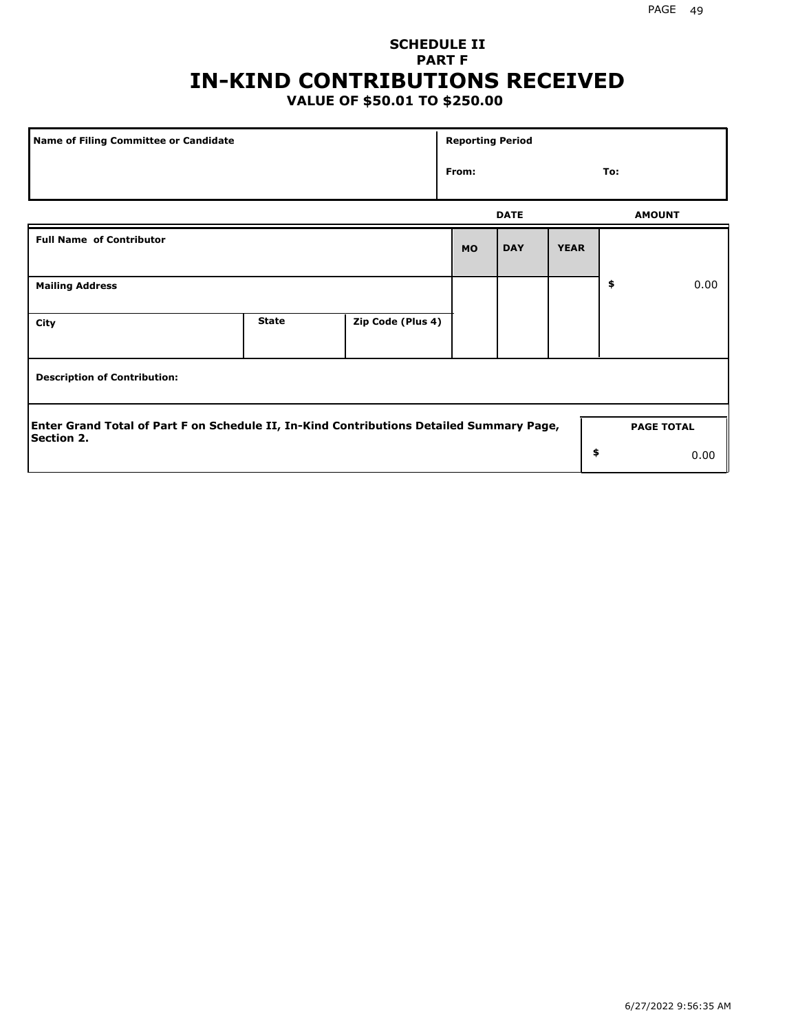# SCHEDULE II
## PART F
# IN-KIND CONTRIBUTIONS RECEIVED
### VALUE OF $50.01 TO $250.00

| Name of Filing Committee or Candidate | Reporting Period |
|---|---|
| | From: To: |

| Full Name of Contributor | | | DATE MO | DAY | YEAR | AMOUNT |
|---|---|---|---|---|---|---|
| Mailing Address | | | | | | $ 0.00 |
| City | State | Zip Code (Plus 4) | | | | |
| Description of Contribution: | | | | | | |

| Enter Grand Total of Part F on Schedule II, In-Kind Contributions Detailed Summary Page, Section 2. | PAGE TOTAL |
|---|---|
| | $ 0.00 |

6/27/2022 9:56:35 AM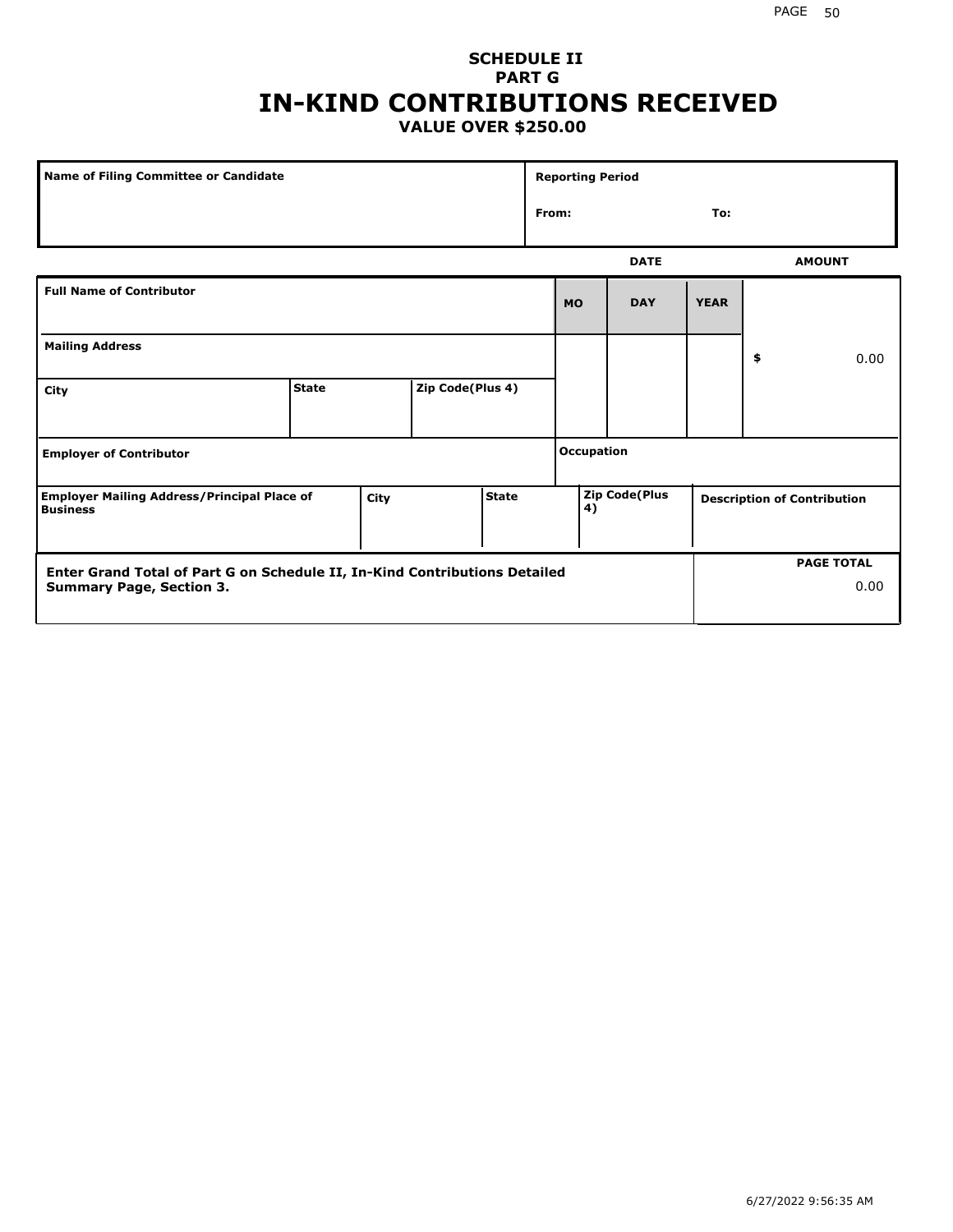## SCHEDULE II
## PART G
# IN-KIND CONTRIBUTIONS RECEIVED
### VALUE OVER $250.00

| Name of Filing Committee or Candidate | Reporting Period |
| --- | --- |
| | From: To: |

| Full Name of Contributor | DATE MO | DAY | YEAR | AMOUNT |
| --- | --- | --- | --- | --- |
| Mailing Address | | | | $ 0.00 |
| City / State / Zip Code(Plus 4) | | | | |
| Employer of Contributor | Occupation | | | |
| Employer Mailing Address/Principal Place of Business / City / State | Zip Code(Plus 4) | | | Description of Contribution |

| Enter Grand Total of Part G on Schedule II, In-Kind Contributions Detailed Summary Page, Section 3. | PAGE TOTAL |
| --- | --- |
| | 0.00 |

6/27/2022 9:56:35 AM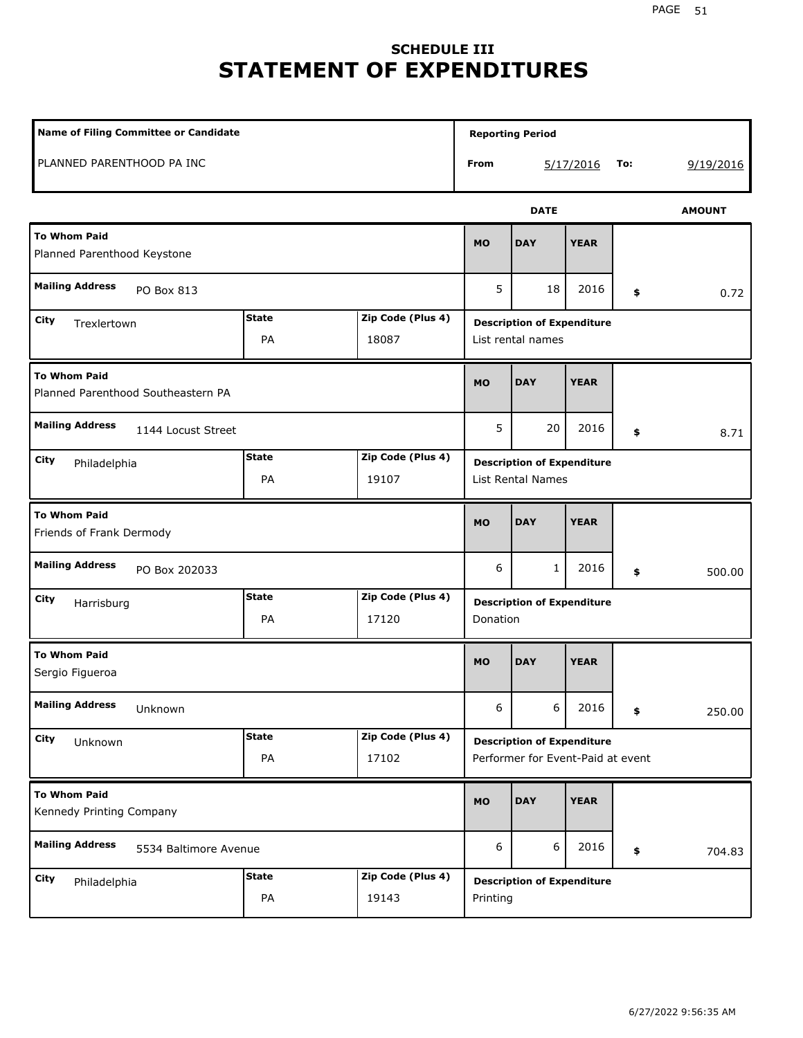## SCHEDULE III
# STATEMENT OF EXPENDITURES

| Name of Filing Committee or Candidate | Reporting Period |
|---|---|
| PLANNED PARENTHOOD PA INC | From 5/17/2016 To: 9/19/2016 |

| To Whom Paid | Mailing Address | City | State | Zip Code (Plus 4) | MO | DAY | YEAR | AMOUNT | Description of Expenditure |
|---|---|---|---|---|---|---|---|---|---|
| Planned Parenthood Keystone | PO Box 813 | Trexlertown | PA | 18087 | 5 | 18 | 2016 | $ 0.72 | List rental names |
| Planned Parenthood Southeastern PA | 1144 Locust Street | Philadelphia | PA | 19107 | 5 | 20 | 2016 | $ 8.71 | List Rental Names |
| Friends of Frank Dermody | PO Box 202033 | Harrisburg | PA | 17120 | 6 | 1 | 2016 | $ 500.00 | Donation |
| Sergio Figueroa | Unknown | Unknown | PA | 17102 | 6 | 6 | 2016 | $ 250.00 | Performer for Event-Paid at event |
| Kennedy Printing Company | 5534 Baltimore Avenue | Philadelphia | PA | 19143 | 6 | 6 | 2016 | $ 704.83 | Printing |

6/27/2022 9:56:35 AM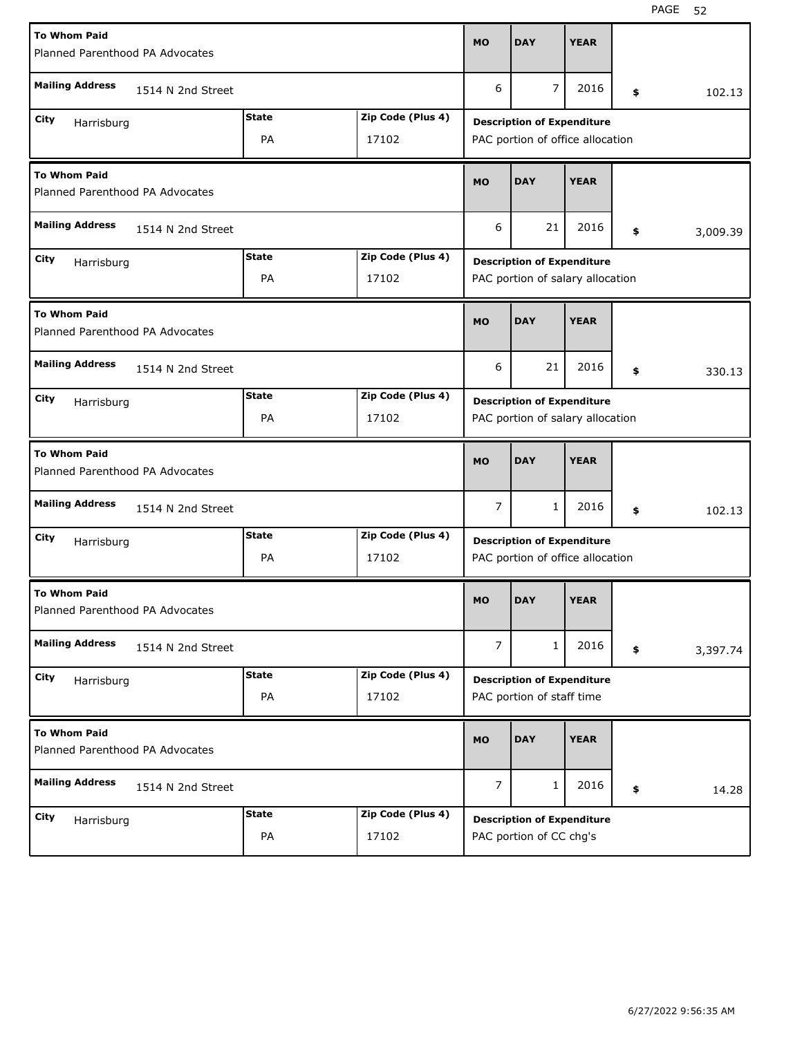| To Whom Paid | Mailing Address | City | State | Zip Code (Plus 4) | MO | DAY | YEAR | Amount | Description of Expenditure |
|---|---|---|---|---|---|---|---|---|---|
| Planned Parenthood PA Advocates | 1514 N 2nd Street | Harrisburg | PA | 17102 | 6 | 7 | 2016 | $ 102.13 | PAC portion of office allocation |
| Planned Parenthood PA Advocates | 1514 N 2nd Street | Harrisburg | PA | 17102 | 6 | 21 | 2016 | $ 3,009.39 | PAC portion of salary allocation |
| Planned Parenthood PA Advocates | 1514 N 2nd Street | Harrisburg | PA | 17102 | 6 | 21 | 2016 | $ 330.13 | PAC portion of salary allocation |
| Planned Parenthood PA Advocates | 1514 N 2nd Street | Harrisburg | PA | 17102 | 7 | 1 | 2016 | $ 102.13 | PAC portion of office allocation |
| Planned Parenthood PA Advocates | 1514 N 2nd Street | Harrisburg | PA | 17102 | 7 | 1 | 2016 | $ 3,397.74 | PAC portion of staff time |
| Planned Parenthood PA Advocates | 1514 N 2nd Street | Harrisburg | PA | 17102 | 7 | 1 | 2016 | $ 14.28 | PAC portion of CC chg's |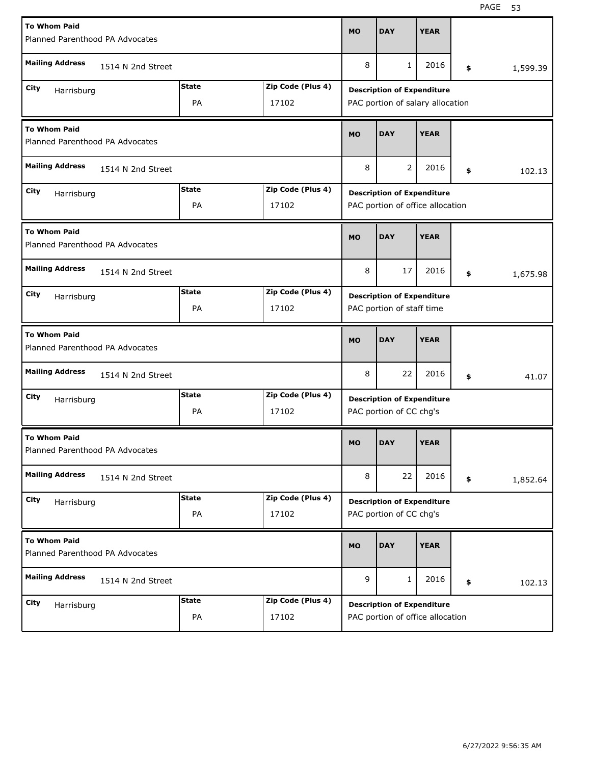| To Whom Paid | Mailing Address | City | State | Zip Code (Plus 4) | MO | DAY | YEAR | $ | Description of Expenditure |
|---|---|---|---|---|---|---|---|---|---|
| Planned Parenthood PA Advocates | 1514 N 2nd Street | Harrisburg | PA | 17102 | 8 | 1 | 2016 | 1,599.39 | PAC portion of salary allocation |
| Planned Parenthood PA Advocates | 1514 N 2nd Street | Harrisburg | PA | 17102 | 8 | 2 | 2016 | 102.13 | PAC portion of office allocation |
| Planned Parenthood PA Advocates | 1514 N 2nd Street | Harrisburg | PA | 17102 | 8 | 17 | 2016 | 1,675.98 | PAC portion of staff time |
| Planned Parenthood PA Advocates | 1514 N 2nd Street | Harrisburg | PA | 17102 | 8 | 22 | 2016 | 41.07 | PAC portion of CC chg's |
| Planned Parenthood PA Advocates | 1514 N 2nd Street | Harrisburg | PA | 17102 | 8 | 22 | 2016 | 1,852.64 | PAC portion of CC chg's |
| Planned Parenthood PA Advocates | 1514 N 2nd Street | Harrisburg | PA | 17102 | 9 | 1 | 2016 | 102.13 | PAC portion of office allocation |

6/27/2022 9:56:35 AM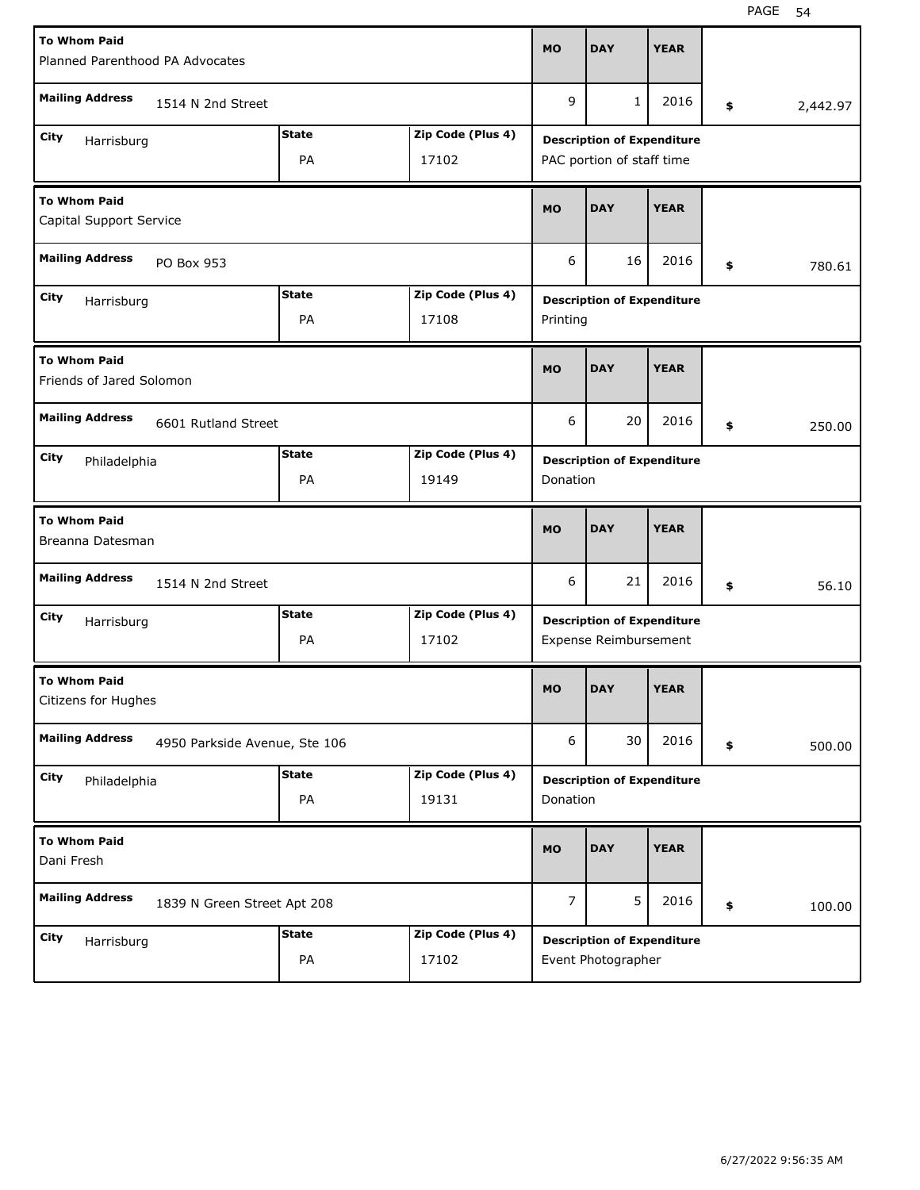| To Whom Paid | Mailing Address | City | State | Zip Code (Plus 4) | MO | DAY | YEAR | Amount | Description of Expenditure |
| --- | --- | --- | --- | --- | --- | --- | --- | --- | --- |
| Planned Parenthood PA Advocates | 1514 N 2nd Street | Harrisburg | PA | 17102 | 9 | 1 | 2016 | $ 2,442.97 | PAC portion of staff time |
| Capital Support Service | PO Box 953 | Harrisburg | PA | 17108 | 6 | 16 | 2016 | $ 780.61 | Printing |
| Friends of Jared Solomon | 6601 Rutland Street | Philadelphia | PA | 19149 | 6 | 20 | 2016 | $ 250.00 | Donation |
| Breanna Datesman | 1514 N 2nd Street | Harrisburg | PA | 17102 | 6 | 21 | 2016 | $ 56.10 | Expense Reimbursement |
| Citizens for Hughes | 4950 Parkside Avenue, Ste 106 | Philadelphia | PA | 19131 | 6 | 30 | 2016 | $ 500.00 | Donation |
| Dani Fresh | 1839 N Green Street Apt 208 | Harrisburg | PA | 17102 | 7 | 5 | 2016 | $ 100.00 | Event Photographer |

6/27/2022 9:56:35 AM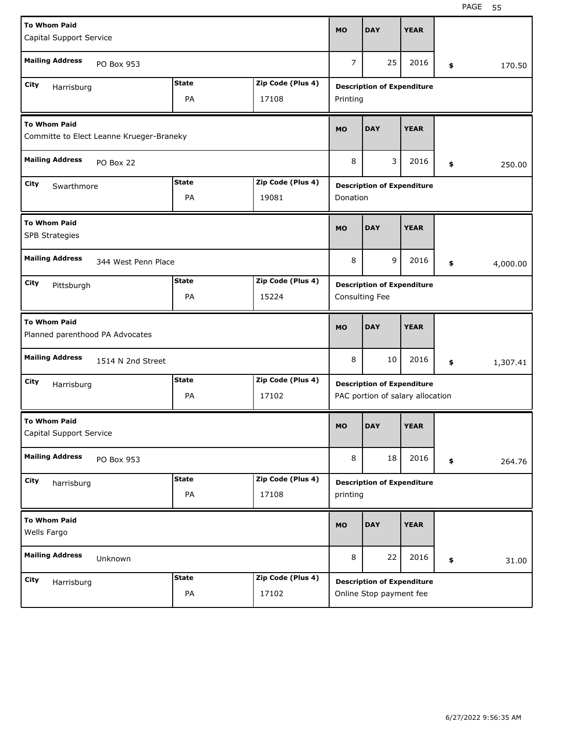| To Whom Paid | Mailing Address | City | State | Zip Code (Plus 4) | MO | DAY | YEAR | Amount | Description of Expenditure |
|---|---|---|---|---|---|---|---|---|---|
| Capital Support Service | PO Box 953 | Harrisburg | PA | 17108 | 7 | 25 | 2016 | $ 170.50 | Printing |
| Committe to Elect Leanne Krueger-Braneky | PO Box 22 | Swarthmore | PA | 19081 | 8 | 3 | 2016 | $ 250.00 | Donation |
| SPB Strategies | 344 West Penn Place | Pittsburgh | PA | 15224 | 8 | 9 | 2016 | $ 4,000.00 | Consulting Fee |
| Planned parenthood PA Advocates | 1514 N 2nd Street | Harrisburg | PA | 17102 | 8 | 10 | 2016 | $ 1,307.41 | PAC portion of salary allocation |
| Capital Support Service | PO Box 953 | harrisburg | PA | 17108 | 8 | 18 | 2016 | $ 264.76 | printing |
| Wells Fargo | Unknown | Harrisburg | PA | 17102 | 8 | 22 | 2016 | $ 31.00 | Online Stop payment fee |

6/27/2022 9:56:35 AM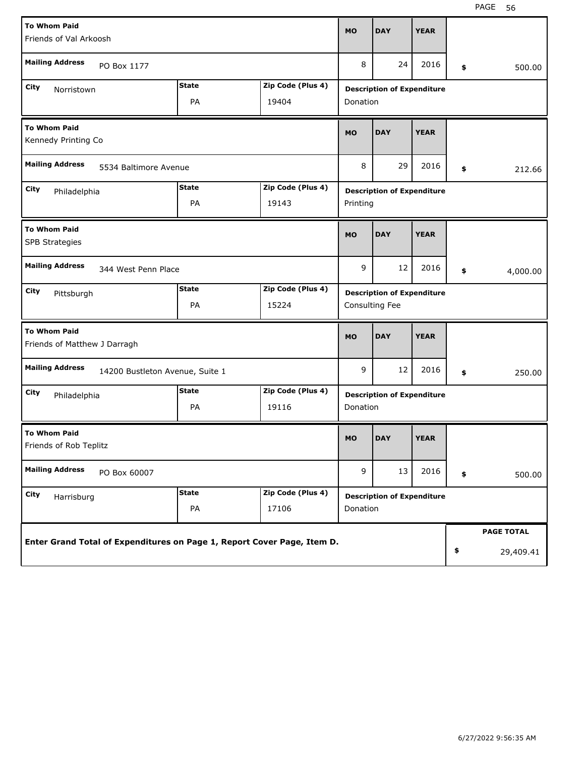| To Whom Paid | Mailing Address | City | State | Zip Code (Plus 4) | MO | DAY | YEAR | Description of Expenditure | Amount |
|---|---|---|---|---|---|---|---|---|---|
| Friends of Val Arkoosh | PO Box 1177 | Norristown | PA | 19404 | 8 | 24 | 2016 | Donation | $ 500.00 |
| Kennedy Printing Co | 5534 Baltimore Avenue | Philadelphia | PA | 19143 | 8 | 29 | 2016 | Printing | $ 212.66 |
| SPB Strategies | 344 West Penn Place | Pittsburgh | PA | 15224 | 9 | 12 | 2016 | Consulting Fee | $ 4,000.00 |
| Friends of Matthew J Darragh | 14200 Bustleton Avenue, Suite 1 | Philadelphia | PA | 19116 | 9 | 12 | 2016 | Donation | $ 250.00 |
| Friends of Rob Teplitz | PO Box 60007 | Harrisburg | PA | 17106 | 9 | 13 | 2016 | Donation | $ 500.00 |

| | |
|---|---|
| Enter Grand Total of Expenditures on Page 1, Report Cover Page, Item D. | **PAGE TOTAL** $ 29,409.41 |

6/27/2022 9:56:35 AM